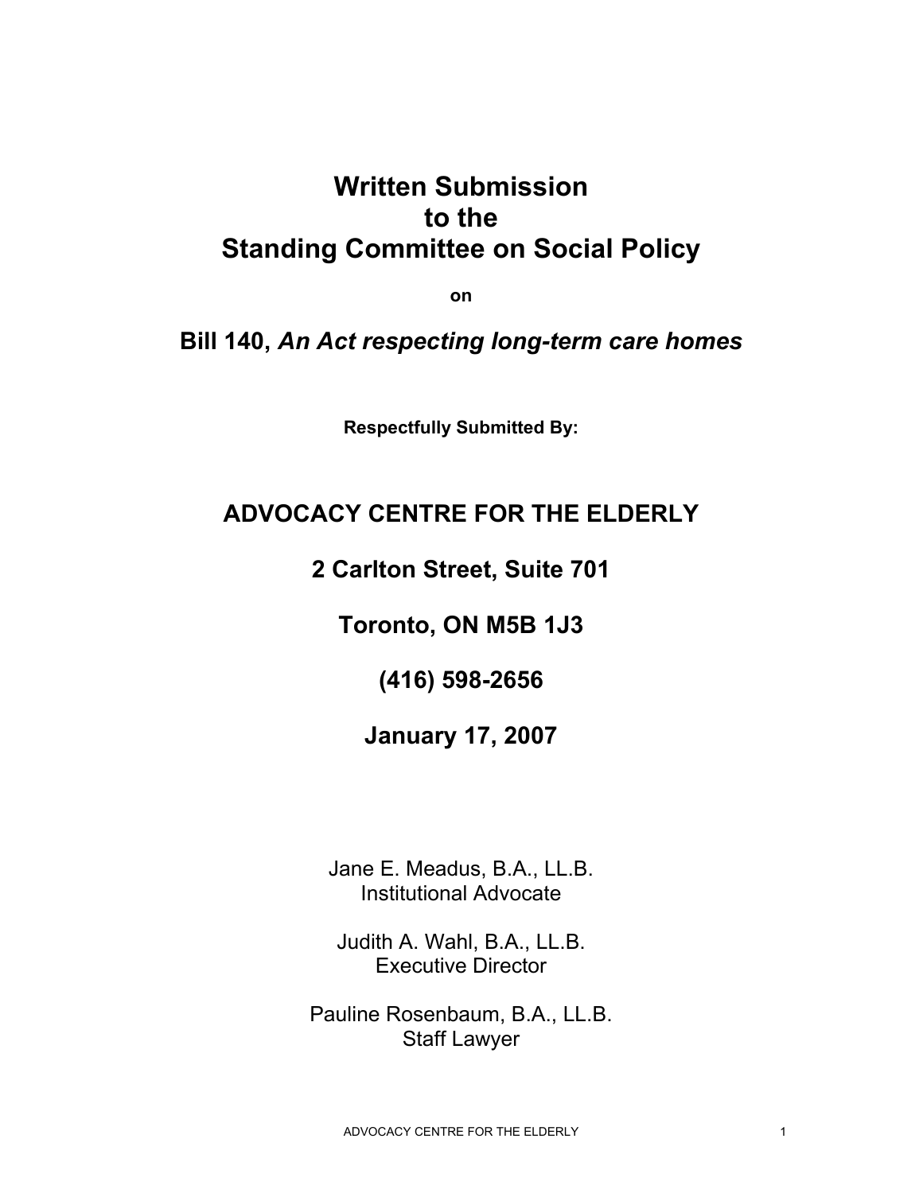# Written Submission to the Standing Committee on Social Policy

**on**

## Bill 140, *An Act respecting long-term care homes*

**Respectfully Submitted By:**

## ADVOCACY CENTRE FOR THE ELDERLY

**2 Carlton Street, Suite 701**

**Toronto, ON M5B 1J3**

**(416) 598-2656**

**January 17, 2007**

Jane E. Meadus, B.A., LL.B.
Institutional Advocate

Judith A. Wahl, B.A., LL.B.
Executive Director

Pauline Rosenbaum, B.A., LL.B.
Staff Lawyer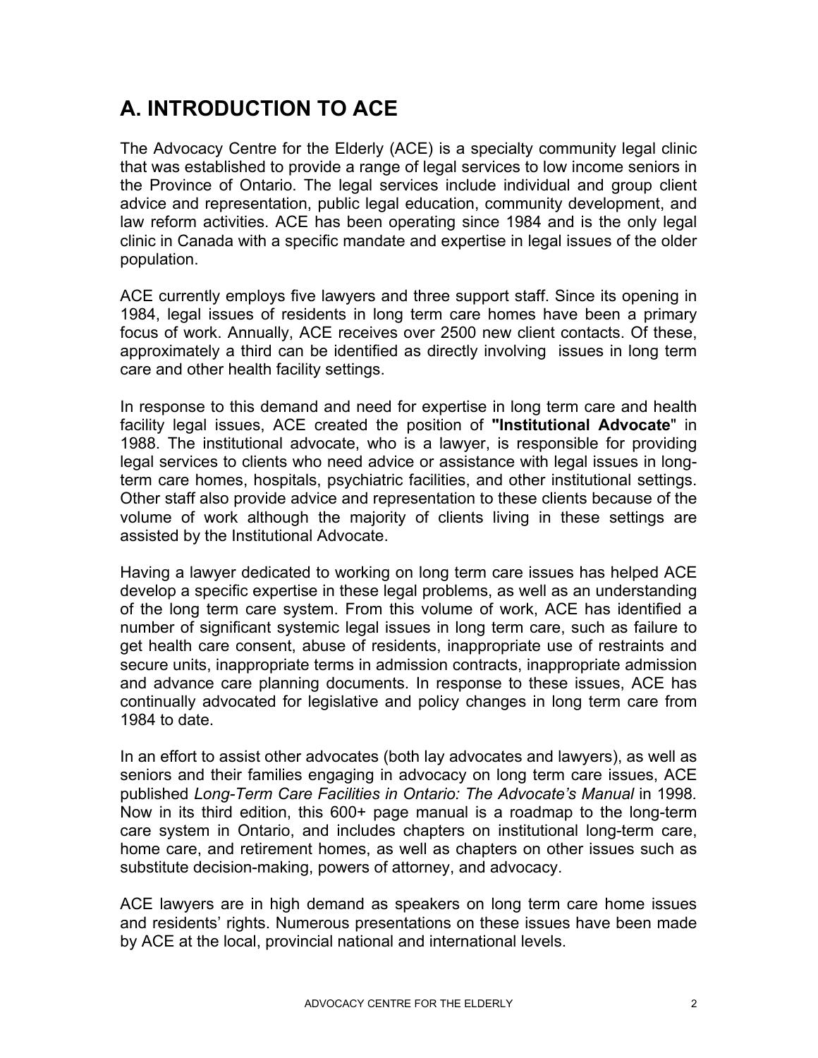# A. INTRODUCTION TO ACE

The Advocacy Centre for the Elderly (ACE) is a specialty community legal clinic that was established to provide a range of legal services to low income seniors in the Province of Ontario. The legal services include individual and group client advice and representation, public legal education, community development, and law reform activities. ACE has been operating since 1984 and is the only legal clinic in Canada with a specific mandate and expertise in legal issues of the older population.

ACE currently employs five lawyers and three support staff. Since its opening in 1984, legal issues of residents in long term care homes have been a primary focus of work. Annually, ACE receives over 2500 new client contacts. Of these, approximately a third can be identified as directly involving issues in long term care and other health facility settings.

In response to this demand and need for expertise in long term care and health facility legal issues, ACE created the position of **"Institutional Advocate"** in 1988. The institutional advocate, who is a lawyer, is responsible for providing legal services to clients who need advice or assistance with legal issues in long-term care homes, hospitals, psychiatric facilities, and other institutional settings. Other staff also provide advice and representation to these clients because of the volume of work although the majority of clients living in these settings are assisted by the Institutional Advocate.

Having a lawyer dedicated to working on long term care issues has helped ACE develop a specific expertise in these legal problems, as well as an understanding of the long term care system. From this volume of work, ACE has identified a number of significant systemic legal issues in long term care, such as failure to get health care consent, abuse of residents, inappropriate use of restraints and secure units, inappropriate terms in admission contracts, inappropriate admission and advance care planning documents. In response to these issues, ACE has continually advocated for legislative and policy changes in long term care from 1984 to date.

In an effort to assist other advocates (both lay advocates and lawyers), as well as seniors and their families engaging in advocacy on long term care issues, ACE published *Long-Term Care Facilities in Ontario: The Advocate's Manual* in 1998. Now in its third edition, this 600+ page manual is a roadmap to the long-term care system in Ontario, and includes chapters on institutional long-term care, home care, and retirement homes, as well as chapters on other issues such as substitute decision-making, powers of attorney, and advocacy.

ACE lawyers are in high demand as speakers on long term care home issues and residents' rights. Numerous presentations on these issues have been made by ACE at the local, provincial national and international levels.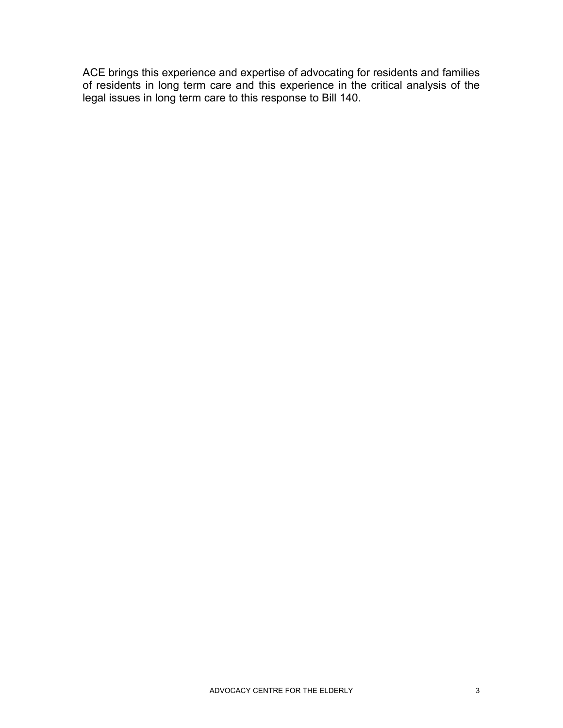ACE brings this experience and expertise of advocating for residents and families of residents in long term care and this experience in the critical analysis of the legal issues in long term care to this response to Bill 140.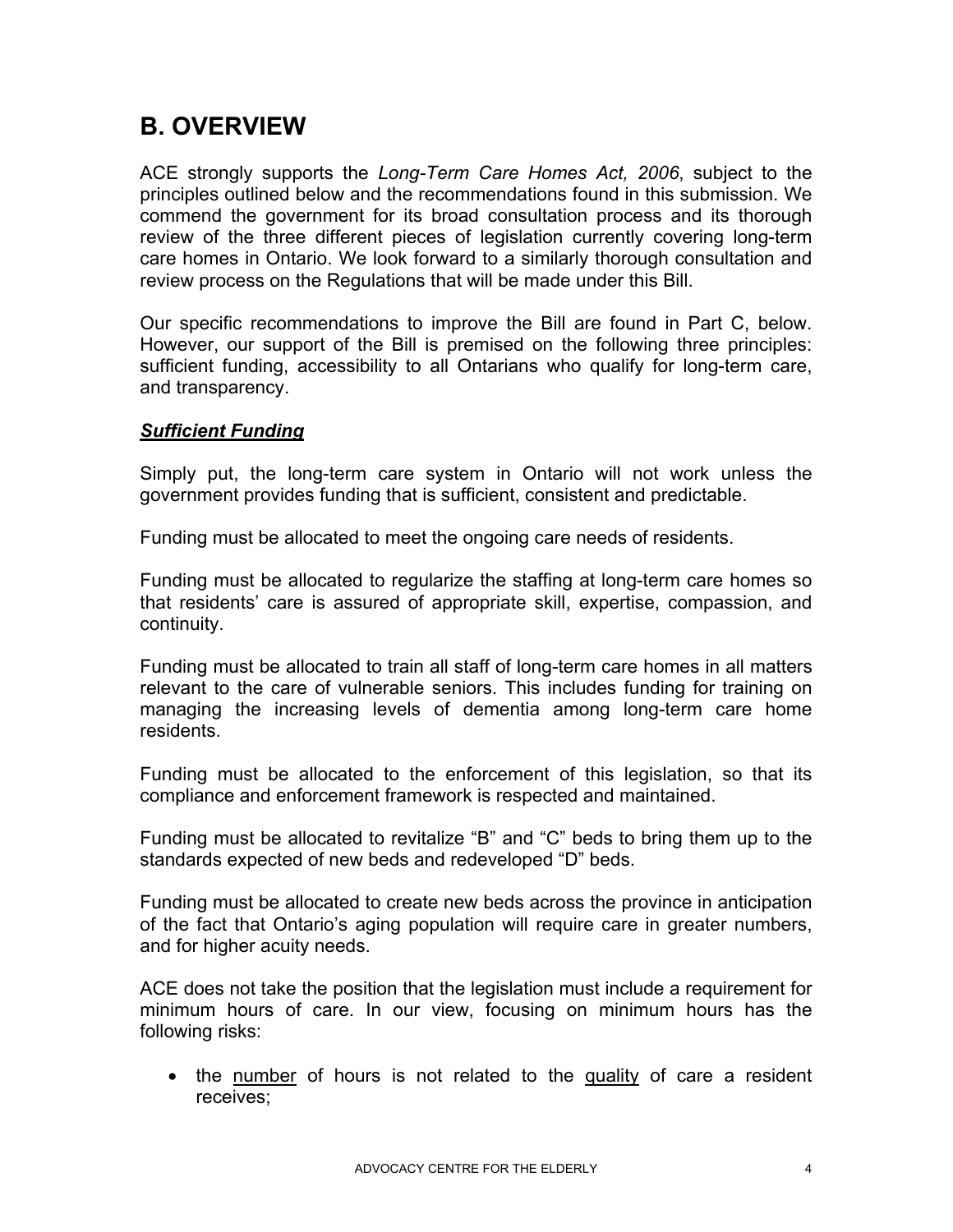## B. OVERVIEW

ACE strongly supports the *Long-Term Care Homes Act, 2006*, subject to the principles outlined below and the recommendations found in this submission. We commend the government for its broad consultation process and its thorough review of the three different pieces of legislation currently covering long-term care homes in Ontario. We look forward to a similarly thorough consultation and review process on the Regulations that will be made under this Bill.

Our specific recommendations to improve the Bill are found in Part C, below. However, our support of the Bill is premised on the following three principles: sufficient funding, accessibility to all Ontarians who qualify for long-term care, and transparency.

***Sufficient Funding***

Simply put, the long-term care system in Ontario will not work unless the government provides funding that is sufficient, consistent and predictable.

Funding must be allocated to meet the ongoing care needs of residents.

Funding must be allocated to regularize the staffing at long-term care homes so that residents' care is assured of appropriate skill, expertise, compassion, and continuity.

Funding must be allocated to train all staff of long-term care homes in all matters relevant to the care of vulnerable seniors. This includes funding for training on managing the increasing levels of dementia among long-term care home residents.

Funding must be allocated to the enforcement of this legislation, so that its compliance and enforcement framework is respected and maintained.

Funding must be allocated to revitalize "B" and "C" beds to bring them up to the standards expected of new beds and redeveloped "D" beds.

Funding must be allocated to create new beds across the province in anticipation of the fact that Ontario's aging population will require care in greater numbers, and for higher acuity needs.

ACE does not take the position that the legislation must include a requirement for minimum hours of care. In our view, focusing on minimum hours has the following risks:

- the number of hours is not related to the quality of care a resident receives;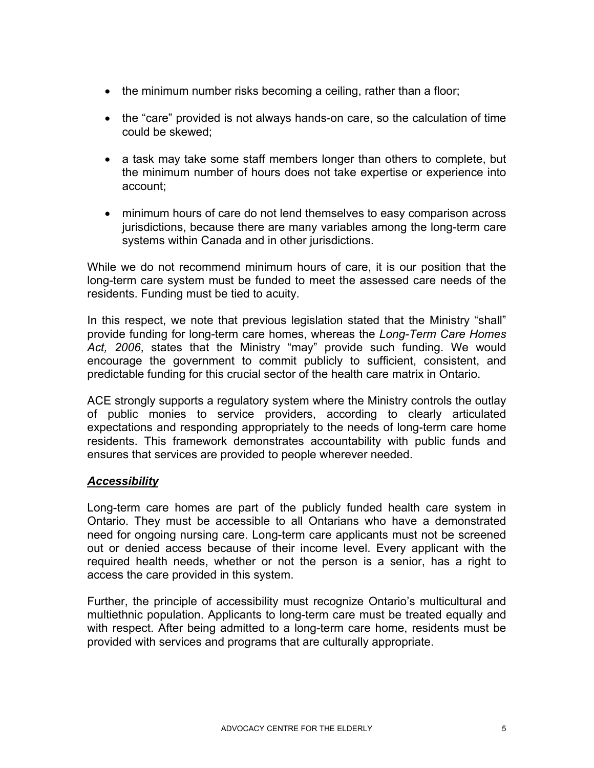- the minimum number risks becoming a ceiling, rather than a floor;
- the "care" provided is not always hands-on care, so the calculation of time could be skewed;
- a task may take some staff members longer than others to complete, but the minimum number of hours does not take expertise or experience into account;
- minimum hours of care do not lend themselves to easy comparison across jurisdictions, because there are many variables among the long-term care systems within Canada and in other jurisdictions.

While we do not recommend minimum hours of care, it is our position that the long-term care system must be funded to meet the assessed care needs of the residents. Funding must be tied to acuity.

In this respect, we note that previous legislation stated that the Ministry "shall" provide funding for long-term care homes, whereas the *Long-Term Care Homes Act, 2006*, states that the Ministry "may" provide such funding. We would encourage the government to commit publicly to sufficient, consistent, and predictable funding for this crucial sector of the health care matrix in Ontario.

ACE strongly supports a regulatory system where the Ministry controls the outlay of public monies to service providers, according to clearly articulated expectations and responding appropriately to the needs of long-term care home residents. This framework demonstrates accountability with public funds and ensures that services are provided to people wherever needed.

### ***Accessibility***

Long-term care homes are part of the publicly funded health care system in Ontario. They must be accessible to all Ontarians who have a demonstrated need for ongoing nursing care. Long-term care applicants must not be screened out or denied access because of their income level. Every applicant with the required health needs, whether or not the person is a senior, has a right to access the care provided in this system.

Further, the principle of accessibility must recognize Ontario's multicultural and multiethnic population. Applicants to long-term care must be treated equally and with respect. After being admitted to a long-term care home, residents must be provided with services and programs that are culturally appropriate.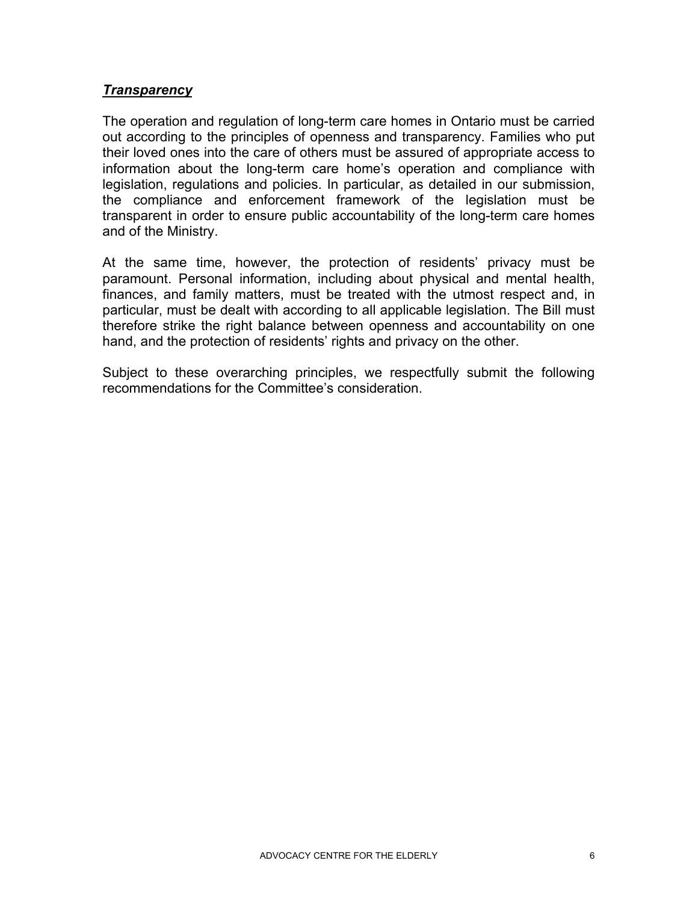***Transparency***

The operation and regulation of long-term care homes in Ontario must be carried out according to the principles of openness and transparency. Families who put their loved ones into the care of others must be assured of appropriate access to information about the long-term care home's operation and compliance with legislation, regulations and policies. In particular, as detailed in our submission, the compliance and enforcement framework of the legislation must be transparent in order to ensure public accountability of the long-term care homes and of the Ministry.

At the same time, however, the protection of residents' privacy must be paramount. Personal information, including about physical and mental health, finances, and family matters, must be treated with the utmost respect and, in particular, must be dealt with according to all applicable legislation. The Bill must therefore strike the right balance between openness and accountability on one hand, and the protection of residents' rights and privacy on the other.

Subject to these overarching principles, we respectfully submit the following recommendations for the Committee's consideration.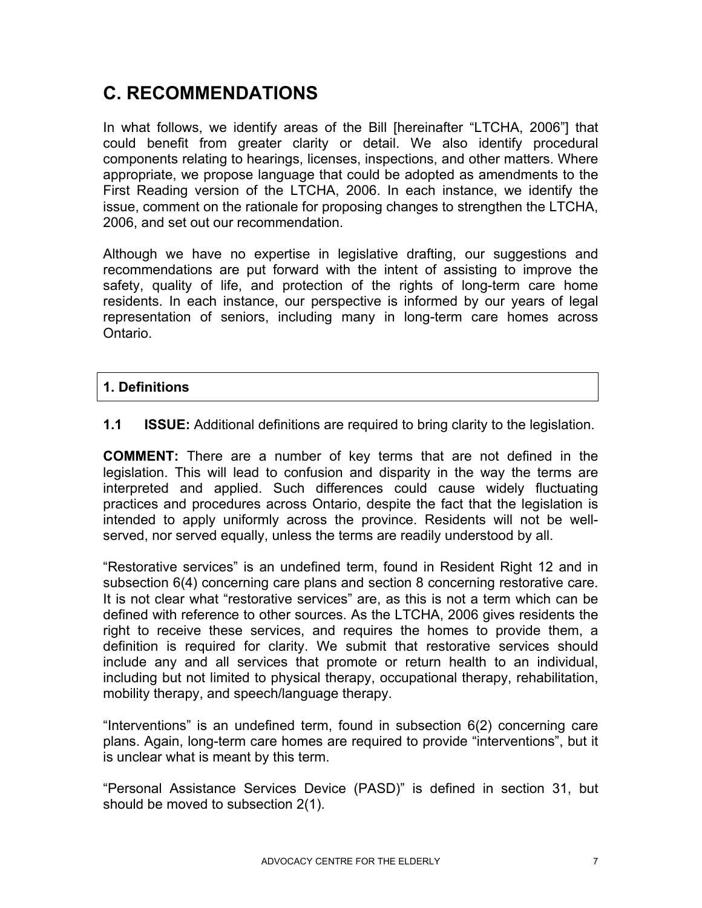# C. RECOMMENDATIONS

In what follows, we identify areas of the Bill [hereinafter "LTCHA, 2006"] that could benefit from greater clarity or detail. We also identify procedural components relating to hearings, licenses, inspections, and other matters. Where appropriate, we propose language that could be adopted as amendments to the First Reading version of the LTCHA, 2006. In each instance, we identify the issue, comment on the rationale for proposing changes to strengthen the LTCHA, 2006, and set out our recommendation.

Although we have no expertise in legislative drafting, our suggestions and recommendations are put forward with the intent of assisting to improve the safety, quality of life, and protection of the rights of long-term care home residents. In each instance, our perspective is informed by our years of legal representation of seniors, including many in long-term care homes across Ontario.

## 1. Definitions

**1.1 ISSUE:** Additional definitions are required to bring clarity to the legislation.

**COMMENT:** There are a number of key terms that are not defined in the legislation. This will lead to confusion and disparity in the way the terms are interpreted and applied. Such differences could cause widely fluctuating practices and procedures across Ontario, despite the fact that the legislation is intended to apply uniformly across the province. Residents will not be well-served, nor served equally, unless the terms are readily understood by all.

"Restorative services" is an undefined term, found in Resident Right 12 and in subsection 6(4) concerning care plans and section 8 concerning restorative care. It is not clear what "restorative services" are, as this is not a term which can be defined with reference to other sources. As the LTCHA, 2006 gives residents the right to receive these services, and requires the homes to provide them, a definition is required for clarity. We submit that restorative services should include any and all services that promote or return health to an individual, including but not limited to physical therapy, occupational therapy, rehabilitation, mobility therapy, and speech/language therapy.

"Interventions" is an undefined term, found in subsection 6(2) concerning care plans. Again, long-term care homes are required to provide "interventions", but it is unclear what is meant by this term.

"Personal Assistance Services Device (PASD)" is defined in section 31, but should be moved to subsection 2(1).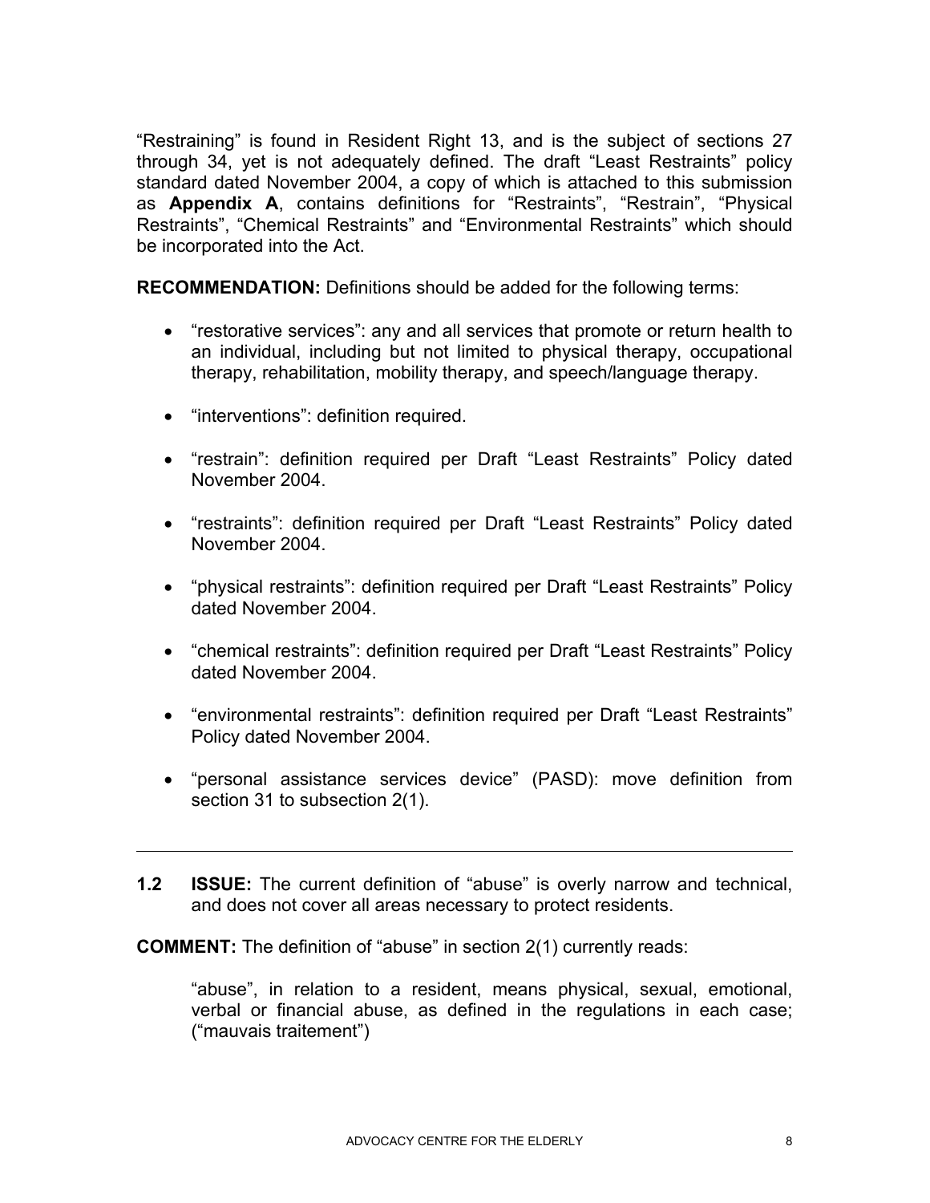"Restraining" is found in Resident Right 13, and is the subject of sections 27 through 34, yet is not adequately defined. The draft "Least Restraints" policy standard dated November 2004, a copy of which is attached to this submission as **Appendix A**, contains definitions for "Restraints", "Restrain", "Physical Restraints", "Chemical Restraints" and "Environmental Restraints" which should be incorporated into the Act.

**RECOMMENDATION:** Definitions should be added for the following terms:

- "restorative services": any and all services that promote or return health to an individual, including but not limited to physical therapy, occupational therapy, rehabilitation, mobility therapy, and speech/language therapy.
- "interventions": definition required.
- "restrain": definition required per Draft "Least Restraints" Policy dated November 2004.
- "restraints": definition required per Draft "Least Restraints" Policy dated November 2004.
- "physical restraints": definition required per Draft "Least Restraints" Policy dated November 2004.
- "chemical restraints": definition required per Draft "Least Restraints" Policy dated November 2004.
- "environmental restraints": definition required per Draft "Least Restraints" Policy dated November 2004.
- "personal assistance services device" (PASD): move definition from section 31 to subsection 2(1).

---

**1.2 ISSUE:** The current definition of "abuse" is overly narrow and technical, and does not cover all areas necessary to protect residents.

**COMMENT:** The definition of "abuse" in section 2(1) currently reads:

> "abuse", in relation to a resident, means physical, sexual, emotional, verbal or financial abuse, as defined in the regulations in each case; ("mauvais traitement")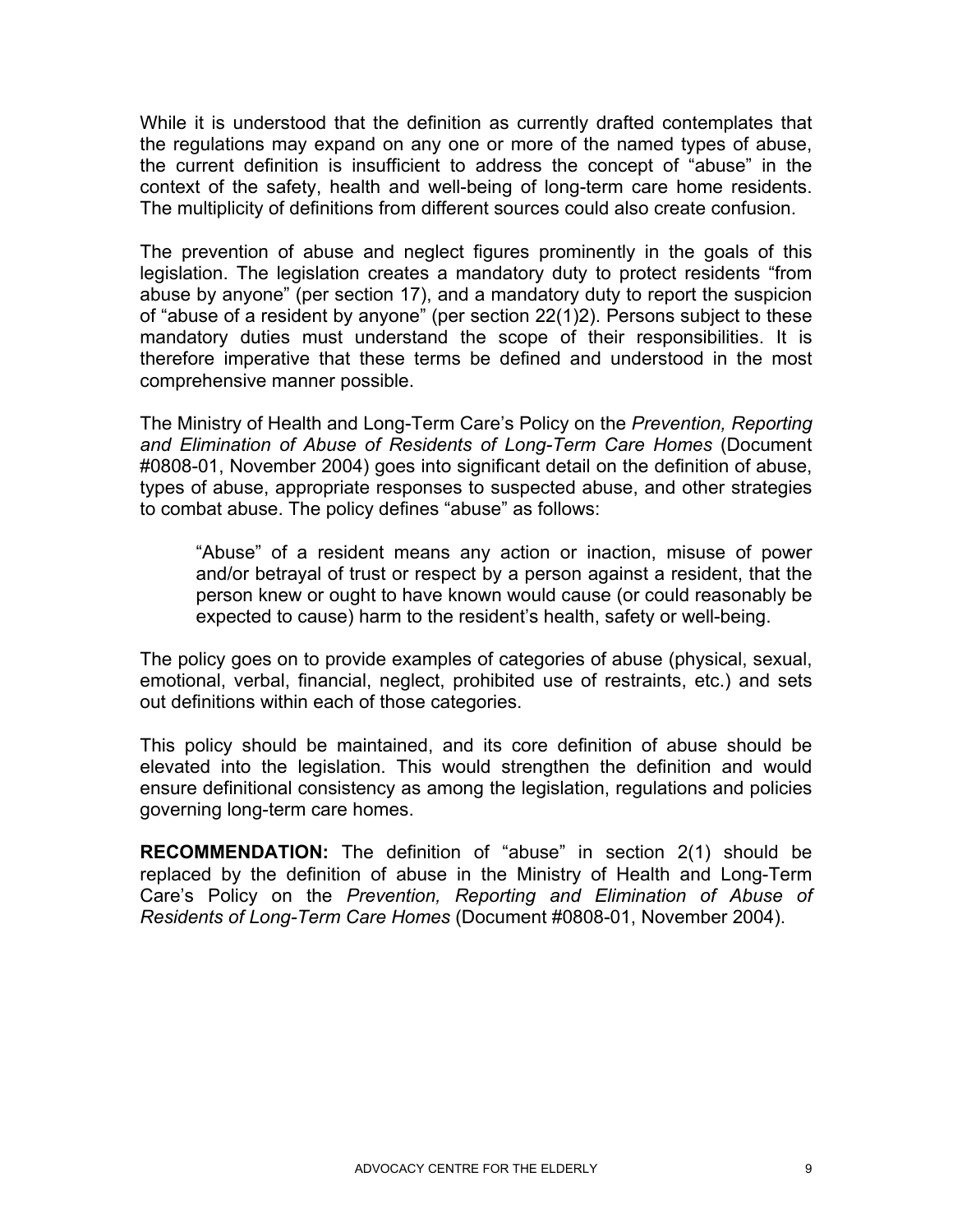While it is understood that the definition as currently drafted contemplates that the regulations may expand on any one or more of the named types of abuse, the current definition is insufficient to address the concept of "abuse" in the context of the safety, health and well-being of long-term care home residents. The multiplicity of definitions from different sources could also create confusion.

The prevention of abuse and neglect figures prominently in the goals of this legislation. The legislation creates a mandatory duty to protect residents "from abuse by anyone" (per section 17), and a mandatory duty to report the suspicion of "abuse of a resident by anyone" (per section 22(1)2). Persons subject to these mandatory duties must understand the scope of their responsibilities. It is therefore imperative that these terms be defined and understood in the most comprehensive manner possible.

The Ministry of Health and Long-Term Care's Policy on the *Prevention, Reporting and Elimination of Abuse of Residents of Long-Term Care Homes* (Document #0808-01, November 2004) goes into significant detail on the definition of abuse, types of abuse, appropriate responses to suspected abuse, and other strategies to combat abuse. The policy defines "abuse" as follows:

> "Abuse" of a resident means any action or inaction, misuse of power and/or betrayal of trust or respect by a person against a resident, that the person knew or ought to have known would cause (or could reasonably be expected to cause) harm to the resident's health, safety or well-being.

The policy goes on to provide examples of categories of abuse (physical, sexual, emotional, verbal, financial, neglect, prohibited use of restraints, etc.) and sets out definitions within each of those categories.

This policy should be maintained, and its core definition of abuse should be elevated into the legislation. This would strengthen the definition and would ensure definitional consistency as among the legislation, regulations and policies governing long-term care homes.

**RECOMMENDATION:** The definition of "abuse" in section 2(1) should be replaced by the definition of abuse in the Ministry of Health and Long-Term Care's Policy on the *Prevention, Reporting and Elimination of Abuse of Residents of Long-Term Care Homes* (Document #0808-01, November 2004).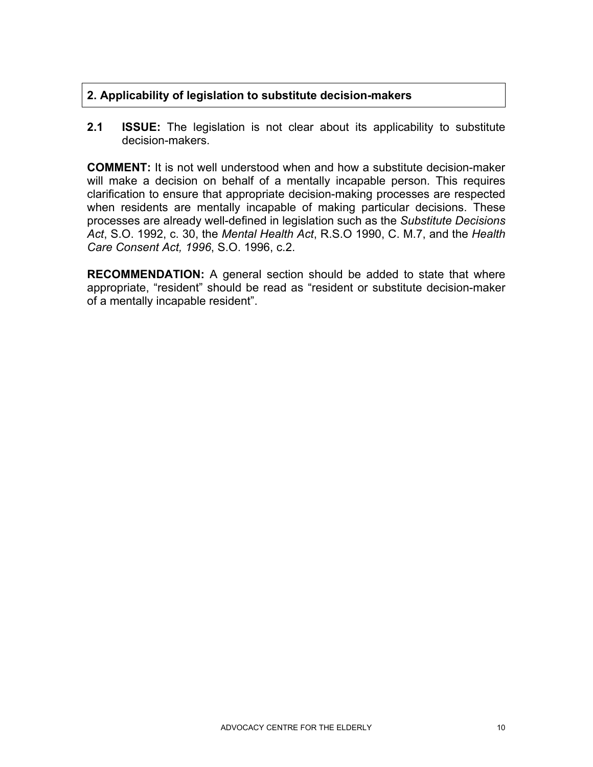## 2. Applicability of legislation to substitute decision-makers

**2.1 ISSUE:** The legislation is not clear about its applicability to substitute decision-makers.

**COMMENT:** It is not well understood when and how a substitute decision-maker will make a decision on behalf of a mentally incapable person. This requires clarification to ensure that appropriate decision-making processes are respected when residents are mentally incapable of making particular decisions. These processes are already well-defined in legislation such as the *Substitute Decisions Act*, S.O. 1992, c. 30, the *Mental Health Act*, R.S.O 1990, C. M.7, and the *Health Care Consent Act, 1996*, S.O. 1996, c.2.

**RECOMMENDATION:** A general section should be added to state that where appropriate, "resident" should be read as "resident or substitute decision-maker of a mentally incapable resident".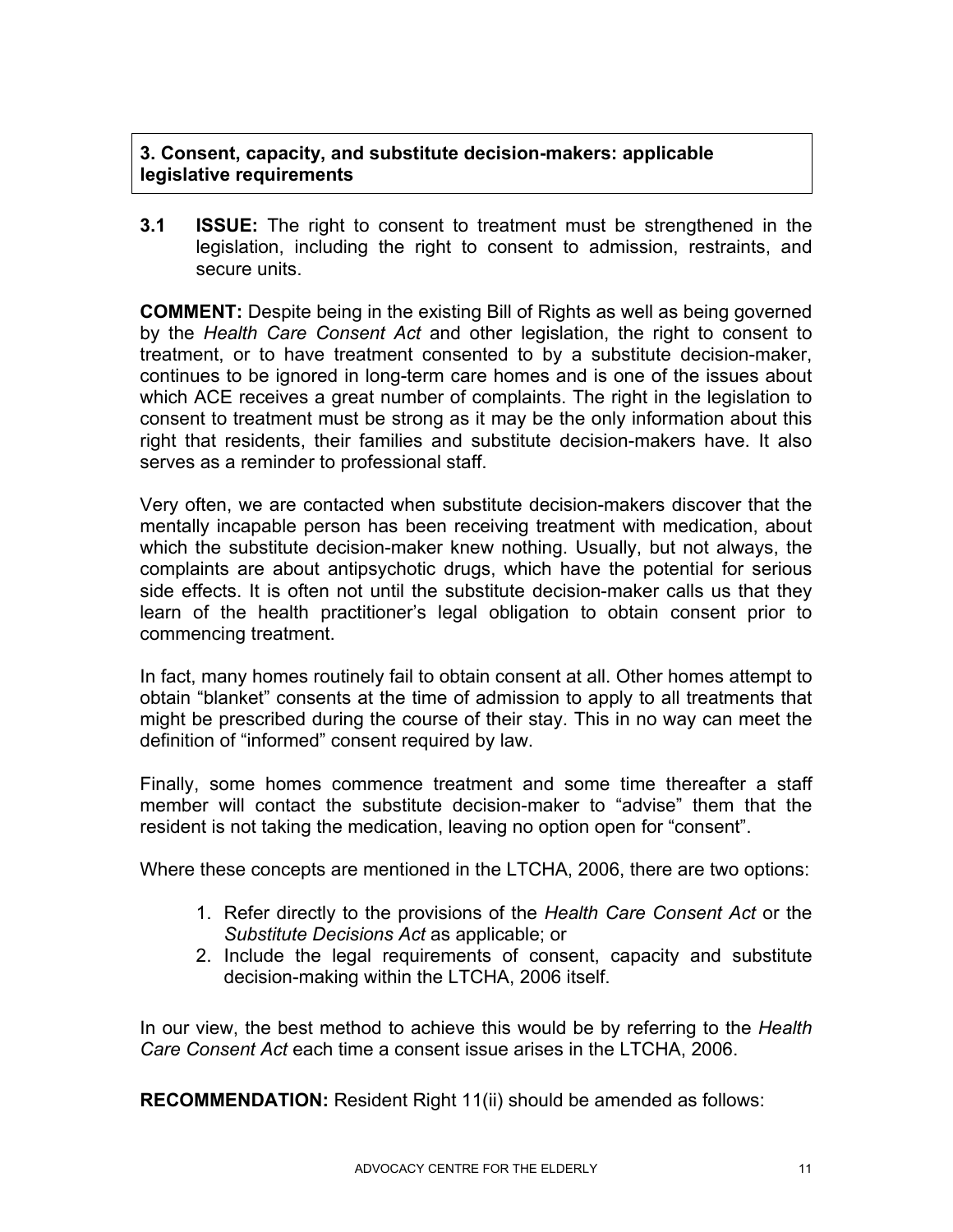## 3. Consent, capacity, and substitute decision-makers: applicable legislative requirements

**3.1 ISSUE:** The right to consent to treatment must be strengthened in the legislation, including the right to consent to admission, restraints, and secure units.

**COMMENT:** Despite being in the existing Bill of Rights as well as being governed by the *Health Care Consent Act* and other legislation, the right to consent to treatment, or to have treatment consented to by a substitute decision-maker, continues to be ignored in long-term care homes and is one of the issues about which ACE receives a great number of complaints. The right in the legislation to consent to treatment must be strong as it may be the only information about this right that residents, their families and substitute decision-makers have. It also serves as a reminder to professional staff.

Very often, we are contacted when substitute decision-makers discover that the mentally incapable person has been receiving treatment with medication, about which the substitute decision-maker knew nothing. Usually, but not always, the complaints are about antipsychotic drugs, which have the potential for serious side effects. It is often not until the substitute decision-maker calls us that they learn of the health practitioner's legal obligation to obtain consent prior to commencing treatment.

In fact, many homes routinely fail to obtain consent at all. Other homes attempt to obtain "blanket" consents at the time of admission to apply to all treatments that might be prescribed during the course of their stay. This in no way can meet the definition of "informed" consent required by law.

Finally, some homes commence treatment and some time thereafter a staff member will contact the substitute decision-maker to "advise" them that the resident is not taking the medication, leaving no option open for "consent".

Where these concepts are mentioned in the LTCHA, 2006, there are two options:

1. Refer directly to the provisions of the *Health Care Consent Act* or the *Substitute Decisions Act* as applicable; or
2. Include the legal requirements of consent, capacity and substitute decision-making within the LTCHA, 2006 itself.

In our view, the best method to achieve this would be by referring to the *Health Care Consent Act* each time a consent issue arises in the LTCHA, 2006.

**RECOMMENDATION:** Resident Right 11(ii) should be amended as follows: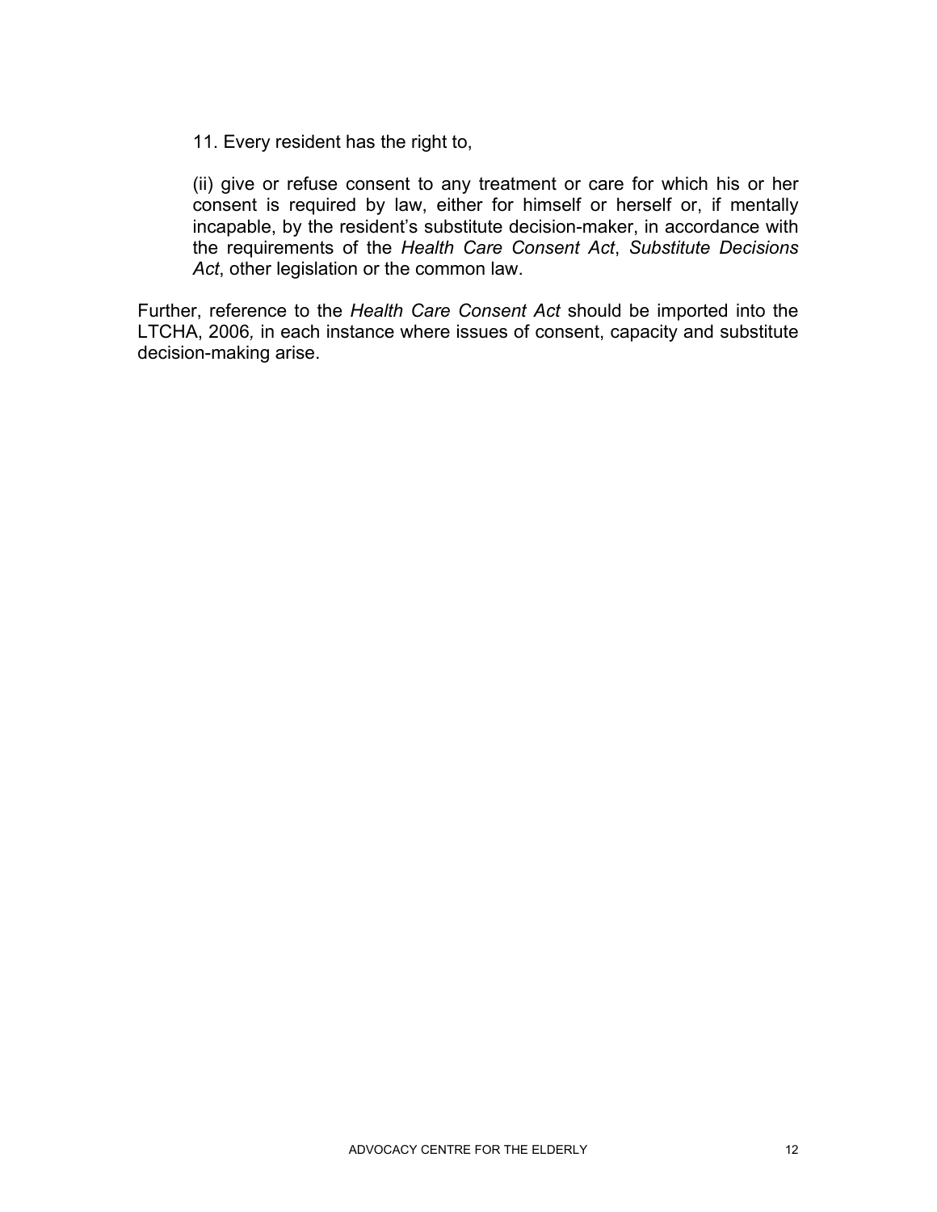11. Every resident has the right to,

(ii) give or refuse consent to any treatment or care for which his or her consent is required by law, either for himself or herself or, if mentally incapable, by the resident's substitute decision-maker, in accordance with the requirements of the *Health Care Consent Act*, *Substitute Decisions Act*, other legislation or the common law.

Further, reference to the *Health Care Consent Act* should be imported into the LTCHA, 2006*,* in each instance where issues of consent, capacity and substitute decision-making arise.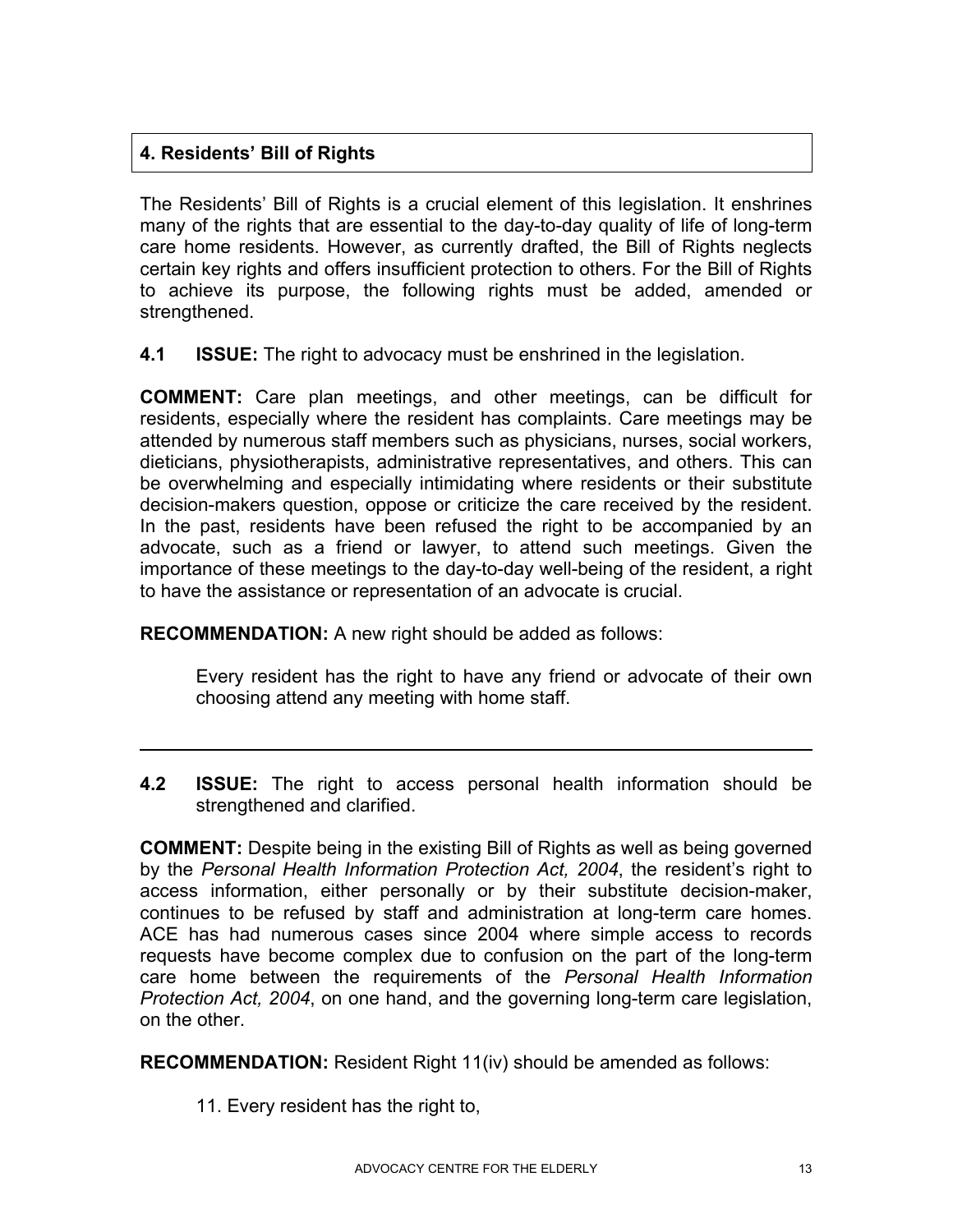## 4. Residents' Bill of Rights

The Residents' Bill of Rights is a crucial element of this legislation. It enshrines many of the rights that are essential to the day-to-day quality of life of long-term care home residents. However, as currently drafted, the Bill of Rights neglects certain key rights and offers insufficient protection to others. For the Bill of Rights to achieve its purpose, the following rights must be added, amended or strengthened.

**4.1 ISSUE:** The right to advocacy must be enshrined in the legislation.

**COMMENT:** Care plan meetings, and other meetings, can be difficult for residents, especially where the resident has complaints. Care meetings may be attended by numerous staff members such as physicians, nurses, social workers, dieticians, physiotherapists, administrative representatives, and others. This can be overwhelming and especially intimidating where residents or their substitute decision-makers question, oppose or criticize the care received by the resident. In the past, residents have been refused the right to be accompanied by an advocate, such as a friend or lawyer, to attend such meetings. Given the importance of these meetings to the day-to-day well-being of the resident, a right to have the assistance or representation of an advocate is crucial.

**RECOMMENDATION:** A new right should be added as follows:

> Every resident has the right to have any friend or advocate of their own choosing attend any meeting with home staff.

---

**4.2 ISSUE:** The right to access personal health information should be strengthened and clarified.

**COMMENT:** Despite being in the existing Bill of Rights as well as being governed by the *Personal Health Information Protection Act, 2004*, the resident's right to access information, either personally or by their substitute decision-maker, continues to be refused by staff and administration at long-term care homes. ACE has had numerous cases since 2004 where simple access to records requests have become complex due to confusion on the part of the long-term care home between the requirements of the *Personal Health Information Protection Act, 2004*, on one hand, and the governing long-term care legislation, on the other.

**RECOMMENDATION:** Resident Right 11(iv) should be amended as follows:

> 11. Every resident has the right to,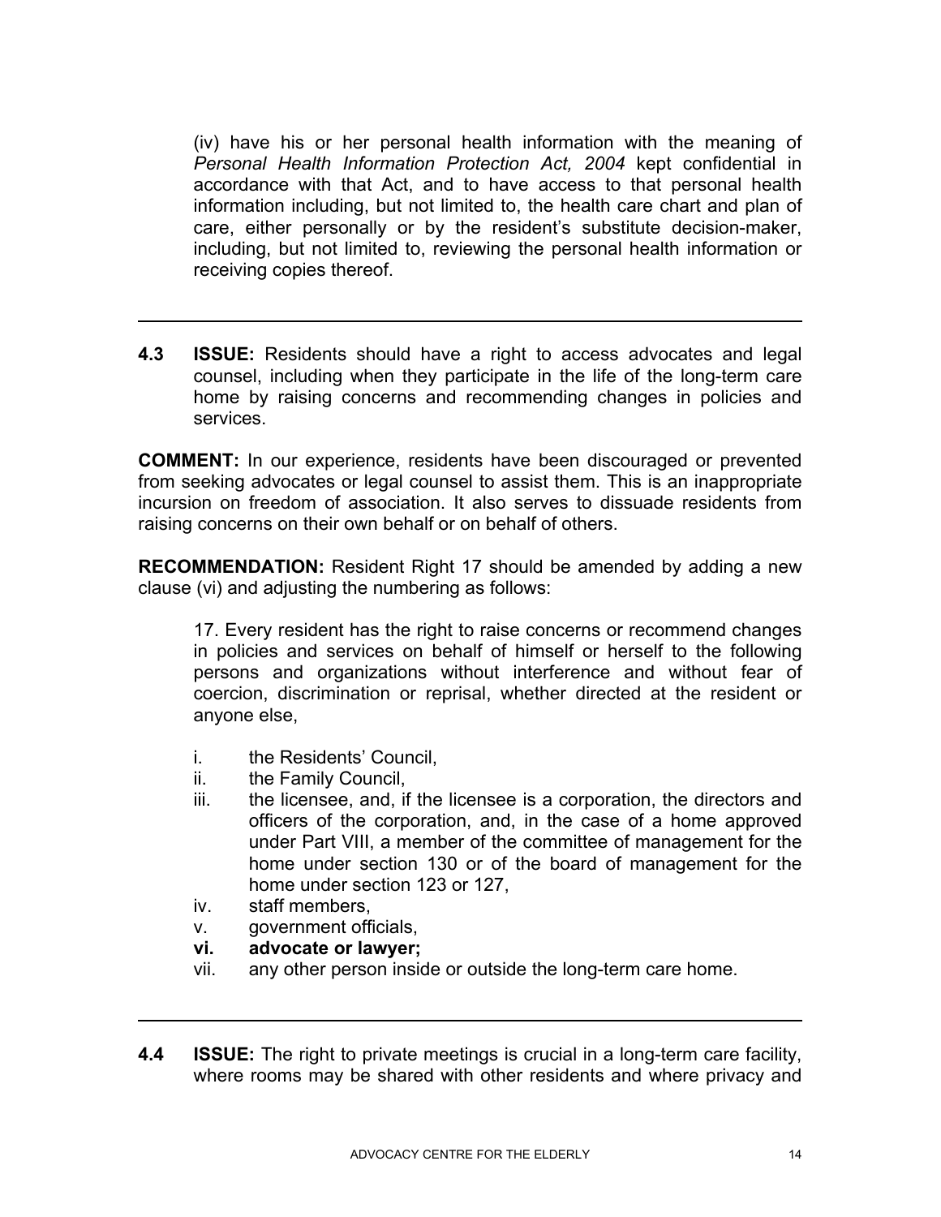(iv) have his or her personal health information with the meaning of *Personal Health Information Protection Act, 2004* kept confidential in accordance with that Act, and to have access to that personal health information including, but not limited to, the health care chart and plan of care, either personally or by the resident's substitute decision-maker, including, but not limited to, reviewing the personal health information or receiving copies thereof.

---

**4.3 ISSUE:** Residents should have a right to access advocates and legal counsel, including when they participate in the life of the long-term care home by raising concerns and recommending changes in policies and services.

**COMMENT:** In our experience, residents have been discouraged or prevented from seeking advocates or legal counsel to assist them. This is an inappropriate incursion on freedom of association. It also serves to dissuade residents from raising concerns on their own behalf or on behalf of others.

**RECOMMENDATION:** Resident Right 17 should be amended by adding a new clause (vi) and adjusting the numbering as follows:

> 17. Every resident has the right to raise concerns or recommend changes in policies and services on behalf of himself or herself to the following persons and organizations without interference and without fear of coercion, discrimination or reprisal, whether directed at the resident or anyone else,
>
> i. the Residents' Council,
> ii. the Family Council,
> iii. the licensee, and, if the licensee is a corporation, the directors and officers of the corporation, and, in the case of a home approved under Part VIII, a member of the committee of management for the home under section 130 or of the board of management for the home under section 123 or 127,
> iv. staff members,
> v. government officials,
> **vi. advocate or lawyer;**
> vii. any other person inside or outside the long-term care home.

---

**4.4 ISSUE:** The right to private meetings is crucial in a long-term care facility, where rooms may be shared with other residents and where privacy and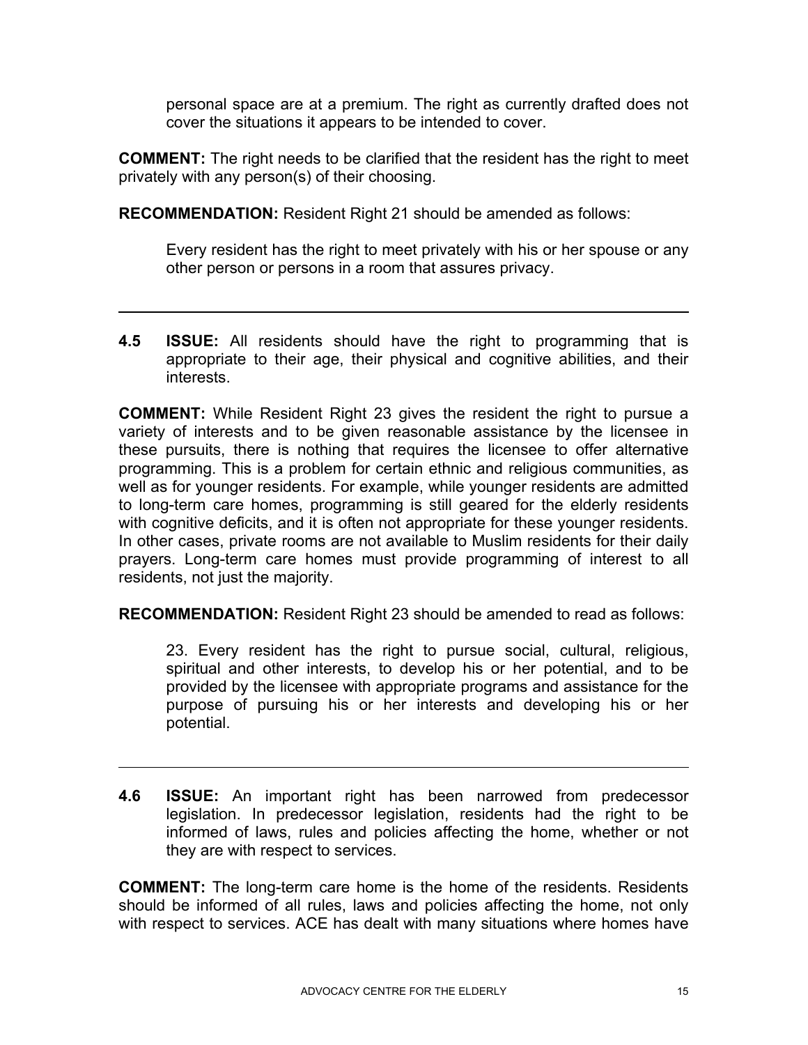personal space are at a premium. The right as currently drafted does not cover the situations it appears to be intended to cover.

**COMMENT:** The right needs to be clarified that the resident has the right to meet privately with any person(s) of their choosing.

**RECOMMENDATION:** Resident Right 21 should be amended as follows:

> Every resident has the right to meet privately with his or her spouse or any other person or persons in a room that assures privacy.

---

**4.5 ISSUE:** All residents should have the right to programming that is appropriate to their age, their physical and cognitive abilities, and their interests.

**COMMENT:** While Resident Right 23 gives the resident the right to pursue a variety of interests and to be given reasonable assistance by the licensee in these pursuits, there is nothing that requires the licensee to offer alternative programming. This is a problem for certain ethnic and religious communities, as well as for younger residents. For example, while younger residents are admitted to long-term care homes, programming is still geared for the elderly residents with cognitive deficits, and it is often not appropriate for these younger residents. In other cases, private rooms are not available to Muslim residents for their daily prayers. Long-term care homes must provide programming of interest to all residents, not just the majority.

**RECOMMENDATION:** Resident Right 23 should be amended to read as follows:

> 23. Every resident has the right to pursue social, cultural, religious, spiritual and other interests, to develop his or her potential, and to be provided by the licensee with appropriate programs and assistance for the purpose of pursuing his or her interests and developing his or her potential.

---

**4.6 ISSUE:** An important right has been narrowed from predecessor legislation. In predecessor legislation, residents had the right to be informed of laws, rules and policies affecting the home, whether or not they are with respect to services.

**COMMENT:** The long-term care home is the home of the residents. Residents should be informed of all rules, laws and policies affecting the home, not only with respect to services. ACE has dealt with many situations where homes have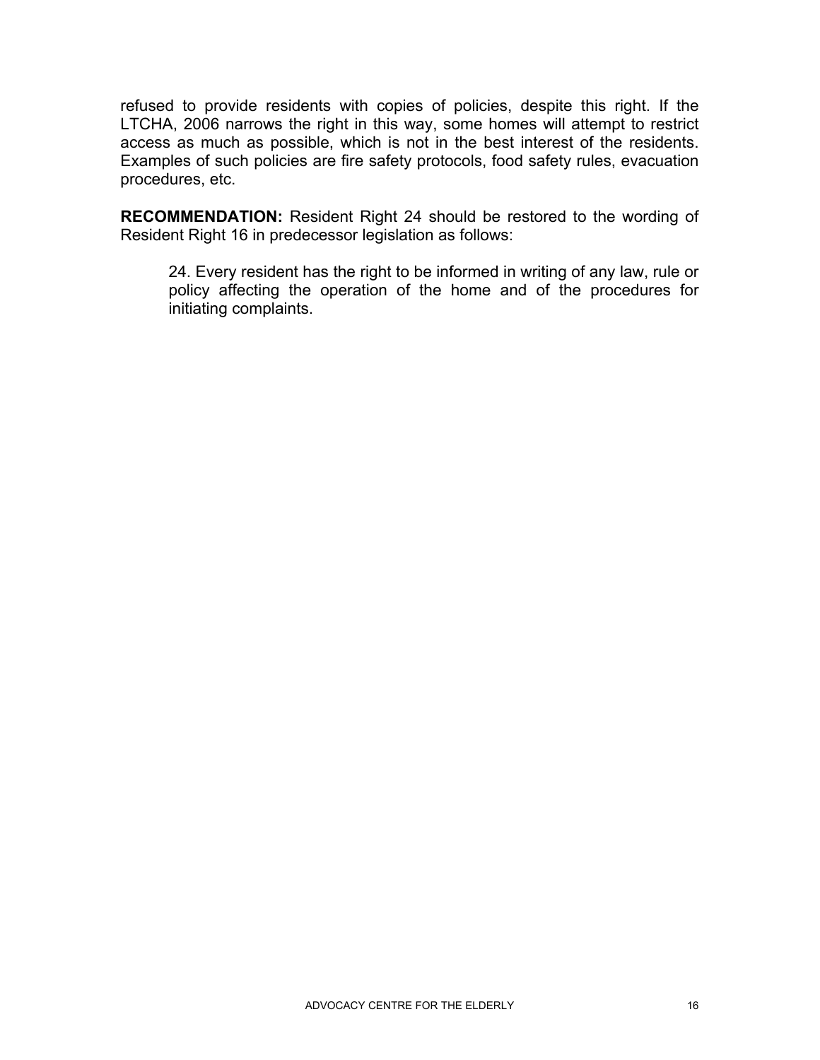refused to provide residents with copies of policies, despite this right. If the LTCHA, 2006 narrows the right in this way, some homes will attempt to restrict access as much as possible, which is not in the best interest of the residents. Examples of such policies are fire safety protocols, food safety rules, evacuation procedures, etc.

**RECOMMENDATION:** Resident Right 24 should be restored to the wording of Resident Right 16 in predecessor legislation as follows:

> 24. Every resident has the right to be informed in writing of any law, rule or policy affecting the operation of the home and of the procedures for initiating complaints.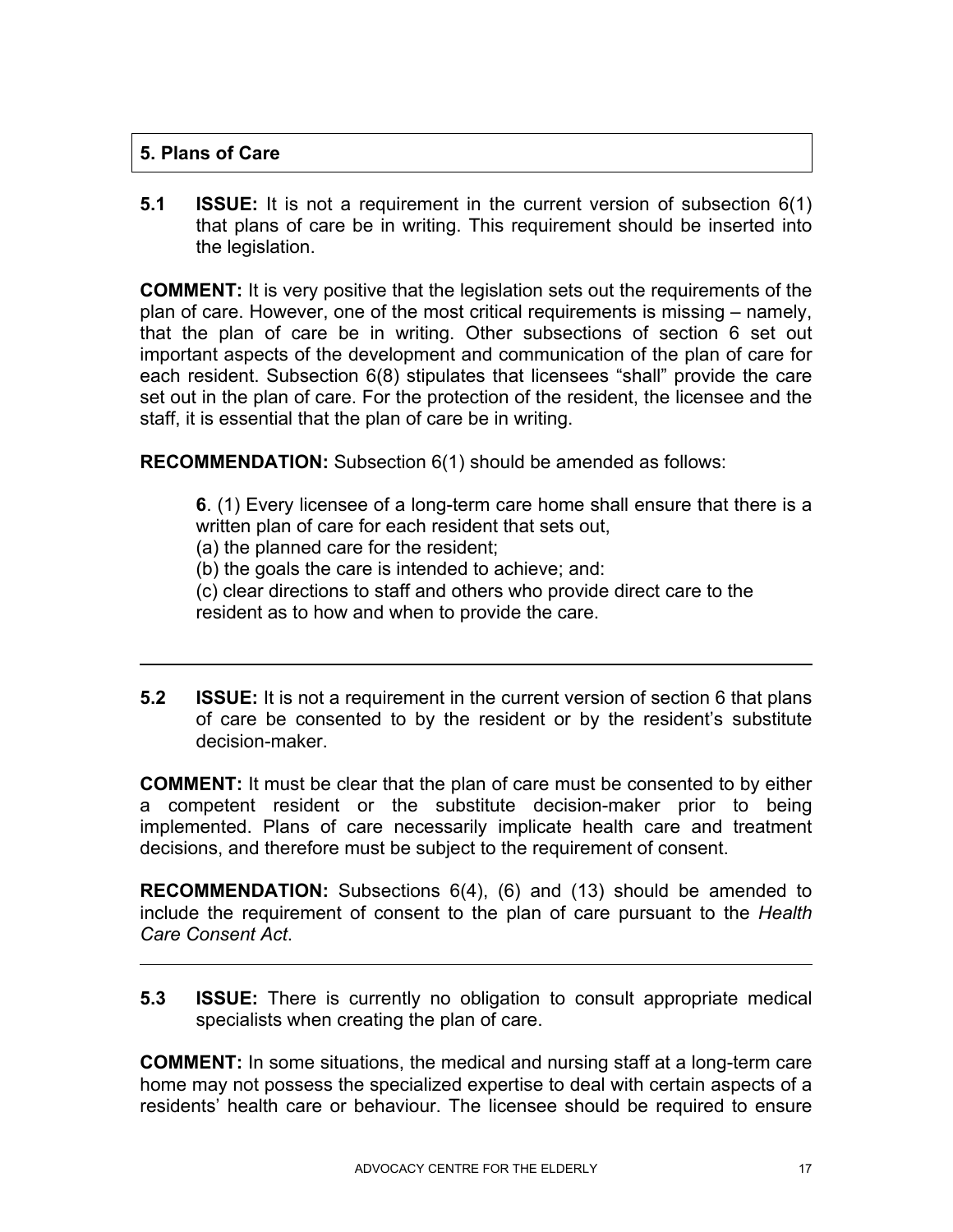## 5. Plans of Care

**5.1 ISSUE:** It is not a requirement in the current version of subsection 6(1) that plans of care be in writing. This requirement should be inserted into the legislation.

**COMMENT:** It is very positive that the legislation sets out the requirements of the plan of care. However, one of the most critical requirements is missing – namely, that the plan of care be in writing. Other subsections of section 6 set out important aspects of the development and communication of the plan of care for each resident. Subsection 6(8) stipulates that licensees "shall" provide the care set out in the plan of care. For the protection of the resident, the licensee and the staff, it is essential that the plan of care be in writing.

**RECOMMENDATION:** Subsection 6(1) should be amended as follows:

> **6**. (1) Every licensee of a long-term care home shall ensure that there is a written plan of care for each resident that sets out,
> (a) the planned care for the resident;
> (b) the goals the care is intended to achieve; and:
> (c) clear directions to staff and others who provide direct care to the resident as to how and when to provide the care.

---

**5.2 ISSUE:** It is not a requirement in the current version of section 6 that plans of care be consented to by the resident or by the resident's substitute decision-maker.

**COMMENT:** It must be clear that the plan of care must be consented to by either a competent resident or the substitute decision-maker prior to being implemented. Plans of care necessarily implicate health care and treatment decisions, and therefore must be subject to the requirement of consent.

**RECOMMENDATION:** Subsections 6(4), (6) and (13) should be amended to include the requirement of consent to the plan of care pursuant to the *Health Care Consent Act*.

---

**5.3 ISSUE:** There is currently no obligation to consult appropriate medical specialists when creating the plan of care.

**COMMENT:** In some situations, the medical and nursing staff at a long-term care home may not possess the specialized expertise to deal with certain aspects of a residents' health care or behaviour. The licensee should be required to ensure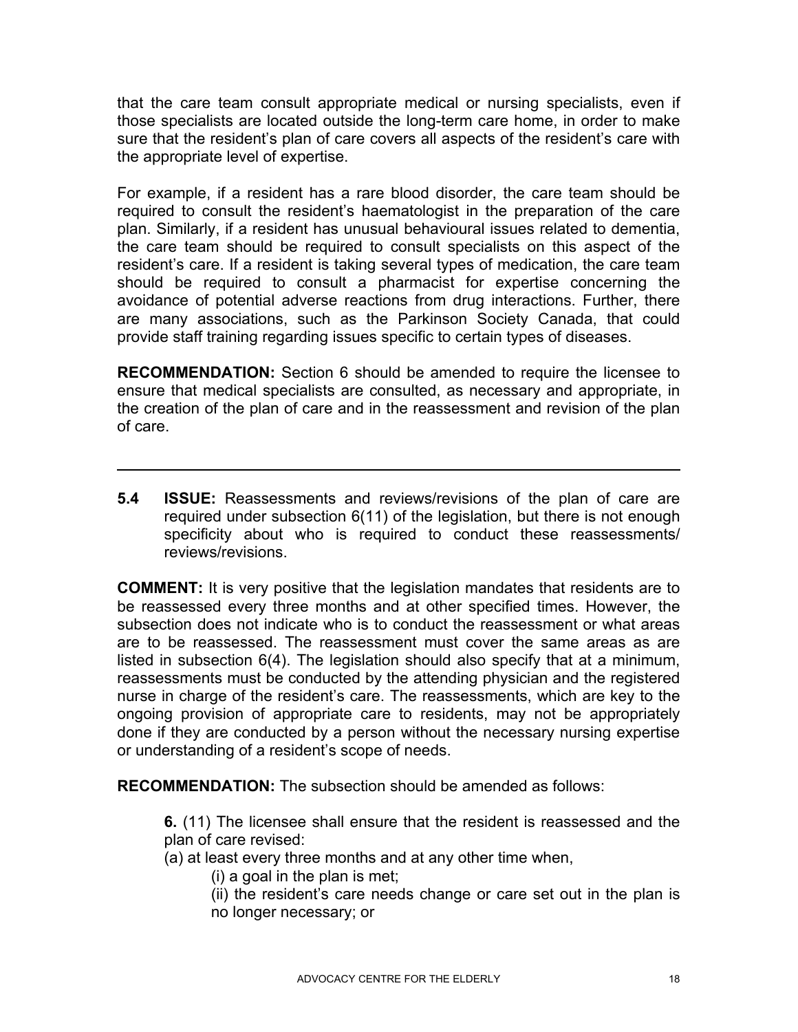that the care team consult appropriate medical or nursing specialists, even if those specialists are located outside the long-term care home, in order to make sure that the resident's plan of care covers all aspects of the resident's care with the appropriate level of expertise.

For example, if a resident has a rare blood disorder, the care team should be required to consult the resident's haematologist in the preparation of the care plan. Similarly, if a resident has unusual behavioural issues related to dementia, the care team should be required to consult specialists on this aspect of the resident's care. If a resident is taking several types of medication, the care team should be required to consult a pharmacist for expertise concerning the avoidance of potential adverse reactions from drug interactions. Further, there are many associations, such as the Parkinson Society Canada, that could provide staff training regarding issues specific to certain types of diseases.

**RECOMMENDATION:** Section 6 should be amended to require the licensee to ensure that medical specialists are consulted, as necessary and appropriate, in the creation of the plan of care and in the reassessment and revision of the plan of care.

---

**5.4 ISSUE:** Reassessments and reviews/revisions of the plan of care are required under subsection 6(11) of the legislation, but there is not enough specificity about who is required to conduct these reassessments/reviews/revisions.

**COMMENT:** It is very positive that the legislation mandates that residents are to be reassessed every three months and at other specified times. However, the subsection does not indicate who is to conduct the reassessment or what areas are to be reassessed. The reassessment must cover the same areas as are listed in subsection 6(4). The legislation should also specify that at a minimum, reassessments must be conducted by the attending physician and the registered nurse in charge of the resident's care. The reassessments, which are key to the ongoing provision of appropriate care to residents, may not be appropriately done if they are conducted by a person without the necessary nursing expertise or understanding of a resident's scope of needs.

**RECOMMENDATION:** The subsection should be amended as follows:

> **6.** (11) The licensee shall ensure that the resident is reassessed and the plan of care revised:
>
> (a) at least every three months and at any other time when,
>
> (i) a goal in the plan is met;
>
> (ii) the resident's care needs change or care set out in the plan is no longer necessary; or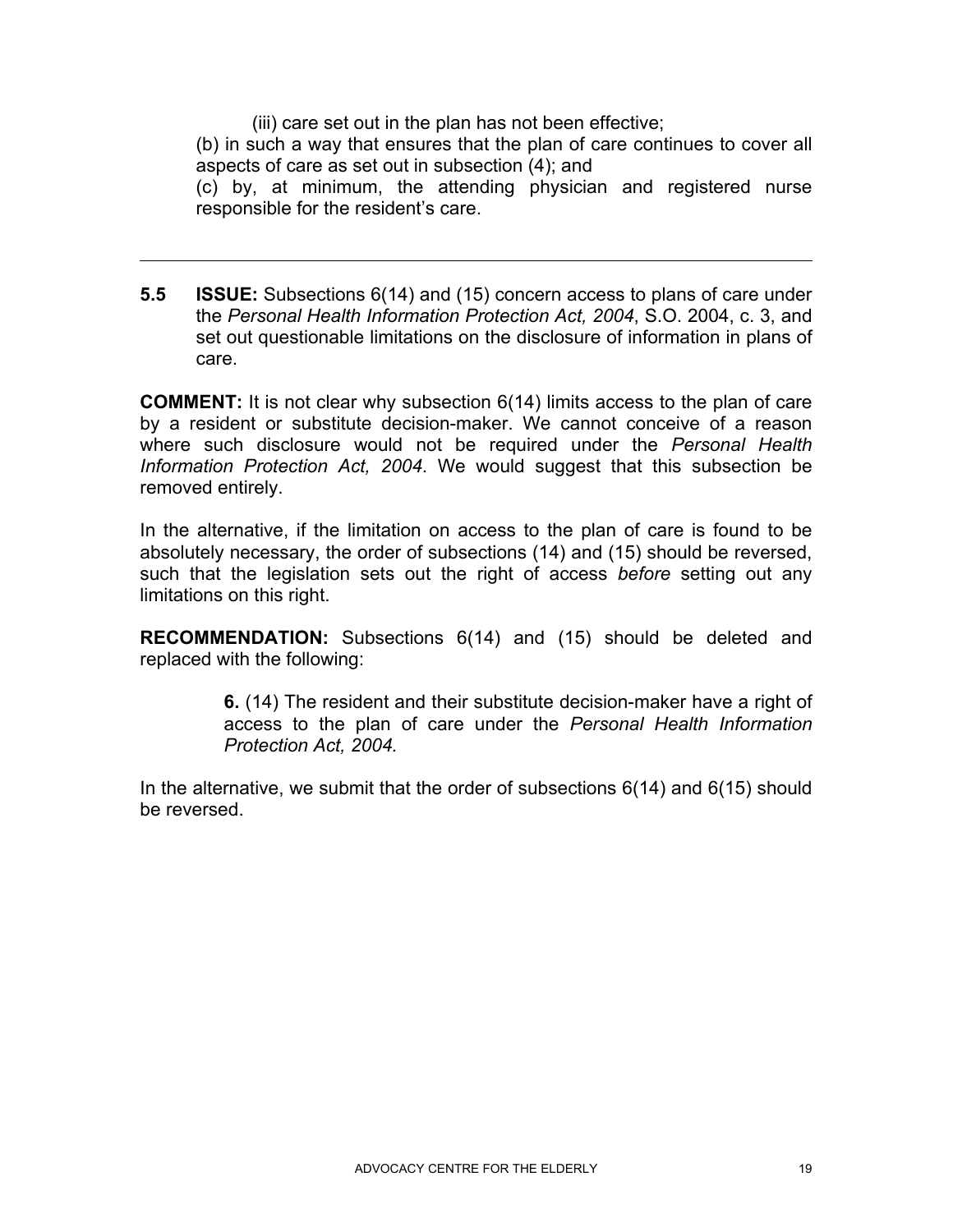(iii) care set out in the plan has not been effective;

(b) in such a way that ensures that the plan of care continues to cover all aspects of care as set out in subsection (4); and

(c) by, at minimum, the attending physician and registered nurse responsible for the resident's care.

---

**5.5 ISSUE:** Subsections 6(14) and (15) concern access to plans of care under the *Personal Health Information Protection Act, 2004*, S.O. 2004, c. 3, and set out questionable limitations on the disclosure of information in plans of care.

**COMMENT:** It is not clear why subsection 6(14) limits access to the plan of care by a resident or substitute decision-maker. We cannot conceive of a reason where such disclosure would not be required under the *Personal Health Information Protection Act, 2004*. We would suggest that this subsection be removed entirely.

In the alternative, if the limitation on access to the plan of care is found to be absolutely necessary, the order of subsections (14) and (15) should be reversed, such that the legislation sets out the right of access *before* setting out any limitations on this right.

**RECOMMENDATION:** Subsections 6(14) and (15) should be deleted and replaced with the following:

> **6.** (14) The resident and their substitute decision-maker have a right of access to the plan of care under the *Personal Health Information Protection Act, 2004.*

In the alternative, we submit that the order of subsections 6(14) and 6(15) should be reversed.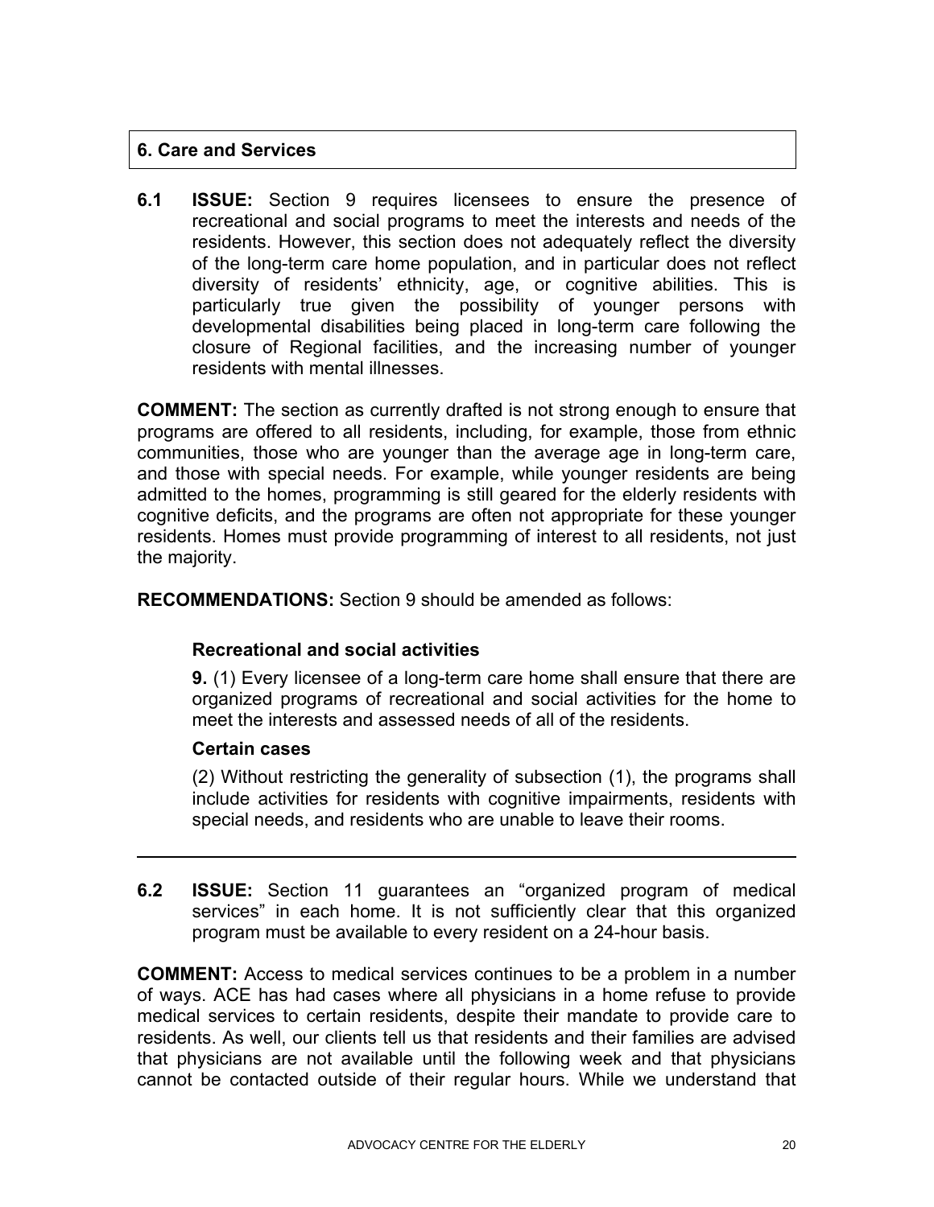## 6. Care and Services

**6.1 ISSUE:** Section 9 requires licensees to ensure the presence of recreational and social programs to meet the interests and needs of the residents. However, this section does not adequately reflect the diversity of the long-term care home population, and in particular does not reflect diversity of residents' ethnicity, age, or cognitive abilities. This is particularly true given the possibility of younger persons with developmental disabilities being placed in long-term care following the closure of Regional facilities, and the increasing number of younger residents with mental illnesses.

**COMMENT:** The section as currently drafted is not strong enough to ensure that programs are offered to all residents, including, for example, those from ethnic communities, those who are younger than the average age in long-term care, and those with special needs. For example, while younger residents are being admitted to the homes, programming is still geared for the elderly residents with cognitive deficits, and the programs are often not appropriate for these younger residents. Homes must provide programming of interest to all residents, not just the majority.

**RECOMMENDATIONS:** Section 9 should be amended as follows:

> **Recreational and social activities**
>
> **9.** (1) Every licensee of a long-term care home shall ensure that there are organized programs of recreational and social activities for the home to meet the interests and assessed needs of all of the residents.
>
> **Certain cases**
>
> (2) Without restricting the generality of subsection (1), the programs shall include activities for residents with cognitive impairments, residents with special needs, and residents who are unable to leave their rooms.

---

**6.2 ISSUE:** Section 11 guarantees an "organized program of medical services" in each home. It is not sufficiently clear that this organized program must be available to every resident on a 24-hour basis.

**COMMENT:** Access to medical services continues to be a problem in a number of ways. ACE has had cases where all physicians in a home refuse to provide medical services to certain residents, despite their mandate to provide care to residents. As well, our clients tell us that residents and their families are advised that physicians are not available until the following week and that physicians cannot be contacted outside of their regular hours. While we understand that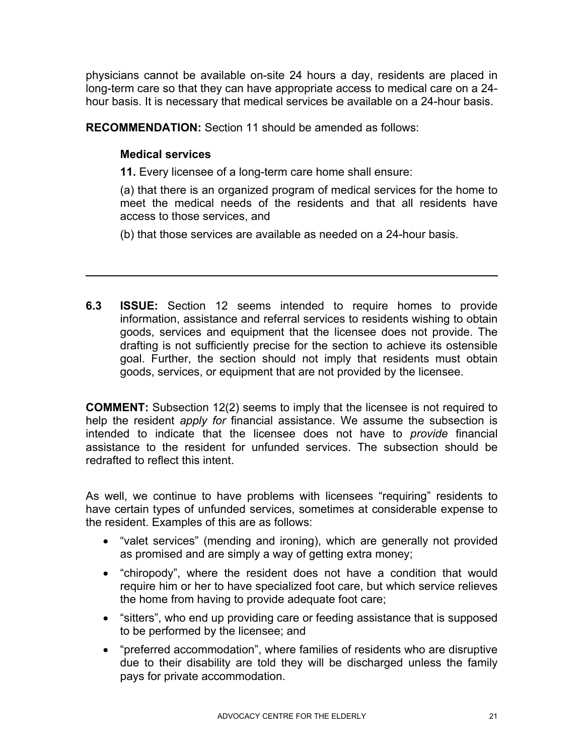physicians cannot be available on-site 24 hours a day, residents are placed in long-term care so that they can have appropriate access to medical care on a 24-hour basis. It is necessary that medical services be available on a 24-hour basis.

**RECOMMENDATION:** Section 11 should be amended as follows:

> **Medical services**
>
> **11.** Every licensee of a long-term care home shall ensure:
>
> (a) that there is an organized program of medical services for the home to meet the medical needs of the residents and that all residents have access to those services, and
>
> (b) that those services are available as needed on a 24-hour basis.

---

**6.3 ISSUE:** Section 12 seems intended to require homes to provide information, assistance and referral services to residents wishing to obtain goods, services and equipment that the licensee does not provide. The drafting is not sufficiently precise for the section to achieve its ostensible goal. Further, the section should not imply that residents must obtain goods, services, or equipment that are not provided by the licensee.

**COMMENT:** Subsection 12(2) seems to imply that the licensee is not required to help the resident *apply for* financial assistance. We assume the subsection is intended to indicate that the licensee does not have to *provide* financial assistance to the resident for unfunded services. The subsection should be redrafted to reflect this intent.

As well, we continue to have problems with licensees "requiring" residents to have certain types of unfunded services, sometimes at considerable expense to the resident. Examples of this are as follows:

- "valet services" (mending and ironing), which are generally not provided as promised and are simply a way of getting extra money;
- "chiropody", where the resident does not have a condition that would require him or her to have specialized foot care, but which service relieves the home from having to provide adequate foot care;
- "sitters", who end up providing care or feeding assistance that is supposed to be performed by the licensee; and
- "preferred accommodation", where families of residents who are disruptive due to their disability are told they will be discharged unless the family pays for private accommodation.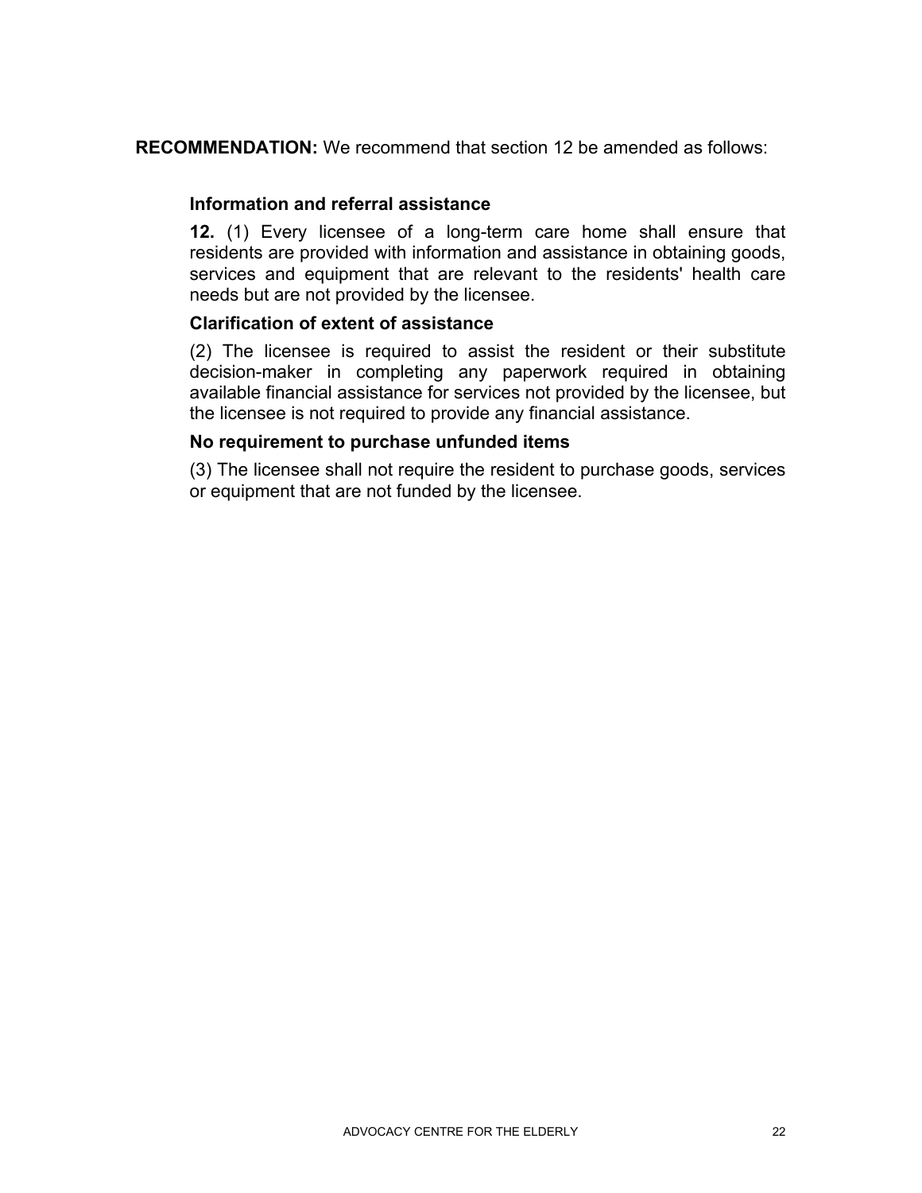**RECOMMENDATION:** We recommend that section 12 be amended as follows:

> **Information and referral assistance**
>
> **12.** (1) Every licensee of a long-term care home shall ensure that residents are provided with information and assistance in obtaining goods, services and equipment that are relevant to the residents' health care needs but are not provided by the licensee.
>
> **Clarification of extent of assistance**
>
> (2) The licensee is required to assist the resident or their substitute decision-maker in completing any paperwork required in obtaining available financial assistance for services not provided by the licensee, but the licensee is not required to provide any financial assistance.
>
> **No requirement to purchase unfunded items**
>
> (3) The licensee shall not require the resident to purchase goods, services or equipment that are not funded by the licensee.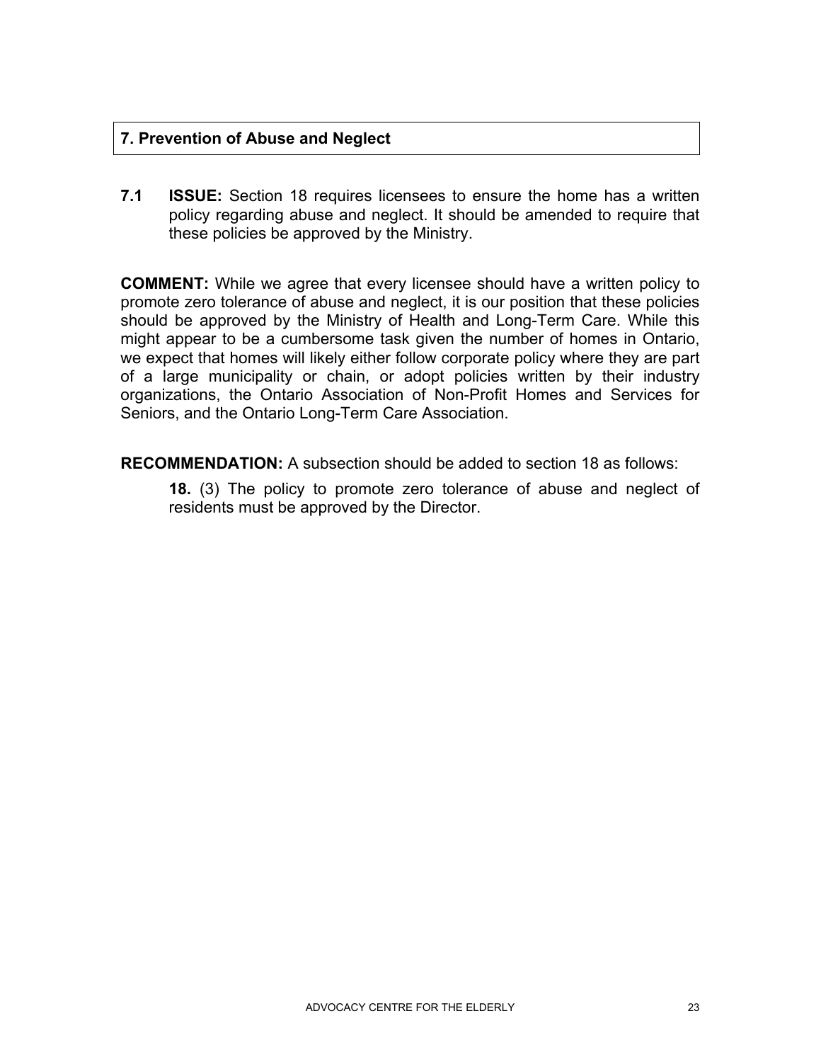## 7. Prevention of Abuse and Neglect

**7.1 ISSUE:** Section 18 requires licensees to ensure the home has a written policy regarding abuse and neglect. It should be amended to require that these policies be approved by the Ministry.

**COMMENT:** While we agree that every licensee should have a written policy to promote zero tolerance of abuse and neglect, it is our position that these policies should be approved by the Ministry of Health and Long-Term Care. While this might appear to be a cumbersome task given the number of homes in Ontario, we expect that homes will likely either follow corporate policy where they are part of a large municipality or chain, or adopt policies written by their industry organizations, the Ontario Association of Non-Profit Homes and Services for Seniors, and the Ontario Long-Term Care Association.

**RECOMMENDATION:** A subsection should be added to section 18 as follows:

> **18.** (3) The policy to promote zero tolerance of abuse and neglect of residents must be approved by the Director.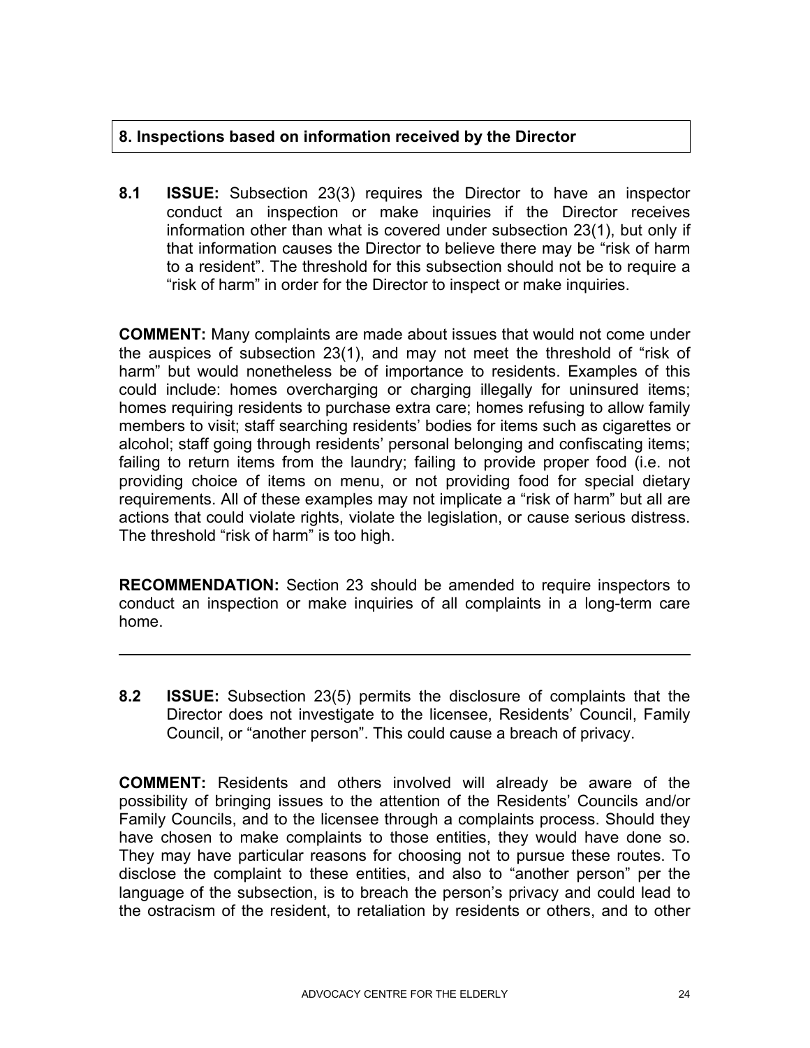## 8. Inspections based on information received by the Director

**8.1 ISSUE:** Subsection 23(3) requires the Director to have an inspector conduct an inspection or make inquiries if the Director receives information other than what is covered under subsection 23(1), but only if that information causes the Director to believe there may be "risk of harm to a resident". The threshold for this subsection should not be to require a "risk of harm" in order for the Director to inspect or make inquiries.

**COMMENT:** Many complaints are made about issues that would not come under the auspices of subsection 23(1), and may not meet the threshold of "risk of harm" but would nonetheless be of importance to residents. Examples of this could include: homes overcharging or charging illegally for uninsured items; homes requiring residents to purchase extra care; homes refusing to allow family members to visit; staff searching residents' bodies for items such as cigarettes or alcohol; staff going through residents' personal belonging and confiscating items; failing to return items from the laundry; failing to provide proper food (i.e. not providing choice of items on menu, or not providing food for special dietary requirements. All of these examples may not implicate a "risk of harm" but all are actions that could violate rights, violate the legislation, or cause serious distress. The threshold "risk of harm" is too high.

**RECOMMENDATION:** Section 23 should be amended to require inspectors to conduct an inspection or make inquiries of all complaints in a long-term care home.

---

**8.2 ISSUE:** Subsection 23(5) permits the disclosure of complaints that the Director does not investigate to the licensee, Residents' Council, Family Council, or "another person". This could cause a breach of privacy.

**COMMENT:** Residents and others involved will already be aware of the possibility of bringing issues to the attention of the Residents' Councils and/or Family Councils, and to the licensee through a complaints process. Should they have chosen to make complaints to those entities, they would have done so. They may have particular reasons for choosing not to pursue these routes. To disclose the complaint to these entities, and also to "another person" per the language of the subsection, is to breach the person's privacy and could lead to the ostracism of the resident, to retaliation by residents or others, and to other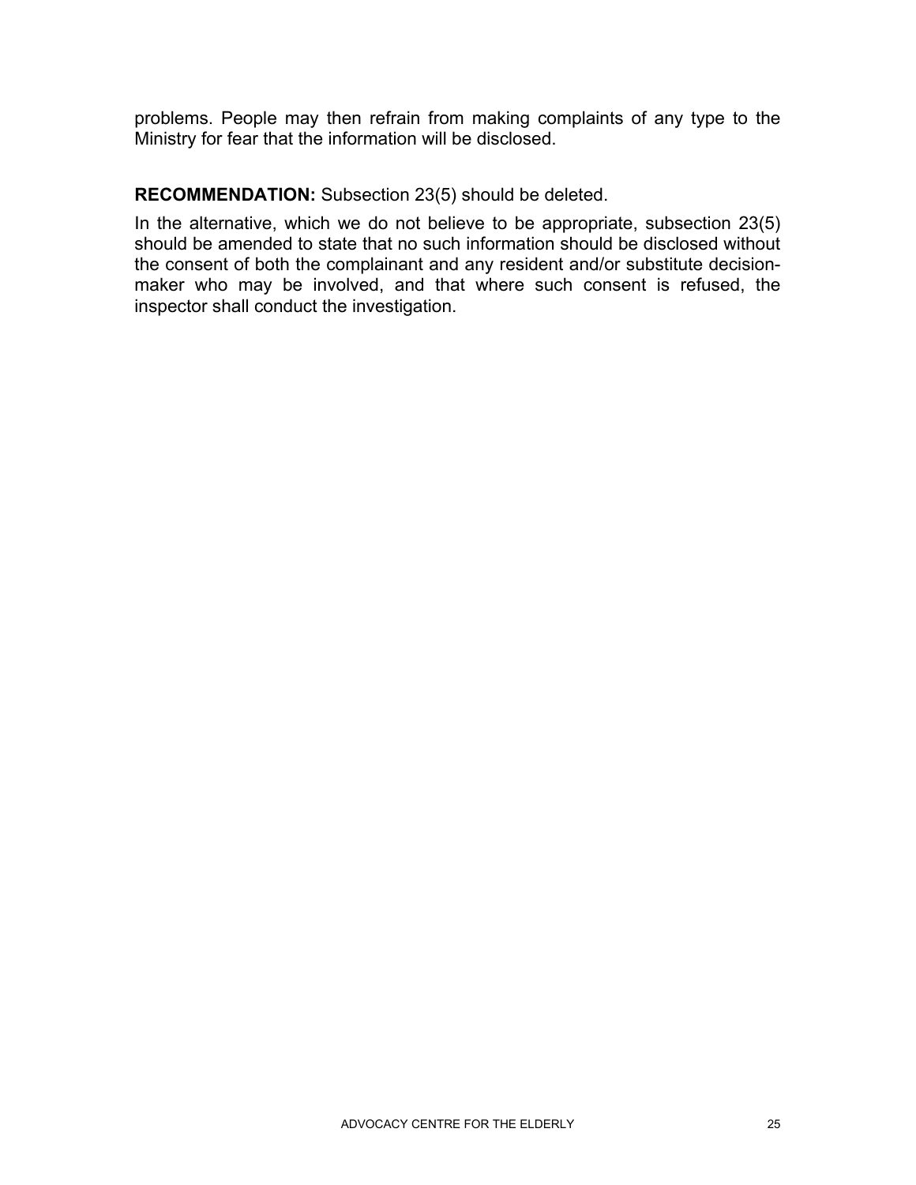problems. People may then refrain from making complaints of any type to the Ministry for fear that the information will be disclosed.

**RECOMMENDATION:** Subsection 23(5) should be deleted.

In the alternative, which we do not believe to be appropriate, subsection 23(5) should be amended to state that no such information should be disclosed without the consent of both the complainant and any resident and/or substitute decision-maker who may be involved, and that where such consent is refused, the inspector shall conduct the investigation.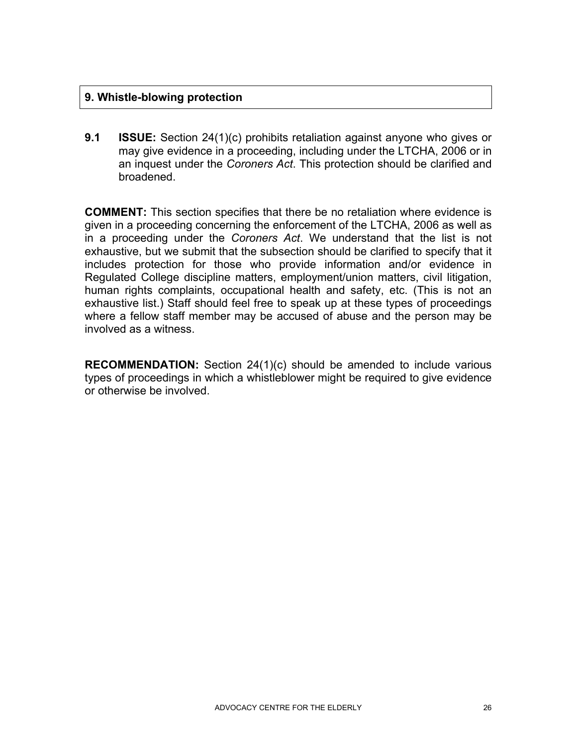## 9. Whistle-blowing protection

**9.1 ISSUE:** Section 24(1)(c) prohibits retaliation against anyone who gives or may give evidence in a proceeding, including under the LTCHA, 2006 or in an inquest under the *Coroners Act*. This protection should be clarified and broadened.

**COMMENT:** This section specifies that there be no retaliation where evidence is given in a proceeding concerning the enforcement of the LTCHA, 2006 as well as in a proceeding under the *Coroners Act*. We understand that the list is not exhaustive, but we submit that the subsection should be clarified to specify that it includes protection for those who provide information and/or evidence in Regulated College discipline matters, employment/union matters, civil litigation, human rights complaints, occupational health and safety, etc. (This is not an exhaustive list.) Staff should feel free to speak up at these types of proceedings where a fellow staff member may be accused of abuse and the person may be involved as a witness.

**RECOMMENDATION:** Section 24(1)(c) should be amended to include various types of proceedings in which a whistleblower might be required to give evidence or otherwise be involved.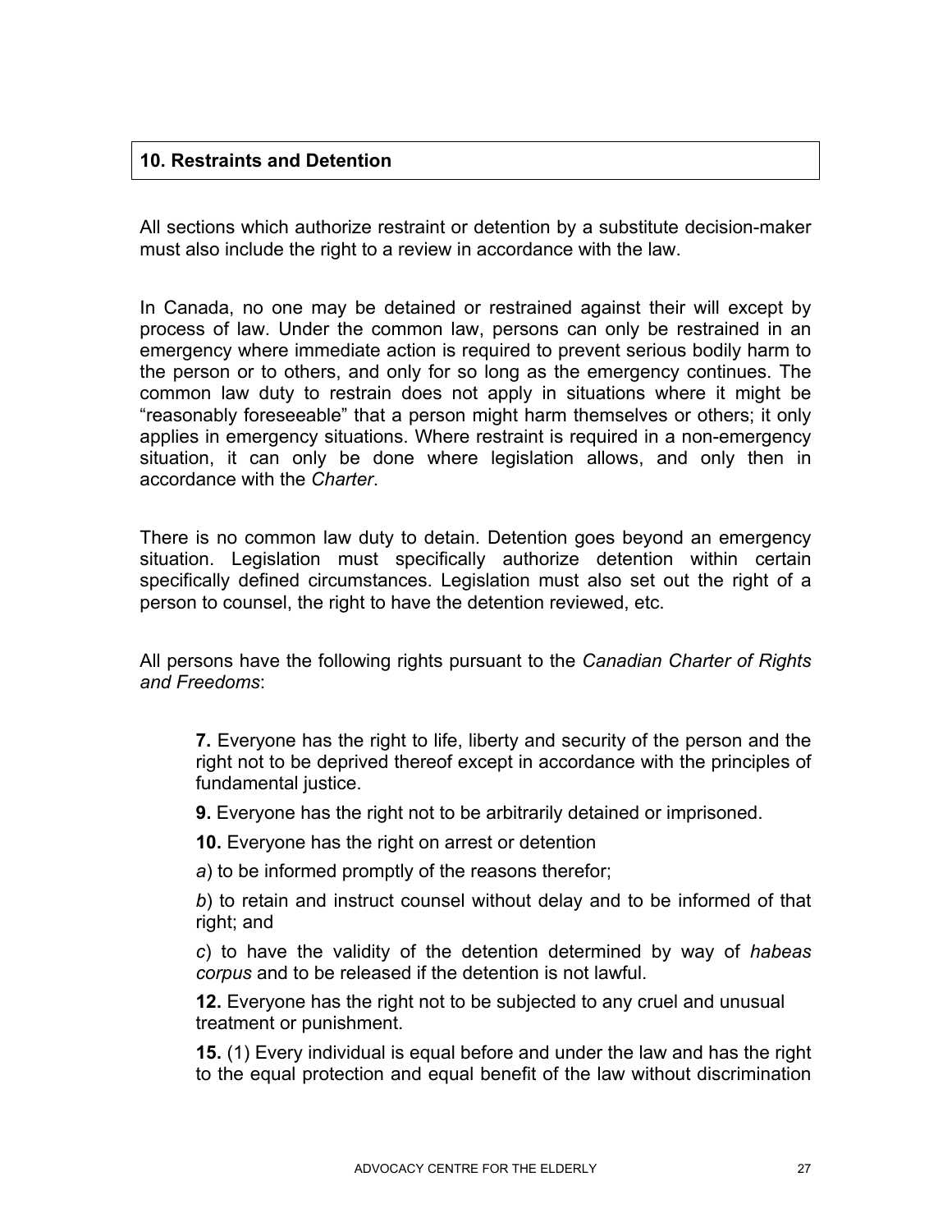## 10. Restraints and Detention

All sections which authorize restraint or detention by a substitute decision-maker must also include the right to a review in accordance with the law.

In Canada, no one may be detained or restrained against their will except by process of law. Under the common law, persons can only be restrained in an emergency where immediate action is required to prevent serious bodily harm to the person or to others, and only for so long as the emergency continues. The common law duty to restrain does not apply in situations where it might be "reasonably foreseeable" that a person might harm themselves or others; it only applies in emergency situations. Where restraint is required in a non-emergency situation, it can only be done where legislation allows, and only then in accordance with the *Charter*.

There is no common law duty to detain. Detention goes beyond an emergency situation. Legislation must specifically authorize detention within certain specifically defined circumstances. Legislation must also set out the right of a person to counsel, the right to have the detention reviewed, etc.

All persons have the following rights pursuant to the *Canadian Charter of Rights and Freedoms*:

> **7.** Everyone has the right to life, liberty and security of the person and the right not to be deprived thereof except in accordance with the principles of fundamental justice.
>
> **9.** Everyone has the right not to be arbitrarily detained or imprisoned.
>
> **10.** Everyone has the right on arrest or detention
>
> *a*) to be informed promptly of the reasons therefor;
>
> *b*) to retain and instruct counsel without delay and to be informed of that right; and
>
> *c*) to have the validity of the detention determined by way of *habeas corpus* and to be released if the detention is not lawful.
>
> **12.** Everyone has the right not to be subjected to any cruel and unusual treatment or punishment.
>
> **15.** (1) Every individual is equal before and under the law and has the right to the equal protection and equal benefit of the law without discrimination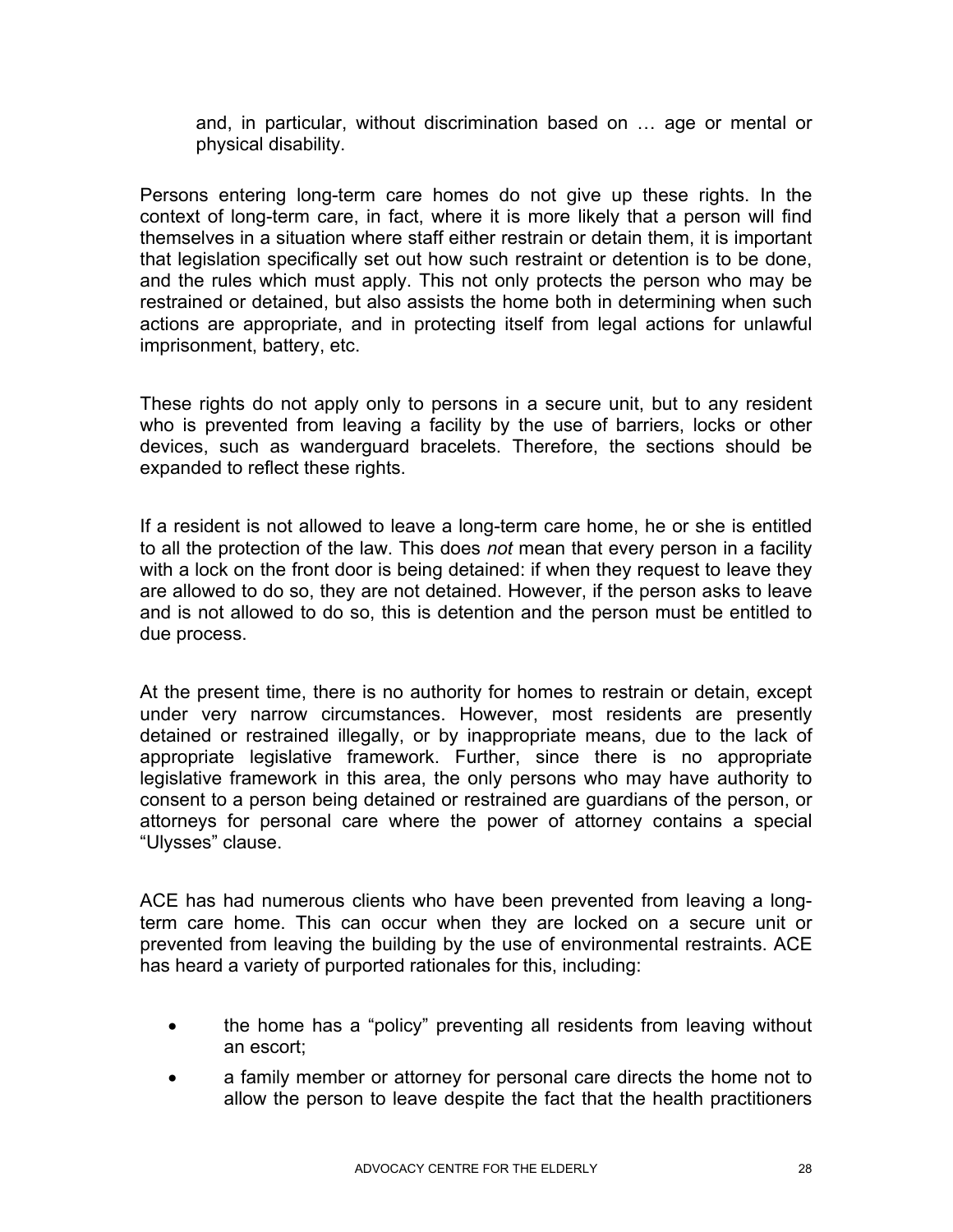> and, in particular, without discrimination based on … age or mental or physical disability.

Persons entering long-term care homes do not give up these rights. In the context of long-term care, in fact, where it is more likely that a person will find themselves in a situation where staff either restrain or detain them, it is important that legislation specifically set out how such restraint or detention is to be done, and the rules which must apply. This not only protects the person who may be restrained or detained, but also assists the home both in determining when such actions are appropriate, and in protecting itself from legal actions for unlawful imprisonment, battery, etc.

These rights do not apply only to persons in a secure unit, but to any resident who is prevented from leaving a facility by the use of barriers, locks or other devices, such as wanderguard bracelets. Therefore, the sections should be expanded to reflect these rights.

If a resident is not allowed to leave a long-term care home, he or she is entitled to all the protection of the law. This does *not* mean that every person in a facility with a lock on the front door is being detained: if when they request to leave they are allowed to do so, they are not detained. However, if the person asks to leave and is not allowed to do so, this is detention and the person must be entitled to due process.

At the present time, there is no authority for homes to restrain or detain, except under very narrow circumstances. However, most residents are presently detained or restrained illegally, or by inappropriate means, due to the lack of appropriate legislative framework. Further, since there is no appropriate legislative framework in this area, the only persons who may have authority to consent to a person being detained or restrained are guardians of the person, or attorneys for personal care where the power of attorney contains a special "Ulysses" clause.

ACE has had numerous clients who have been prevented from leaving a long-term care home. This can occur when they are locked on a secure unit or prevented from leaving the building by the use of environmental restraints. ACE has heard a variety of purported rationales for this, including:

- the home has a "policy" preventing all residents from leaving without an escort;
- a family member or attorney for personal care directs the home not to allow the person to leave despite the fact that the health practitioners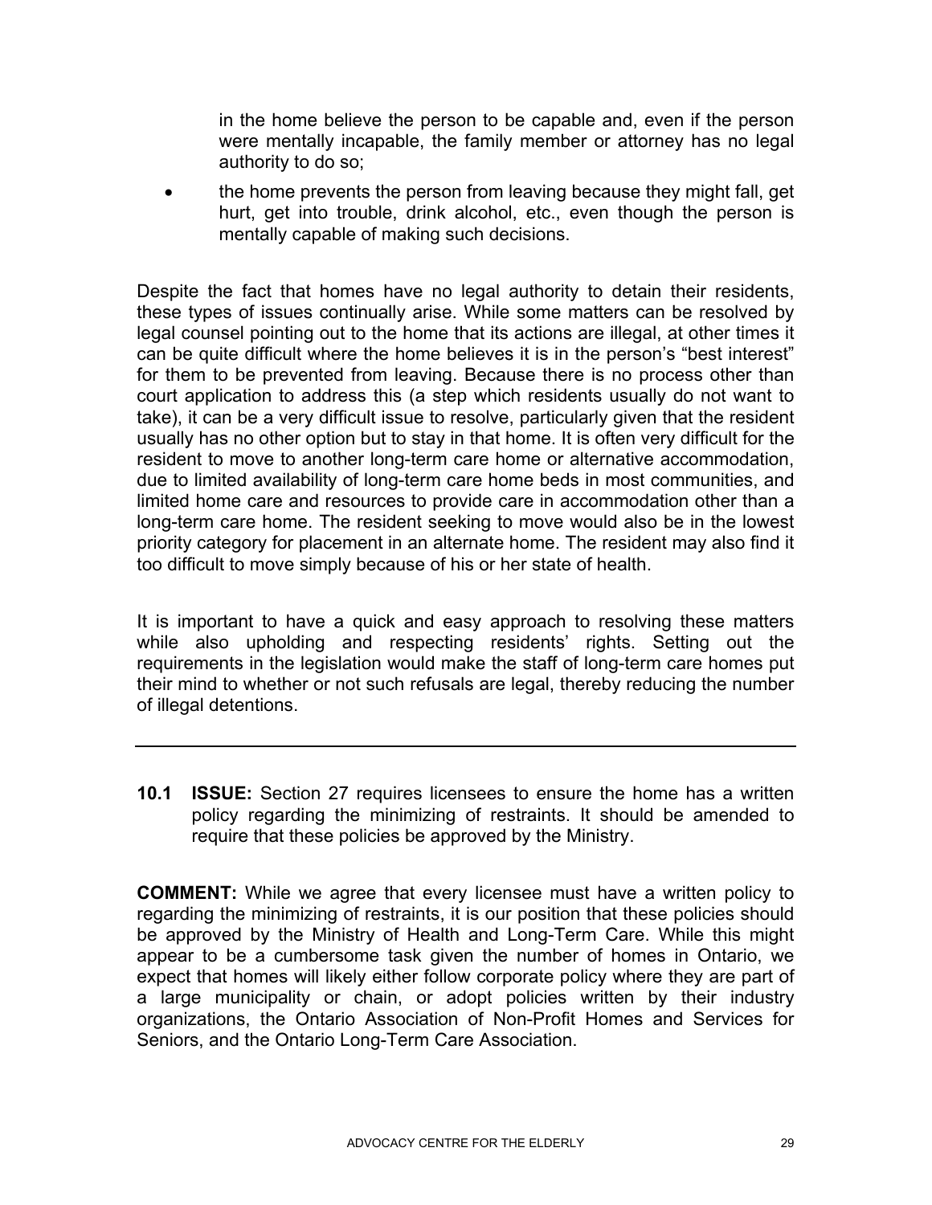in the home believe the person to be capable and, even if the person were mentally incapable, the family member or attorney has no legal authority to do so;

- the home prevents the person from leaving because they might fall, get hurt, get into trouble, drink alcohol, etc., even though the person is mentally capable of making such decisions.

Despite the fact that homes have no legal authority to detain their residents, these types of issues continually arise. While some matters can be resolved by legal counsel pointing out to the home that its actions are illegal, at other times it can be quite difficult where the home believes it is in the person's "best interest" for them to be prevented from leaving. Because there is no process other than court application to address this (a step which residents usually do not want to take), it can be a very difficult issue to resolve, particularly given that the resident usually has no other option but to stay in that home. It is often very difficult for the resident to move to another long-term care home or alternative accommodation, due to limited availability of long-term care home beds in most communities, and limited home care and resources to provide care in accommodation other than a long-term care home. The resident seeking to move would also be in the lowest priority category for placement in an alternate home. The resident may also find it too difficult to move simply because of his or her state of health.

It is important to have a quick and easy approach to resolving these matters while also upholding and respecting residents' rights. Setting out the requirements in the legislation would make the staff of long-term care homes put their mind to whether or not such refusals are legal, thereby reducing the number of illegal detentions.

---

**10.1 ISSUE:** Section 27 requires licensees to ensure the home has a written policy regarding the minimizing of restraints. It should be amended to require that these policies be approved by the Ministry.

**COMMENT:** While we agree that every licensee must have a written policy to regarding the minimizing of restraints, it is our position that these policies should be approved by the Ministry of Health and Long-Term Care. While this might appear to be a cumbersome task given the number of homes in Ontario, we expect that homes will likely either follow corporate policy where they are part of a large municipality or chain, or adopt policies written by their industry organizations, the Ontario Association of Non-Profit Homes and Services for Seniors, and the Ontario Long-Term Care Association.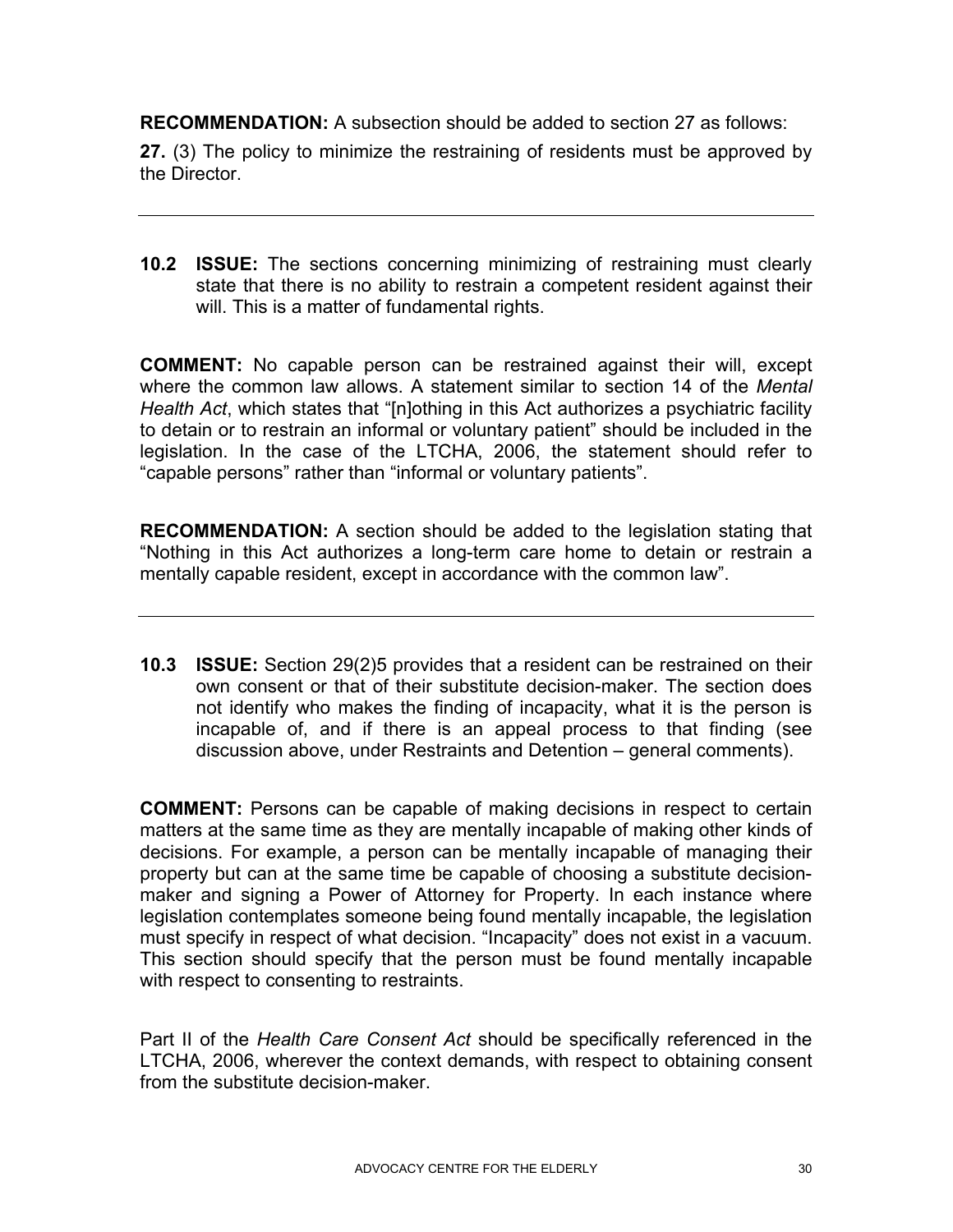**RECOMMENDATION:** A subsection should be added to section 27 as follows:

**27.** (3) The policy to minimize the restraining of residents must be approved by the Director.

---

**10.2 ISSUE:** The sections concerning minimizing of restraining must clearly state that there is no ability to restrain a competent resident against their will. This is a matter of fundamental rights.

**COMMENT:** No capable person can be restrained against their will, except where the common law allows. A statement similar to section 14 of the *Mental Health Act*, which states that "[n]othing in this Act authorizes a psychiatric facility to detain or to restrain an informal or voluntary patient" should be included in the legislation. In the case of the LTCHA, 2006, the statement should refer to "capable persons" rather than "informal or voluntary patients".

**RECOMMENDATION:** A section should be added to the legislation stating that "Nothing in this Act authorizes a long-term care home to detain or restrain a mentally capable resident, except in accordance with the common law".

---

**10.3 ISSUE:** Section 29(2)5 provides that a resident can be restrained on their own consent or that of their substitute decision-maker. The section does not identify who makes the finding of incapacity, what it is the person is incapable of, and if there is an appeal process to that finding (see discussion above, under Restraints and Detention – general comments).

**COMMENT:** Persons can be capable of making decisions in respect to certain matters at the same time as they are mentally incapable of making other kinds of decisions. For example, a person can be mentally incapable of managing their property but can at the same time be capable of choosing a substitute decision-maker and signing a Power of Attorney for Property. In each instance where legislation contemplates someone being found mentally incapable, the legislation must specify in respect of what decision. "Incapacity" does not exist in a vacuum. This section should specify that the person must be found mentally incapable with respect to consenting to restraints.

Part II of the *Health Care Consent Act* should be specifically referenced in the LTCHA, 2006, wherever the context demands, with respect to obtaining consent from the substitute decision-maker.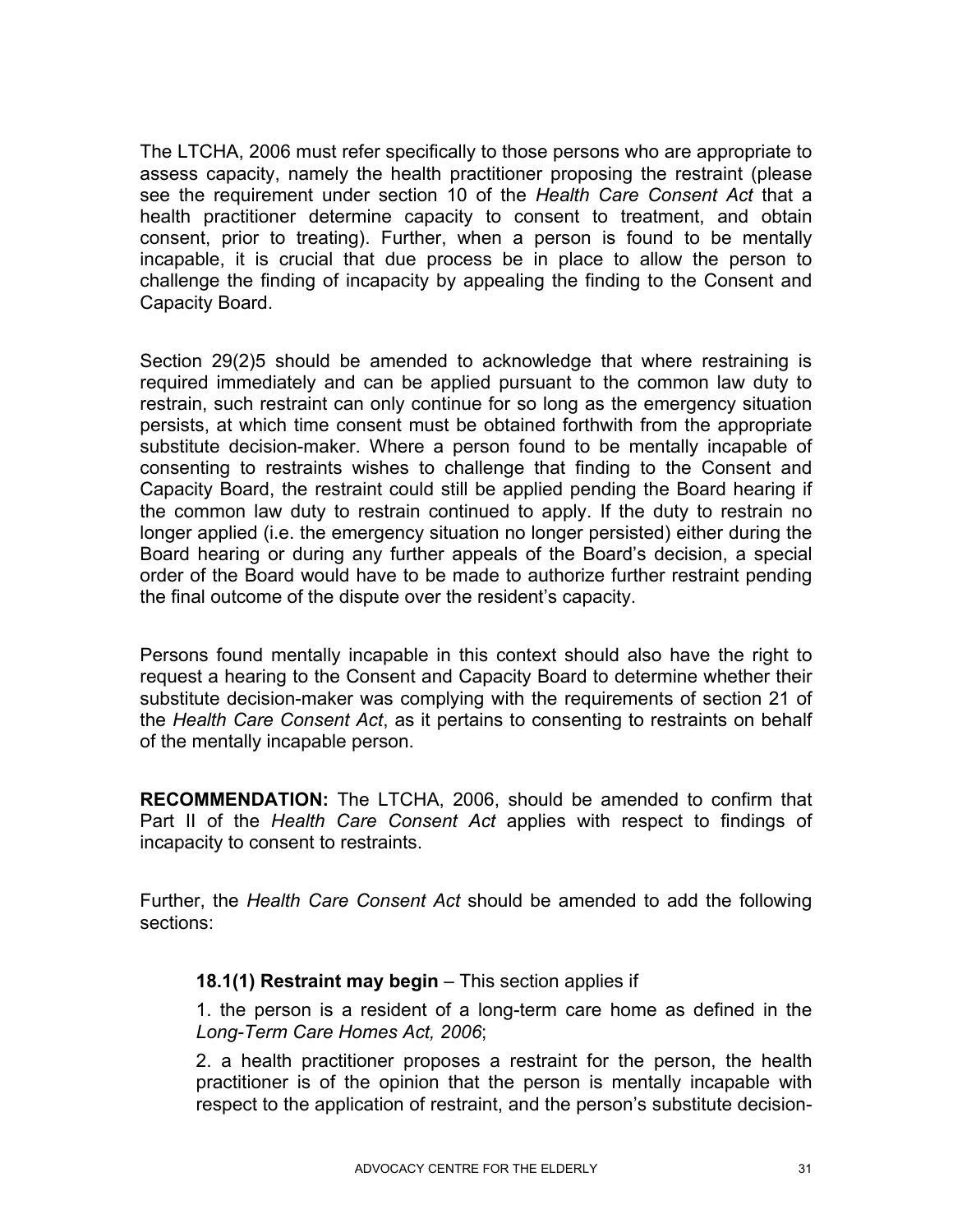The LTCHA, 2006 must refer specifically to those persons who are appropriate to assess capacity, namely the health practitioner proposing the restraint (please see the requirement under section 10 of the *Health Care Consent Act* that a health practitioner determine capacity to consent to treatment, and obtain consent, prior to treating). Further, when a person is found to be mentally incapable, it is crucial that due process be in place to allow the person to challenge the finding of incapacity by appealing the finding to the Consent and Capacity Board.

Section 29(2)5 should be amended to acknowledge that where restraining is required immediately and can be applied pursuant to the common law duty to restrain, such restraint can only continue for so long as the emergency situation persists, at which time consent must be obtained forthwith from the appropriate substitute decision-maker. Where a person found to be mentally incapable of consenting to restraints wishes to challenge that finding to the Consent and Capacity Board, the restraint could still be applied pending the Board hearing if the common law duty to restrain continued to apply. If the duty to restrain no longer applied (i.e. the emergency situation no longer persisted) either during the Board hearing or during any further appeals of the Board's decision, a special order of the Board would have to be made to authorize further restraint pending the final outcome of the dispute over the resident's capacity.

Persons found mentally incapable in this context should also have the right to request a hearing to the Consent and Capacity Board to determine whether their substitute decision-maker was complying with the requirements of section 21 of the *Health Care Consent Act*, as it pertains to consenting to restraints on behalf of the mentally incapable person.

**RECOMMENDATION:** The LTCHA, 2006, should be amended to confirm that Part II of the *Health Care Consent Act* applies with respect to findings of incapacity to consent to restraints.

Further, the *Health Care Consent Act* should be amended to add the following sections:

> **18.1(1) Restraint may begin** – This section applies if
>
> 1. the person is a resident of a long-term care home as defined in the *Long-Term Care Homes Act, 2006*;
>
> 2. a health practitioner proposes a restraint for the person, the health practitioner is of the opinion that the person is mentally incapable with respect to the application of restraint, and the person's substitute decision-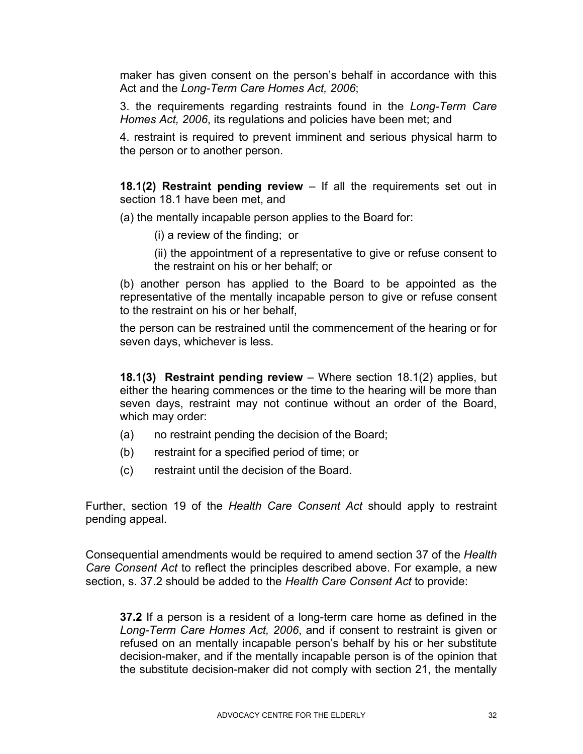maker has given consent on the person's behalf in accordance with this Act and the *Long-Term Care Homes Act, 2006*;

3. the requirements regarding restraints found in the *Long-Term Care Homes Act, 2006*, its regulations and policies have been met; and

4. restraint is required to prevent imminent and serious physical harm to the person or to another person.

**18.1(2) Restraint pending review** – If all the requirements set out in section 18.1 have been met, and

(a) the mentally incapable person applies to the Board for:

(i) a review of the finding; or

(ii) the appointment of a representative to give or refuse consent to the restraint on his or her behalf; or

(b) another person has applied to the Board to be appointed as the representative of the mentally incapable person to give or refuse consent to the restraint on his or her behalf,

the person can be restrained until the commencement of the hearing or for seven days, whichever is less.

**18.1(3) Restraint pending review** – Where section 18.1(2) applies, but either the hearing commences or the time to the hearing will be more than seven days, restraint may not continue without an order of the Board, which may order:

(a) no restraint pending the decision of the Board;

(b) restraint for a specified period of time; or

(c) restraint until the decision of the Board.

Further, section 19 of the *Health Care Consent Act* should apply to restraint pending appeal.

Consequential amendments would be required to amend section 37 of the *Health Care Consent Act* to reflect the principles described above. For example, a new section, s. 37.2 should be added to the *Health Care Consent Act* to provide:

**37.2** If a person is a resident of a long-term care home as defined in the *Long-Term Care Homes Act, 2006*, and if consent to restraint is given or refused on an mentally incapable person's behalf by his or her substitute decision-maker, and if the mentally incapable person is of the opinion that the substitute decision-maker did not comply with section 21, the mentally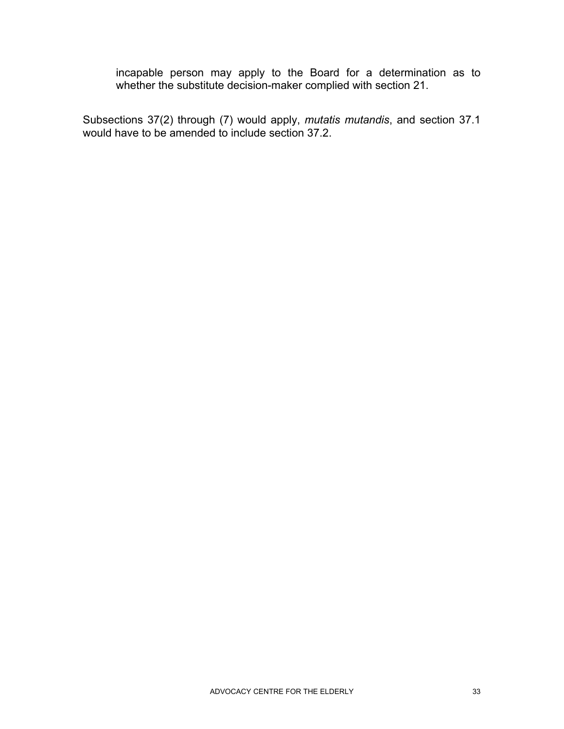> incapable person may apply to the Board for a determination as to whether the substitute decision-maker complied with section 21.

Subsections 37(2) through (7) would apply, *mutatis mutandis*, and section 37.1 would have to be amended to include section 37.2.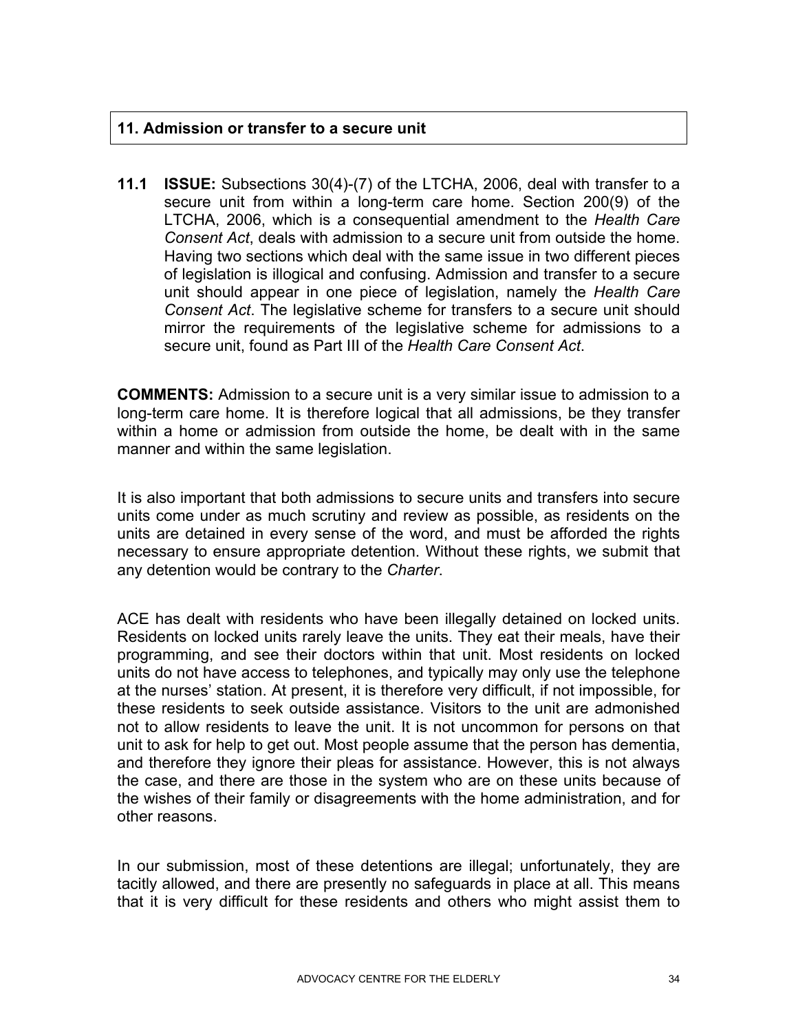## 11. Admission or transfer to a secure unit

**11.1 ISSUE:** Subsections 30(4)-(7) of the LTCHA, 2006, deal with transfer to a secure unit from within a long-term care home. Section 200(9) of the LTCHA, 2006, which is a consequential amendment to the *Health Care Consent Act*, deals with admission to a secure unit from outside the home. Having two sections which deal with the same issue in two different pieces of legislation is illogical and confusing. Admission and transfer to a secure unit should appear in one piece of legislation, namely the *Health Care Consent Act*. The legislative scheme for transfers to a secure unit should mirror the requirements of the legislative scheme for admissions to a secure unit, found as Part III of the *Health Care Consent Act*.

**COMMENTS:** Admission to a secure unit is a very similar issue to admission to a long-term care home. It is therefore logical that all admissions, be they transfer within a home or admission from outside the home, be dealt with in the same manner and within the same legislation.

It is also important that both admissions to secure units and transfers into secure units come under as much scrutiny and review as possible, as residents on the units are detained in every sense of the word, and must be afforded the rights necessary to ensure appropriate detention. Without these rights, we submit that any detention would be contrary to the *Charter*.

ACE has dealt with residents who have been illegally detained on locked units. Residents on locked units rarely leave the units. They eat their meals, have their programming, and see their doctors within that unit. Most residents on locked units do not have access to telephones, and typically may only use the telephone at the nurses' station. At present, it is therefore very difficult, if not impossible, for these residents to seek outside assistance. Visitors to the unit are admonished not to allow residents to leave the unit. It is not uncommon for persons on that unit to ask for help to get out. Most people assume that the person has dementia, and therefore they ignore their pleas for assistance. However, this is not always the case, and there are those in the system who are on these units because of the wishes of their family or disagreements with the home administration, and for other reasons.

In our submission, most of these detentions are illegal; unfortunately, they are tacitly allowed, and there are presently no safeguards in place at all. This means that it is very difficult for these residents and others who might assist them to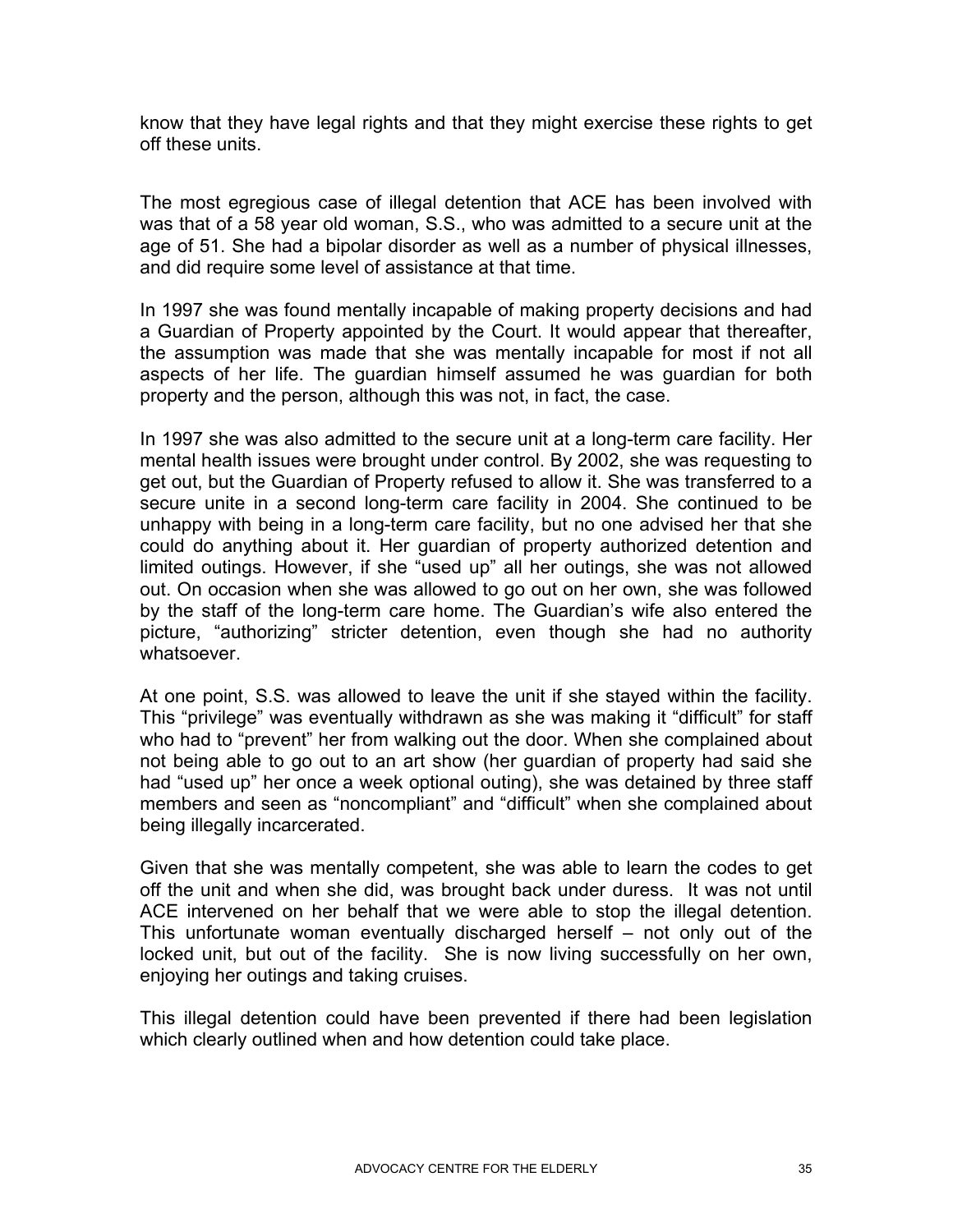know that they have legal rights and that they might exercise these rights to get off these units.

The most egregious case of illegal detention that ACE has been involved with was that of a 58 year old woman, S.S., who was admitted to a secure unit at the age of 51. She had a bipolar disorder as well as a number of physical illnesses, and did require some level of assistance at that time.

In 1997 she was found mentally incapable of making property decisions and had a Guardian of Property appointed by the Court. It would appear that thereafter, the assumption was made that she was mentally incapable for most if not all aspects of her life. The guardian himself assumed he was guardian for both property and the person, although this was not, in fact, the case.

In 1997 she was also admitted to the secure unit at a long-term care facility. Her mental health issues were brought under control. By 2002, she was requesting to get out, but the Guardian of Property refused to allow it. She was transferred to a secure unite in a second long-term care facility in 2004. She continued to be unhappy with being in a long-term care facility, but no one advised her that she could do anything about it. Her guardian of property authorized detention and limited outings. However, if she "used up" all her outings, she was not allowed out. On occasion when she was allowed to go out on her own, she was followed by the staff of the long-term care home. The Guardian's wife also entered the picture, "authorizing" stricter detention, even though she had no authority whatsoever.

At one point, S.S. was allowed to leave the unit if she stayed within the facility. This "privilege" was eventually withdrawn as she was making it "difficult" for staff who had to "prevent" her from walking out the door. When she complained about not being able to go out to an art show (her guardian of property had said she had "used up" her once a week optional outing), she was detained by three staff members and seen as "noncompliant" and "difficult" when she complained about being illegally incarcerated.

Given that she was mentally competent, she was able to learn the codes to get off the unit and when she did, was brought back under duress. It was not until ACE intervened on her behalf that we were able to stop the illegal detention. This unfortunate woman eventually discharged herself – not only out of the locked unit, but out of the facility. She is now living successfully on her own, enjoying her outings and taking cruises.

This illegal detention could have been prevented if there had been legislation which clearly outlined when and how detention could take place.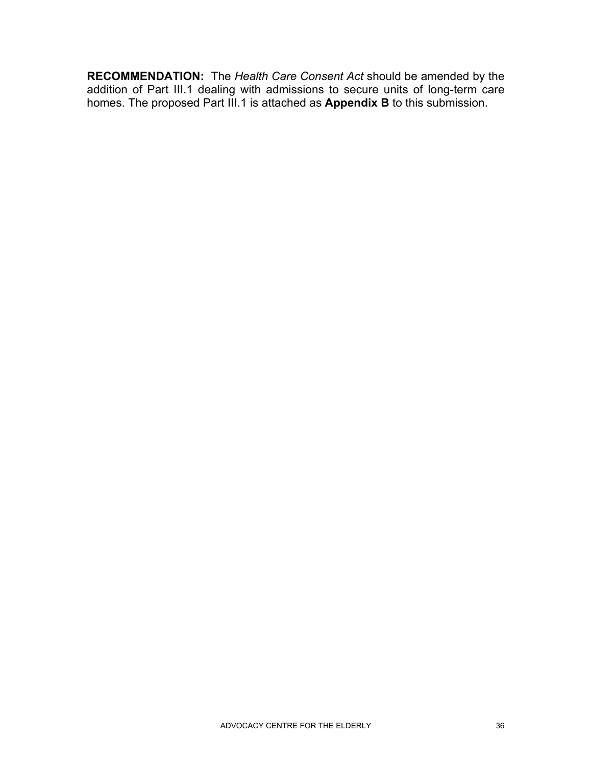**RECOMMENDATION:** The *Health Care Consent Act* should be amended by the addition of Part III.1 dealing with admissions to secure units of long-term care homes. The proposed Part III.1 is attached as **Appendix B** to this submission.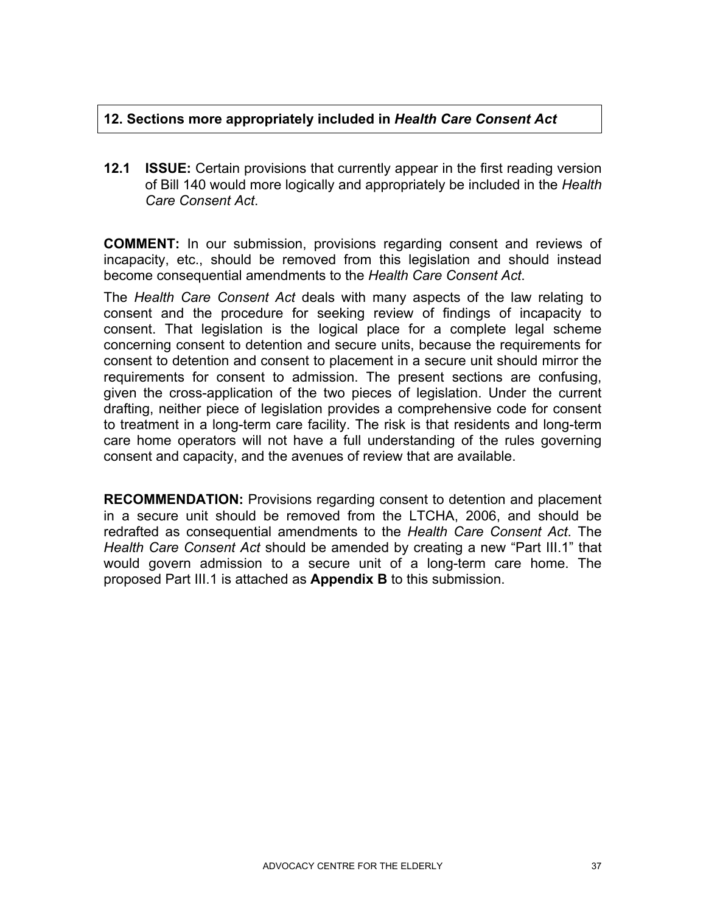## 12. Sections more appropriately included in *Health Care Consent Act*

**12.1 ISSUE:** Certain provisions that currently appear in the first reading version of Bill 140 would more logically and appropriately be included in the *Health Care Consent Act*.

**COMMENT:** In our submission, provisions regarding consent and reviews of incapacity, etc., should be removed from this legislation and should instead become consequential amendments to the *Health Care Consent Act*.

The *Health Care Consent Act* deals with many aspects of the law relating to consent and the procedure for seeking review of findings of incapacity to consent. That legislation is the logical place for a complete legal scheme concerning consent to detention and secure units, because the requirements for consent to detention and consent to placement in a secure unit should mirror the requirements for consent to admission. The present sections are confusing, given the cross-application of the two pieces of legislation. Under the current drafting, neither piece of legislation provides a comprehensive code for consent to treatment in a long-term care facility. The risk is that residents and long-term care home operators will not have a full understanding of the rules governing consent and capacity, and the avenues of review that are available.

**RECOMMENDATION:** Provisions regarding consent to detention and placement in a secure unit should be removed from the LTCHA, 2006, and should be redrafted as consequential amendments to the *Health Care Consent Act*. The *Health Care Consent Act* should be amended by creating a new "Part III.1" that would govern admission to a secure unit of a long-term care home. The proposed Part III.1 is attached as **Appendix B** to this submission.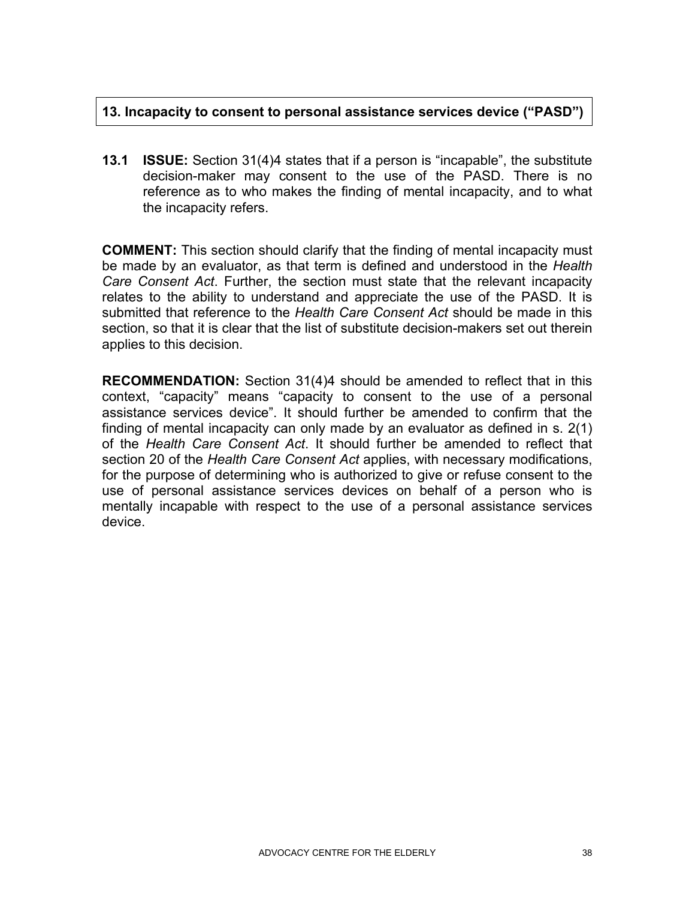## 13. Incapacity to consent to personal assistance services device (“PASD”)

**13.1 ISSUE:** Section 31(4)4 states that if a person is “incapable”, the substitute decision-maker may consent to the use of the PASD. There is no reference as to who makes the finding of mental incapacity, and to what the incapacity refers.

**COMMENT:** This section should clarify that the finding of mental incapacity must be made by an evaluator, as that term is defined and understood in the *Health Care Consent Act*. Further, the section must state that the relevant incapacity relates to the ability to understand and appreciate the use of the PASD. It is submitted that reference to the *Health Care Consent Act* should be made in this section, so that it is clear that the list of substitute decision-makers set out therein applies to this decision.

**RECOMMENDATION:** Section 31(4)4 should be amended to reflect that in this context, “capacity” means “capacity to consent to the use of a personal assistance services device”. It should further be amended to confirm that the finding of mental incapacity can only made by an evaluator as defined in s. 2(1) of the *Health Care Consent Act*. It should further be amended to reflect that section 20 of the *Health Care Consent Act* applies, with necessary modifications, for the purpose of determining who is authorized to give or refuse consent to the use of personal assistance services devices on behalf of a person who is mentally incapable with respect to the use of a personal assistance services device.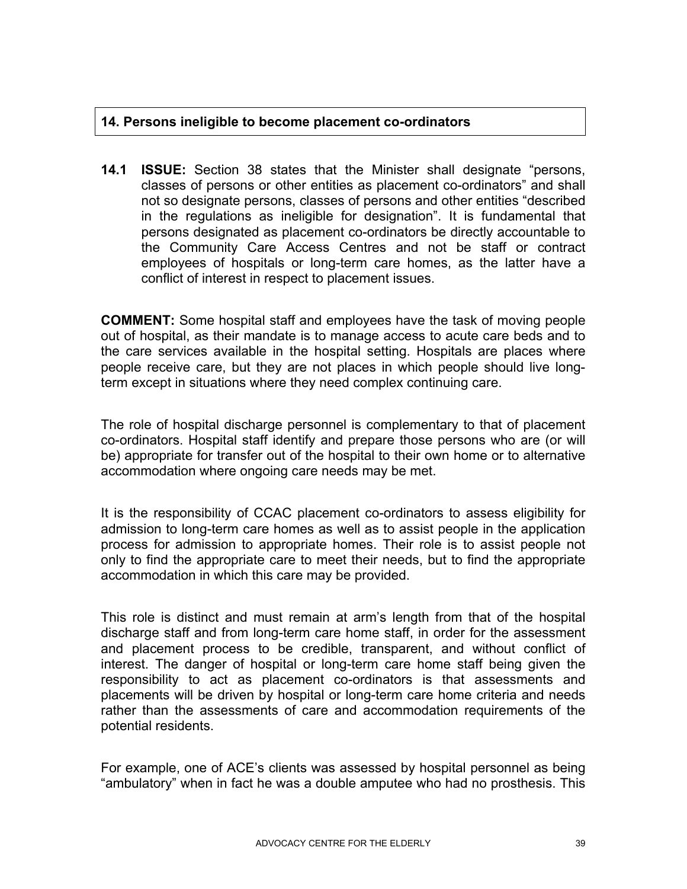## 14. Persons ineligible to become placement co-ordinators

**14.1 ISSUE:** Section 38 states that the Minister shall designate "persons, classes of persons or other entities as placement co-ordinators" and shall not so designate persons, classes of persons and other entities "described in the regulations as ineligible for designation". It is fundamental that persons designated as placement co-ordinators be directly accountable to the Community Care Access Centres and not be staff or contract employees of hospitals or long-term care homes, as the latter have a conflict of interest in respect to placement issues.

**COMMENT:** Some hospital staff and employees have the task of moving people out of hospital, as their mandate is to manage access to acute care beds and to the care services available in the hospital setting. Hospitals are places where people receive care, but they are not places in which people should live long-term except in situations where they need complex continuing care.

The role of hospital discharge personnel is complementary to that of placement co-ordinators. Hospital staff identify and prepare those persons who are (or will be) appropriate for transfer out of the hospital to their own home or to alternative accommodation where ongoing care needs may be met.

It is the responsibility of CCAC placement co-ordinators to assess eligibility for admission to long-term care homes as well as to assist people in the application process for admission to appropriate homes. Their role is to assist people not only to find the appropriate care to meet their needs, but to find the appropriate accommodation in which this care may be provided.

This role is distinct and must remain at arm's length from that of the hospital discharge staff and from long-term care home staff, in order for the assessment and placement process to be credible, transparent, and without conflict of interest. The danger of hospital or long-term care home staff being given the responsibility to act as placement co-ordinators is that assessments and placements will be driven by hospital or long-term care home criteria and needs rather than the assessments of care and accommodation requirements of the potential residents.

For example, one of ACE's clients was assessed by hospital personnel as being "ambulatory" when in fact he was a double amputee who had no prosthesis. This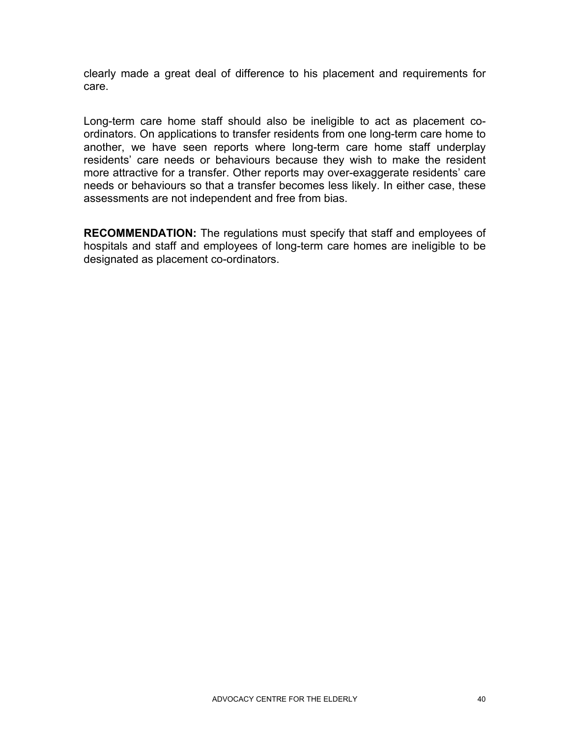clearly made a great deal of difference to his placement and requirements for care.

Long-term care home staff should also be ineligible to act as placement co-ordinators. On applications to transfer residents from one long-term care home to another, we have seen reports where long-term care home staff underplay residents' care needs or behaviours because they wish to make the resident more attractive for a transfer. Other reports may over-exaggerate residents' care needs or behaviours so that a transfer becomes less likely. In either case, these assessments are not independent and free from bias.

**RECOMMENDATION:** The regulations must specify that staff and employees of hospitals and staff and employees of long-term care homes are ineligible to be designated as placement co-ordinators.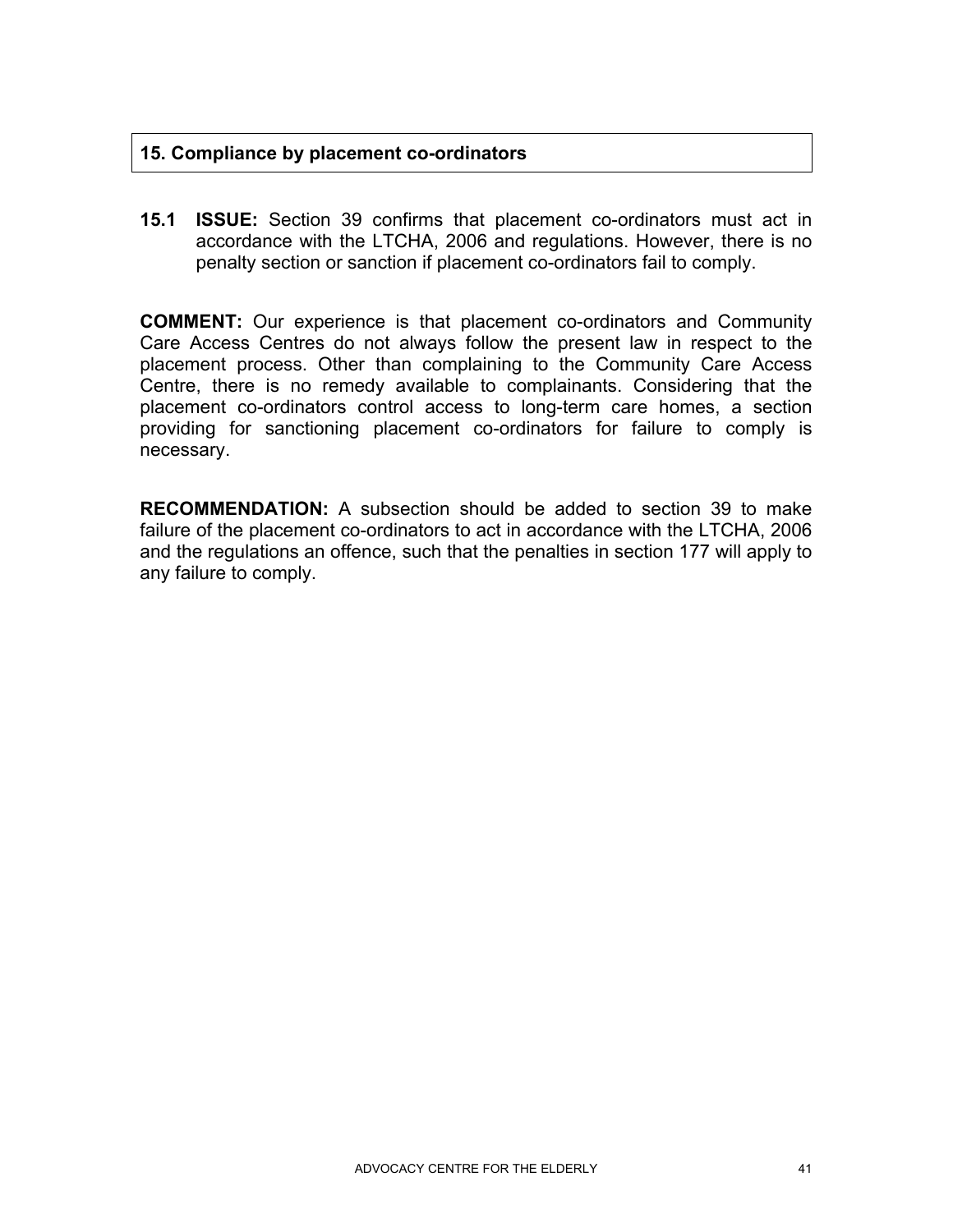## 15. Compliance by placement co-ordinators

**15.1 ISSUE:** Section 39 confirms that placement co-ordinators must act in accordance with the LTCHA, 2006 and regulations. However, there is no penalty section or sanction if placement co-ordinators fail to comply.

**COMMENT:** Our experience is that placement co-ordinators and Community Care Access Centres do not always follow the present law in respect to the placement process. Other than complaining to the Community Care Access Centre, there is no remedy available to complainants. Considering that the placement co-ordinators control access to long-term care homes, a section providing for sanctioning placement co-ordinators for failure to comply is necessary.

**RECOMMENDATION:** A subsection should be added to section 39 to make failure of the placement co-ordinators to act in accordance with the LTCHA, 2006 and the regulations an offence, such that the penalties in section 177 will apply to any failure to comply.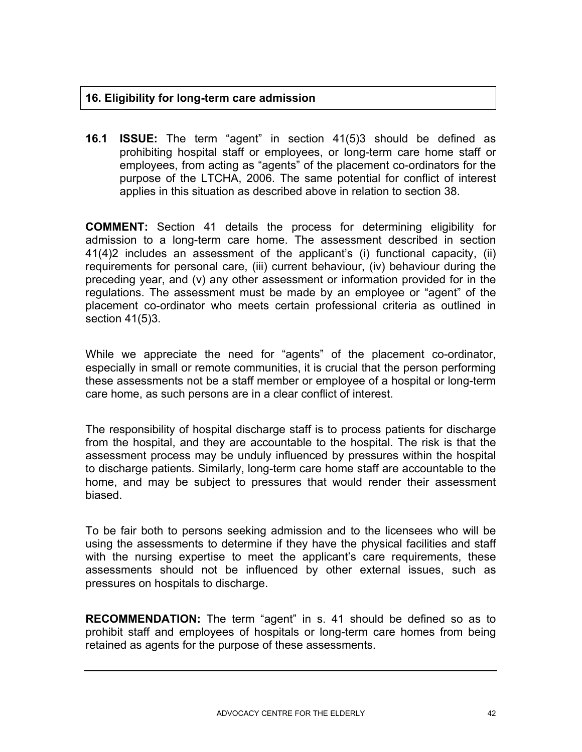## 16. Eligibility for long-term care admission

**16.1 ISSUE:** The term "agent" in section 41(5)3 should be defined as prohibiting hospital staff or employees, or long-term care home staff or employees, from acting as "agents" of the placement co-ordinators for the purpose of the LTCHA, 2006. The same potential for conflict of interest applies in this situation as described above in relation to section 38.

**COMMENT:** Section 41 details the process for determining eligibility for admission to a long-term care home. The assessment described in section 41(4)2 includes an assessment of the applicant's (i) functional capacity, (ii) requirements for personal care, (iii) current behaviour, (iv) behaviour during the preceding year, and (v) any other assessment or information provided for in the regulations. The assessment must be made by an employee or "agent" of the placement co-ordinator who meets certain professional criteria as outlined in section 41(5)3.

While we appreciate the need for "agents" of the placement co-ordinator, especially in small or remote communities, it is crucial that the person performing these assessments not be a staff member or employee of a hospital or long-term care home, as such persons are in a clear conflict of interest.

The responsibility of hospital discharge staff is to process patients for discharge from the hospital, and they are accountable to the hospital. The risk is that the assessment process may be unduly influenced by pressures within the hospital to discharge patients. Similarly, long-term care home staff are accountable to the home, and may be subject to pressures that would render their assessment biased.

To be fair both to persons seeking admission and to the licensees who will be using the assessments to determine if they have the physical facilities and staff with the nursing expertise to meet the applicant's care requirements, these assessments should not be influenced by other external issues, such as pressures on hospitals to discharge.

**RECOMMENDATION:** The term "agent" in s. 41 should be defined so as to prohibit staff and employees of hospitals or long-term care homes from being retained as agents for the purpose of these assessments.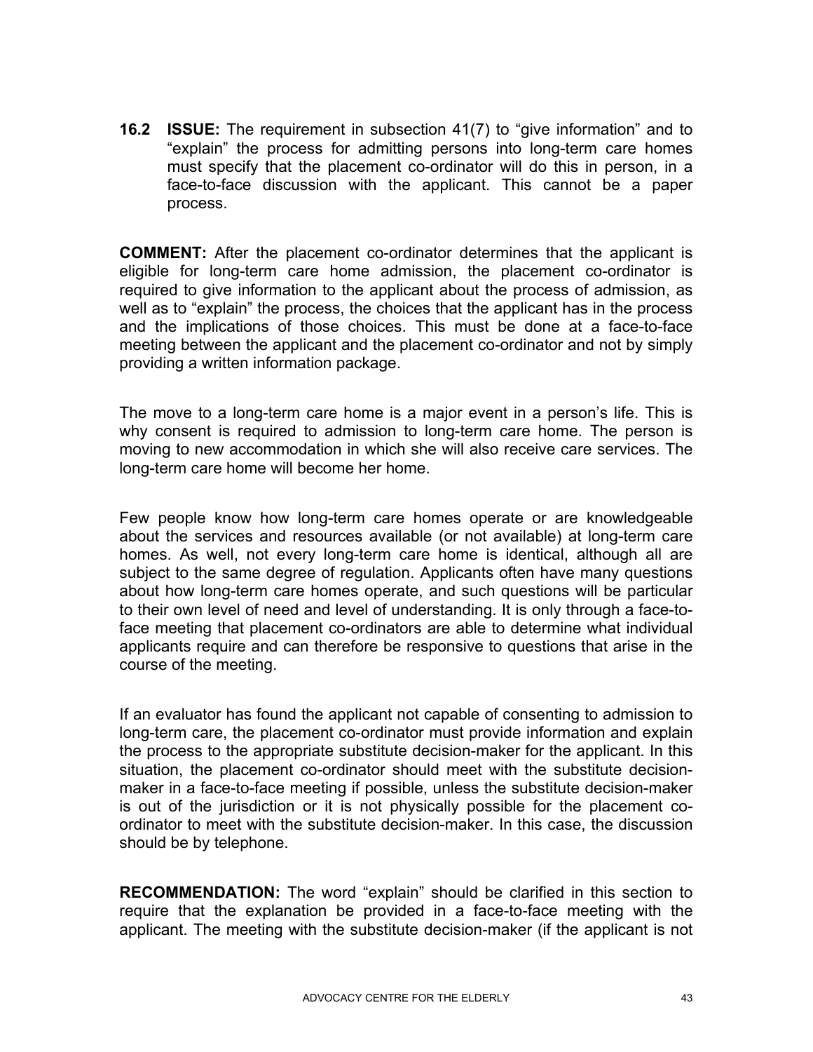**16.2 ISSUE:** The requirement in subsection 41(7) to "give information" and to "explain" the process for admitting persons into long-term care homes must specify that the placement co-ordinator will do this in person, in a face-to-face discussion with the applicant. This cannot be a paper process.

**COMMENT:** After the placement co-ordinator determines that the applicant is eligible for long-term care home admission, the placement co-ordinator is required to give information to the applicant about the process of admission, as well as to "explain" the process, the choices that the applicant has in the process and the implications of those choices. This must be done at a face-to-face meeting between the applicant and the placement co-ordinator and not by simply providing a written information package.

The move to a long-term care home is a major event in a person's life. This is why consent is required to admission to long-term care home. The person is moving to new accommodation in which she will also receive care services. The long-term care home will become her home.

Few people know how long-term care homes operate or are knowledgeable about the services and resources available (or not available) at long-term care homes. As well, not every long-term care home is identical, although all are subject to the same degree of regulation. Applicants often have many questions about how long-term care homes operate, and such questions will be particular to their own level of need and level of understanding. It is only through a face-to-face meeting that placement co-ordinators are able to determine what individual applicants require and can therefore be responsive to questions that arise in the course of the meeting.

If an evaluator has found the applicant not capable of consenting to admission to long-term care, the placement co-ordinator must provide information and explain the process to the appropriate substitute decision-maker for the applicant. In this situation, the placement co-ordinator should meet with the substitute decision-maker in a face-to-face meeting if possible, unless the substitute decision-maker is out of the jurisdiction or it is not physically possible for the placement co-ordinator to meet with the substitute decision-maker. In this case, the discussion should be by telephone.

**RECOMMENDATION:** The word "explain" should be clarified in this section to require that the explanation be provided in a face-to-face meeting with the applicant. The meeting with the substitute decision-maker (if the applicant is not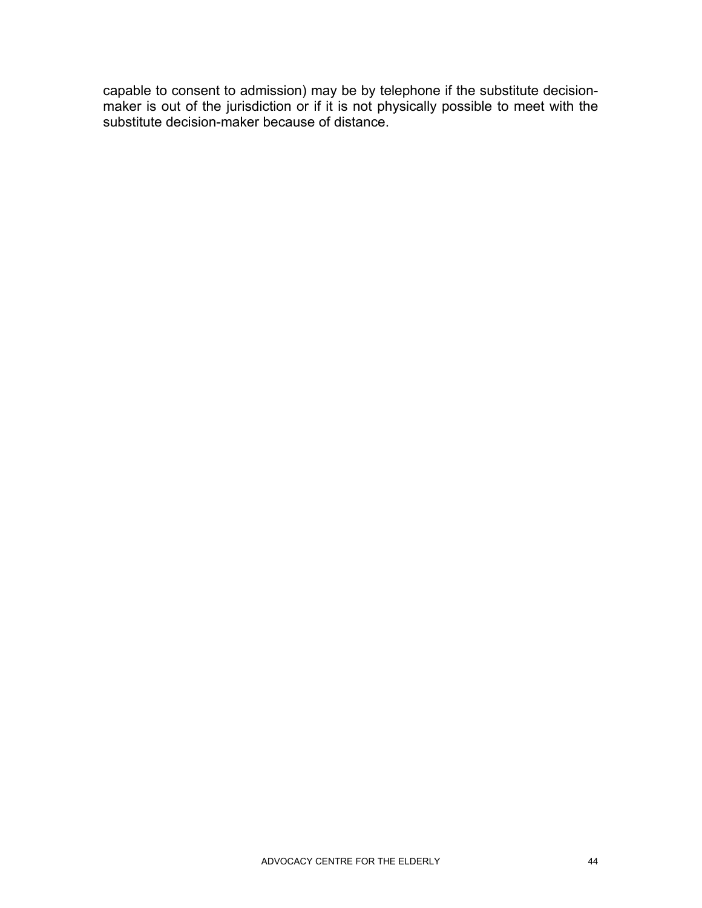capable to consent to admission) may be by telephone if the substitute decision-maker is out of the jurisdiction or if it is not physically possible to meet with the substitute decision-maker because of distance.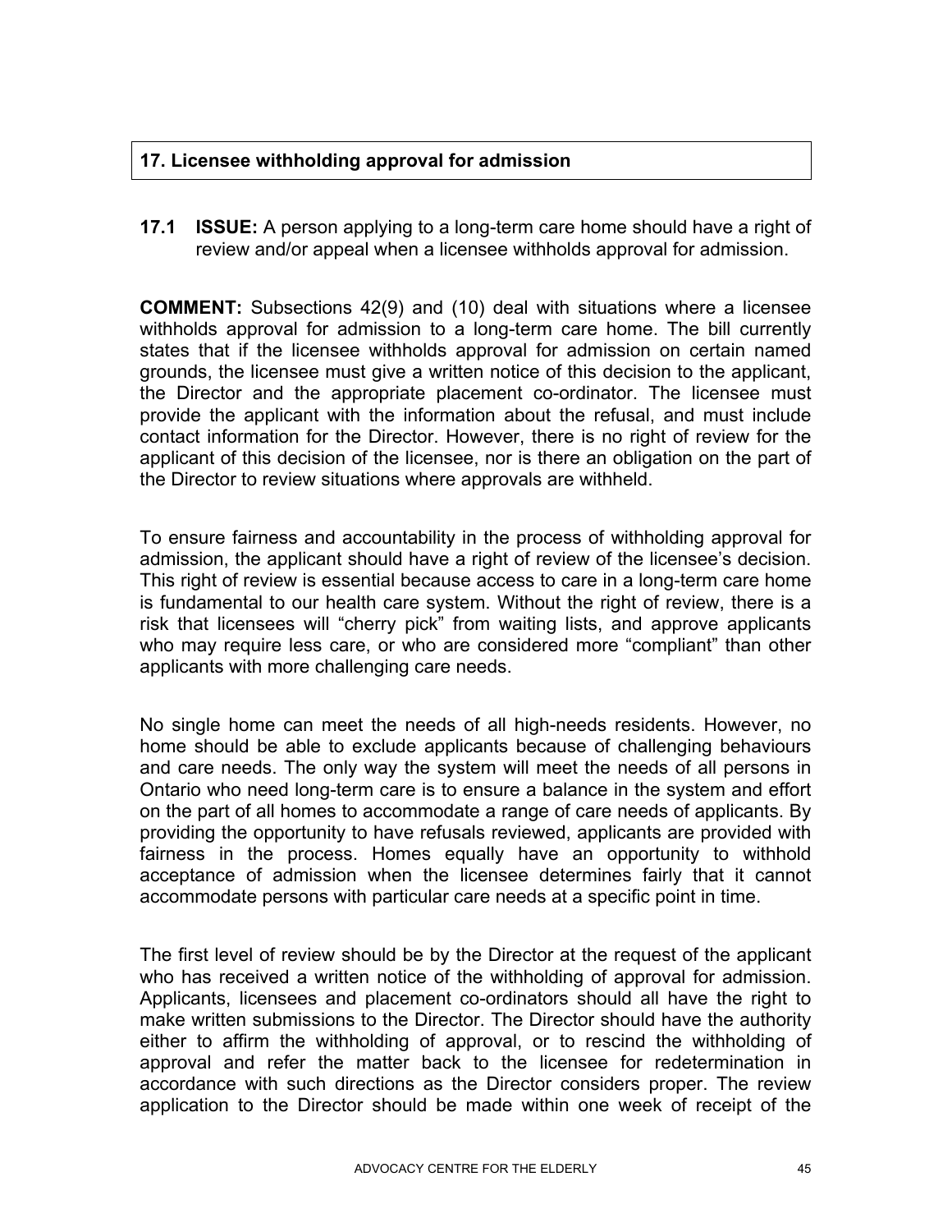## 17. Licensee withholding approval for admission

**17.1 ISSUE:** A person applying to a long-term care home should have a right of review and/or appeal when a licensee withholds approval for admission.

**COMMENT:** Subsections 42(9) and (10) deal with situations where a licensee withholds approval for admission to a long-term care home. The bill currently states that if the licensee withholds approval for admission on certain named grounds, the licensee must give a written notice of this decision to the applicant, the Director and the appropriate placement co-ordinator. The licensee must provide the applicant with the information about the refusal, and must include contact information for the Director. However, there is no right of review for the applicant of this decision of the licensee, nor is there an obligation on the part of the Director to review situations where approvals are withheld.

To ensure fairness and accountability in the process of withholding approval for admission, the applicant should have a right of review of the licensee's decision. This right of review is essential because access to care in a long-term care home is fundamental to our health care system. Without the right of review, there is a risk that licensees will "cherry pick" from waiting lists, and approve applicants who may require less care, or who are considered more "compliant" than other applicants with more challenging care needs.

No single home can meet the needs of all high-needs residents. However, no home should be able to exclude applicants because of challenging behaviours and care needs. The only way the system will meet the needs of all persons in Ontario who need long-term care is to ensure a balance in the system and effort on the part of all homes to accommodate a range of care needs of applicants. By providing the opportunity to have refusals reviewed, applicants are provided with fairness in the process. Homes equally have an opportunity to withhold acceptance of admission when the licensee determines fairly that it cannot accommodate persons with particular care needs at a specific point in time.

The first level of review should be by the Director at the request of the applicant who has received a written notice of the withholding of approval for admission. Applicants, licensees and placement co-ordinators should all have the right to make written submissions to the Director. The Director should have the authority either to affirm the withholding of approval, or to rescind the withholding of approval and refer the matter back to the licensee for redetermination in accordance with such directions as the Director considers proper. The review application to the Director should be made within one week of receipt of the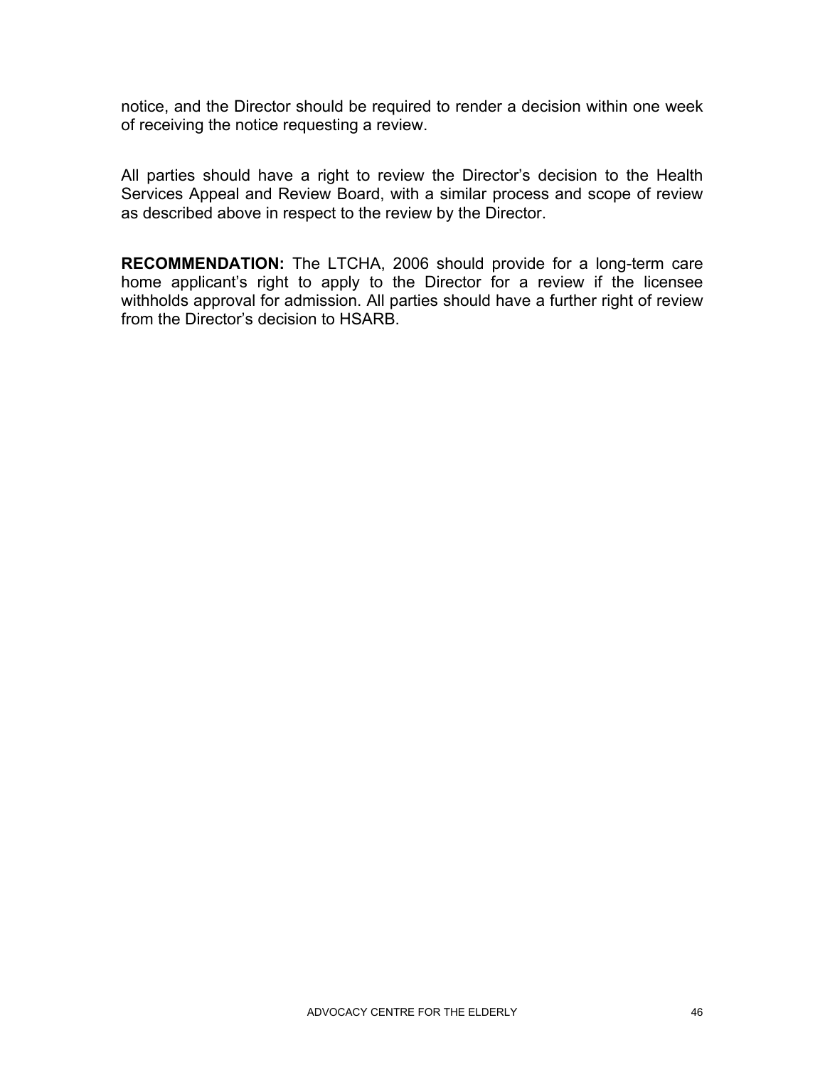notice, and the Director should be required to render a decision within one week of receiving the notice requesting a review.

All parties should have a right to review the Director's decision to the Health Services Appeal and Review Board, with a similar process and scope of review as described above in respect to the review by the Director.

**RECOMMENDATION:** The LTCHA, 2006 should provide for a long-term care home applicant's right to apply to the Director for a review if the licensee withholds approval for admission. All parties should have a further right of review from the Director's decision to HSARB.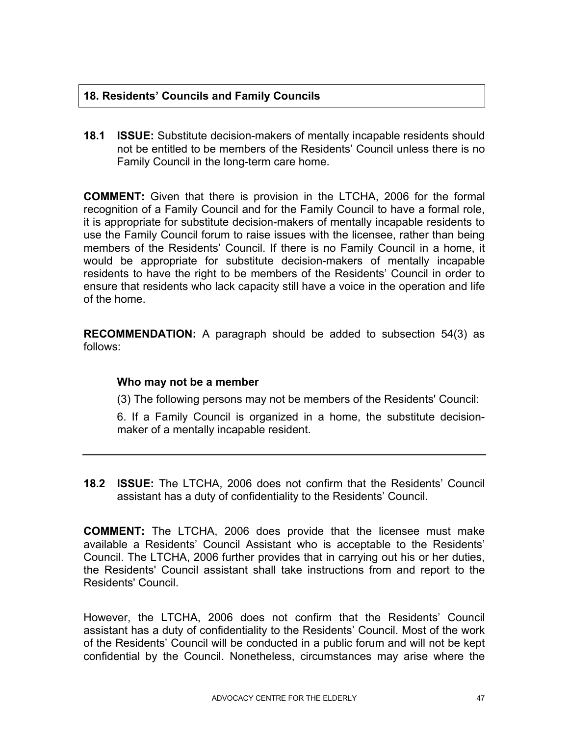## 18. Residents' Councils and Family Councils

**18.1 ISSUE:** Substitute decision-makers of mentally incapable residents should not be entitled to be members of the Residents' Council unless there is no Family Council in the long-term care home.

**COMMENT:** Given that there is provision in the LTCHA, 2006 for the formal recognition of a Family Council and for the Family Council to have a formal role, it is appropriate for substitute decision-makers of mentally incapable residents to use the Family Council forum to raise issues with the licensee, rather than being members of the Residents' Council. If there is no Family Council in a home, it would be appropriate for substitute decision-makers of mentally incapable residents to have the right to be members of the Residents' Council in order to ensure that residents who lack capacity still have a voice in the operation and life of the home.

**RECOMMENDATION:** A paragraph should be added to subsection 54(3) as follows:

> **Who may not be a member**
>
> (3) The following persons may not be members of the Residents' Council:
>
> 6. If a Family Council is organized in a home, the substitute decision-maker of a mentally incapable resident.

---

**18.2 ISSUE:** The LTCHA, 2006 does not confirm that the Residents' Council assistant has a duty of confidentiality to the Residents' Council.

**COMMENT:** The LTCHA, 2006 does provide that the licensee must make available a Residents' Council Assistant who is acceptable to the Residents' Council. The LTCHA, 2006 further provides that in carrying out his or her duties, the Residents' Council assistant shall take instructions from and report to the Residents' Council.

However, the LTCHA, 2006 does not confirm that the Residents' Council assistant has a duty of confidentiality to the Residents' Council. Most of the work of the Residents' Council will be conducted in a public forum and will not be kept confidential by the Council. Nonetheless, circumstances may arise where the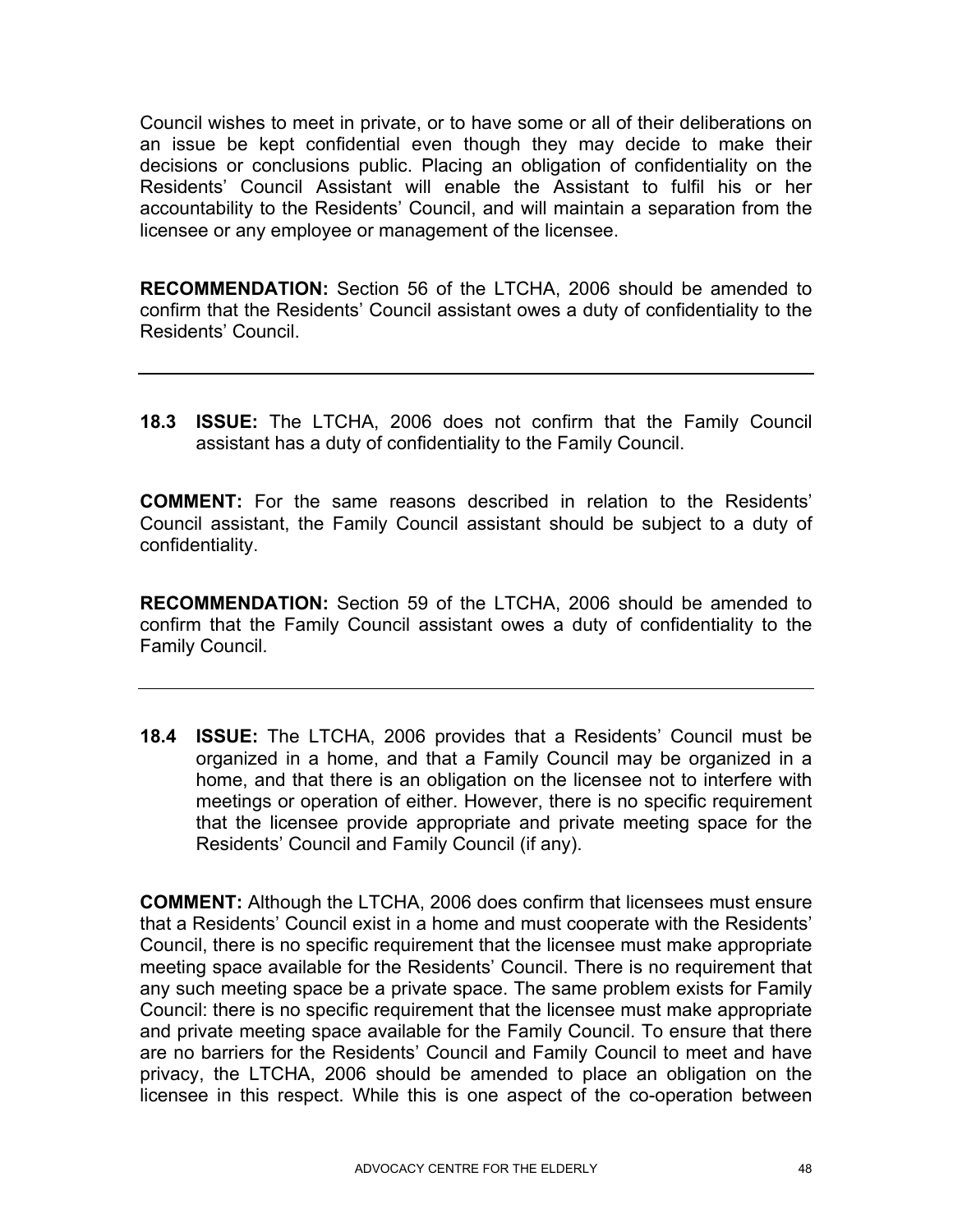Council wishes to meet in private, or to have some or all of their deliberations on an issue be kept confidential even though they may decide to make their decisions or conclusions public. Placing an obligation of confidentiality on the Residents' Council Assistant will enable the Assistant to fulfil his or her accountability to the Residents' Council, and will maintain a separation from the licensee or any employee or management of the licensee.

**RECOMMENDATION:** Section 56 of the LTCHA, 2006 should be amended to confirm that the Residents' Council assistant owes a duty of confidentiality to the Residents' Council.

---

**18.3 ISSUE:** The LTCHA, 2006 does not confirm that the Family Council assistant has a duty of confidentiality to the Family Council.

**COMMENT:** For the same reasons described in relation to the Residents' Council assistant, the Family Council assistant should be subject to a duty of confidentiality.

**RECOMMENDATION:** Section 59 of the LTCHA, 2006 should be amended to confirm that the Family Council assistant owes a duty of confidentiality to the Family Council.

---

**18.4 ISSUE:** The LTCHA, 2006 provides that a Residents' Council must be organized in a home, and that a Family Council may be organized in a home, and that there is an obligation on the licensee not to interfere with meetings or operation of either. However, there is no specific requirement that the licensee provide appropriate and private meeting space for the Residents' Council and Family Council (if any).

**COMMENT:** Although the LTCHA, 2006 does confirm that licensees must ensure that a Residents' Council exist in a home and must cooperate with the Residents' Council, there is no specific requirement that the licensee must make appropriate meeting space available for the Residents' Council. There is no requirement that any such meeting space be a private space. The same problem exists for Family Council: there is no specific requirement that the licensee must make appropriate and private meeting space available for the Family Council. To ensure that there are no barriers for the Residents' Council and Family Council to meet and have privacy, the LTCHA, 2006 should be amended to place an obligation on the licensee in this respect. While this is one aspect of the co-operation between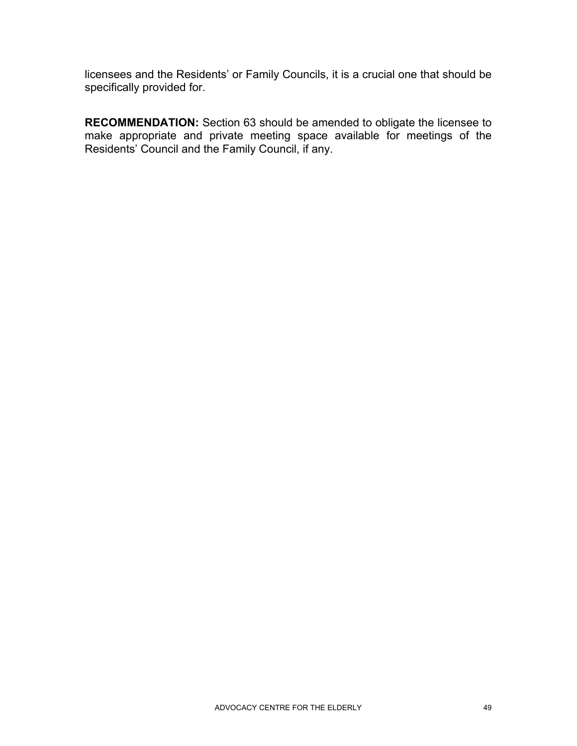licensees and the Residents' or Family Councils, it is a crucial one that should be specifically provided for.

**RECOMMENDATION:** Section 63 should be amended to obligate the licensee to make appropriate and private meeting space available for meetings of the Residents' Council and the Family Council, if any.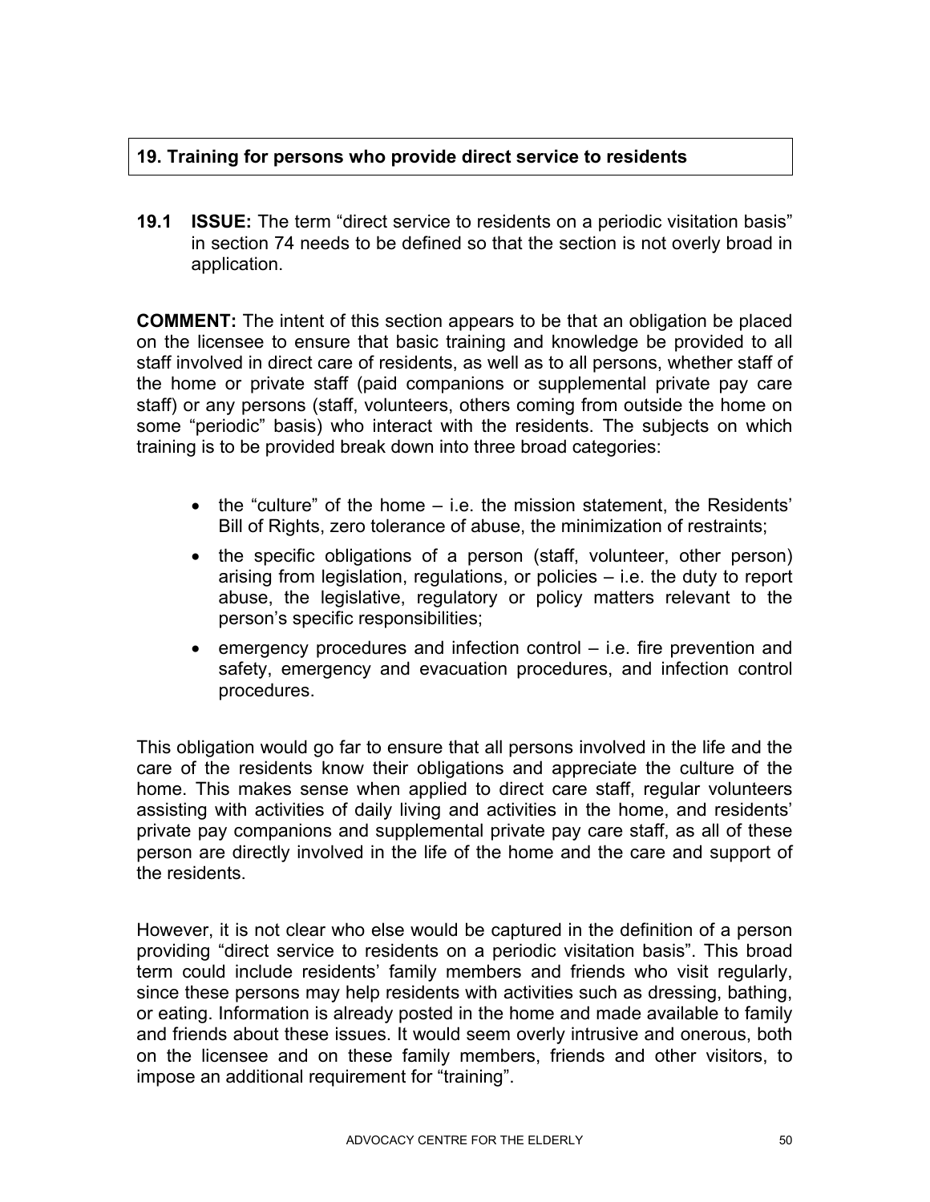## 19. Training for persons who provide direct service to residents

**19.1 ISSUE:** The term "direct service to residents on a periodic visitation basis" in section 74 needs to be defined so that the section is not overly broad in application.

**COMMENT:** The intent of this section appears to be that an obligation be placed on the licensee to ensure that basic training and knowledge be provided to all staff involved in direct care of residents, as well as to all persons, whether staff of the home or private staff (paid companions or supplemental private pay care staff) or any persons (staff, volunteers, others coming from outside the home on some "periodic" basis) who interact with the residents. The subjects on which training is to be provided break down into three broad categories:

- the "culture" of the home – i.e. the mission statement, the Residents' Bill of Rights, zero tolerance of abuse, the minimization of restraints;
- the specific obligations of a person (staff, volunteer, other person) arising from legislation, regulations, or policies – i.e. the duty to report abuse, the legislative, regulatory or policy matters relevant to the person's specific responsibilities;
- emergency procedures and infection control – i.e. fire prevention and safety, emergency and evacuation procedures, and infection control procedures.

This obligation would go far to ensure that all persons involved in the life and the care of the residents know their obligations and appreciate the culture of the home. This makes sense when applied to direct care staff, regular volunteers assisting with activities of daily living and activities in the home, and residents' private pay companions and supplemental private pay care staff, as all of these person are directly involved in the life of the home and the care and support of the residents.

However, it is not clear who else would be captured in the definition of a person providing "direct service to residents on a periodic visitation basis". This broad term could include residents' family members and friends who visit regularly, since these persons may help residents with activities such as dressing, bathing, or eating. Information is already posted in the home and made available to family and friends about these issues. It would seem overly intrusive and onerous, both on the licensee and on these family members, friends and other visitors, to impose an additional requirement for "training".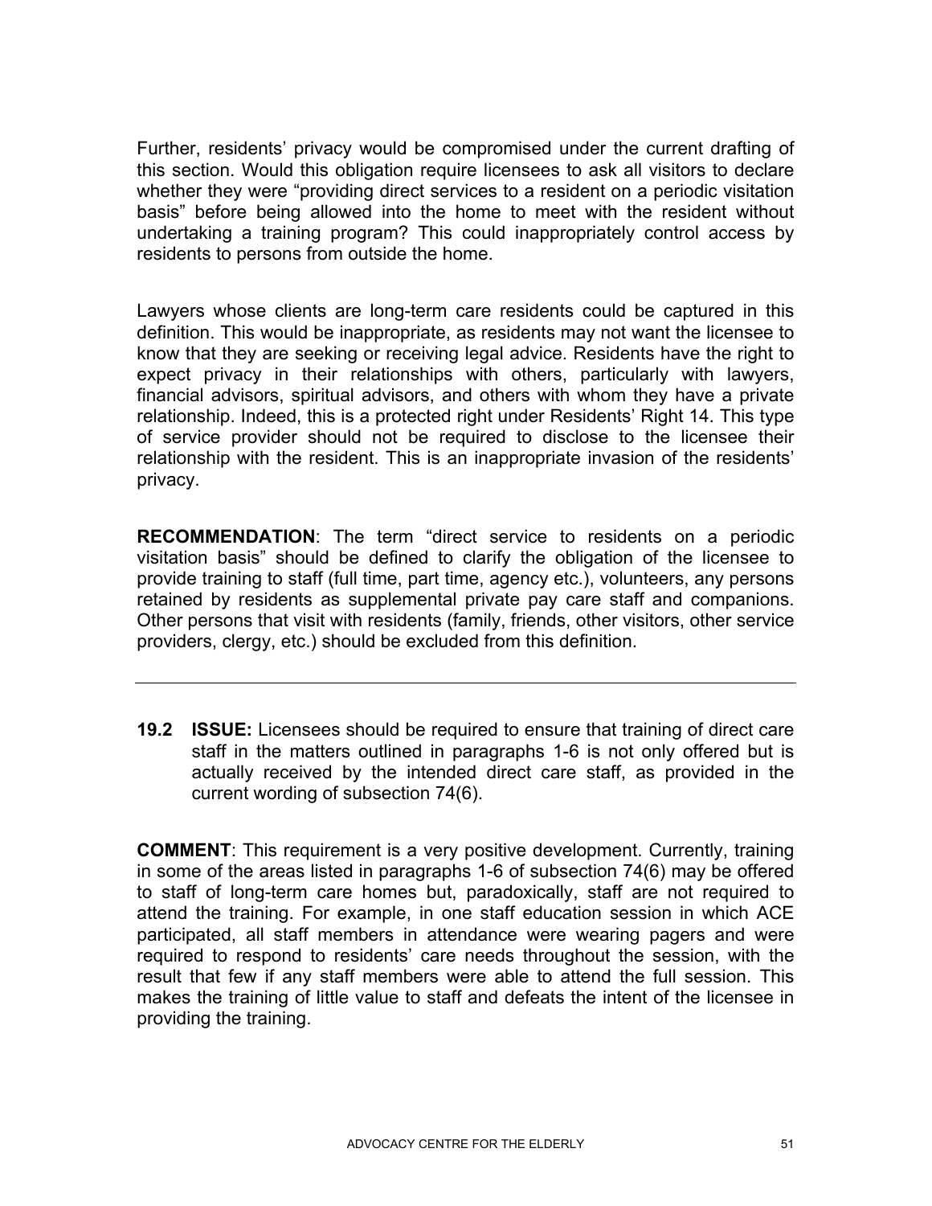Further, residents' privacy would be compromised under the current drafting of this section. Would this obligation require licensees to ask all visitors to declare whether they were "providing direct services to a resident on a periodic visitation basis" before being allowed into the home to meet with the resident without undertaking a training program? This could inappropriately control access by residents to persons from outside the home.

Lawyers whose clients are long-term care residents could be captured in this definition. This would be inappropriate, as residents may not want the licensee to know that they are seeking or receiving legal advice. Residents have the right to expect privacy in their relationships with others, particularly with lawyers, financial advisors, spiritual advisors, and others with whom they have a private relationship. Indeed, this is a protected right under Residents' Right 14. This type of service provider should not be required to disclose to the licensee their relationship with the resident. This is an inappropriate invasion of the residents' privacy.

**RECOMMENDATION**: The term "direct service to residents on a periodic visitation basis" should be defined to clarify the obligation of the licensee to provide training to staff (full time, part time, agency etc.), volunteers, any persons retained by residents as supplemental private pay care staff and companions. Other persons that visit with residents (family, friends, other visitors, other service providers, clergy, etc.) should be excluded from this definition.

---

**19.2 ISSUE:** Licensees should be required to ensure that training of direct care staff in the matters outlined in paragraphs 1-6 is not only offered but is actually received by the intended direct care staff, as provided in the current wording of subsection 74(6).

**COMMENT**: This requirement is a very positive development. Currently, training in some of the areas listed in paragraphs 1-6 of subsection 74(6) may be offered to staff of long-term care homes but, paradoxically, staff are not required to attend the training. For example, in one staff education session in which ACE participated, all staff members in attendance were wearing pagers and were required to respond to residents' care needs throughout the session, with the result that few if any staff members were able to attend the full session. This makes the training of little value to staff and defeats the intent of the licensee in providing the training.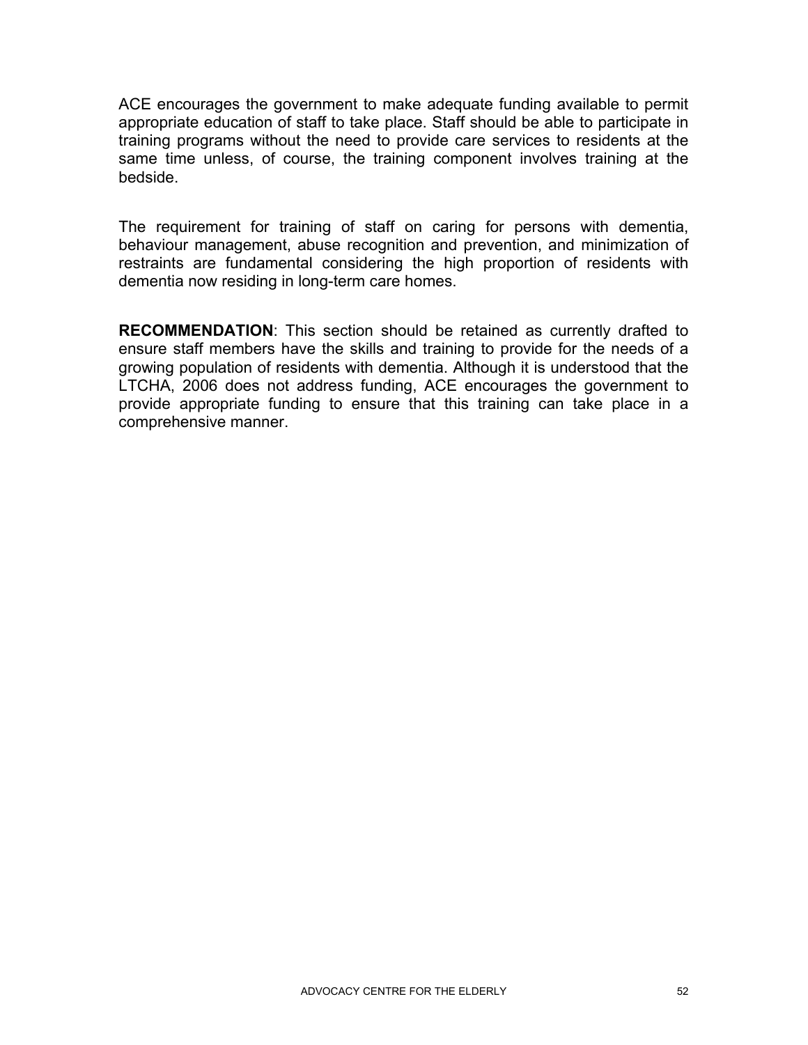ACE encourages the government to make adequate funding available to permit appropriate education of staff to take place. Staff should be able to participate in training programs without the need to provide care services to residents at the same time unless, of course, the training component involves training at the bedside.

The requirement for training of staff on caring for persons with dementia, behaviour management, abuse recognition and prevention, and minimization of restraints are fundamental considering the high proportion of residents with dementia now residing in long-term care homes.

**RECOMMENDATION**: This section should be retained as currently drafted to ensure staff members have the skills and training to provide for the needs of a growing population of residents with dementia. Although it is understood that the LTCHA, 2006 does not address funding, ACE encourages the government to provide appropriate funding to ensure that this training can take place in a comprehensive manner.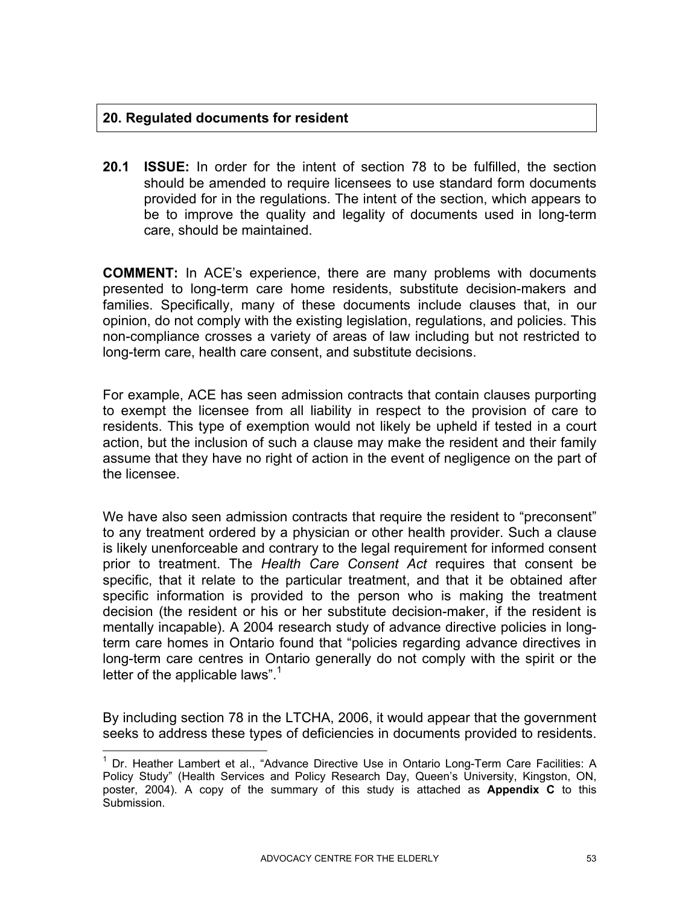## 20. Regulated documents for resident

**20.1 ISSUE:** In order for the intent of section 78 to be fulfilled, the section should be amended to require licensees to use standard form documents provided for in the regulations. The intent of the section, which appears to be to improve the quality and legality of documents used in long-term care, should be maintained.

**COMMENT:** In ACE's experience, there are many problems with documents presented to long-term care home residents, substitute decision-makers and families. Specifically, many of these documents include clauses that, in our opinion, do not comply with the existing legislation, regulations, and policies. This non-compliance crosses a variety of areas of law including but not restricted to long-term care, health care consent, and substitute decisions.

For example, ACE has seen admission contracts that contain clauses purporting to exempt the licensee from all liability in respect to the provision of care to residents. This type of exemption would not likely be upheld if tested in a court action, but the inclusion of such a clause may make the resident and their family assume that they have no right of action in the event of negligence on the part of the licensee.

We have also seen admission contracts that require the resident to "preconsent" to any treatment ordered by a physician or other health provider. Such a clause is likely unenforceable and contrary to the legal requirement for informed consent prior to treatment. The *Health Care Consent Act* requires that consent be specific, that it relate to the particular treatment, and that it be obtained after specific information is provided to the person who is making the treatment decision (the resident or his or her substitute decision-maker, if the resident is mentally incapable). A 2004 research study of advance directive policies in long-term care homes in Ontario found that "policies regarding advance directives in long-term care centres in Ontario generally do not comply with the spirit or the letter of the applicable laws".[1]

By including section 78 in the LTCHA, 2006, it would appear that the government seeks to address these types of deficiencies in documents provided to residents.

---

[1] Dr. Heather Lambert et al., "Advance Directive Use in Ontario Long-Term Care Facilities: A Policy Study" (Health Services and Policy Research Day, Queen's University, Kingston, ON, poster, 2004). A copy of the summary of this study is attached as **Appendix C** to this Submission.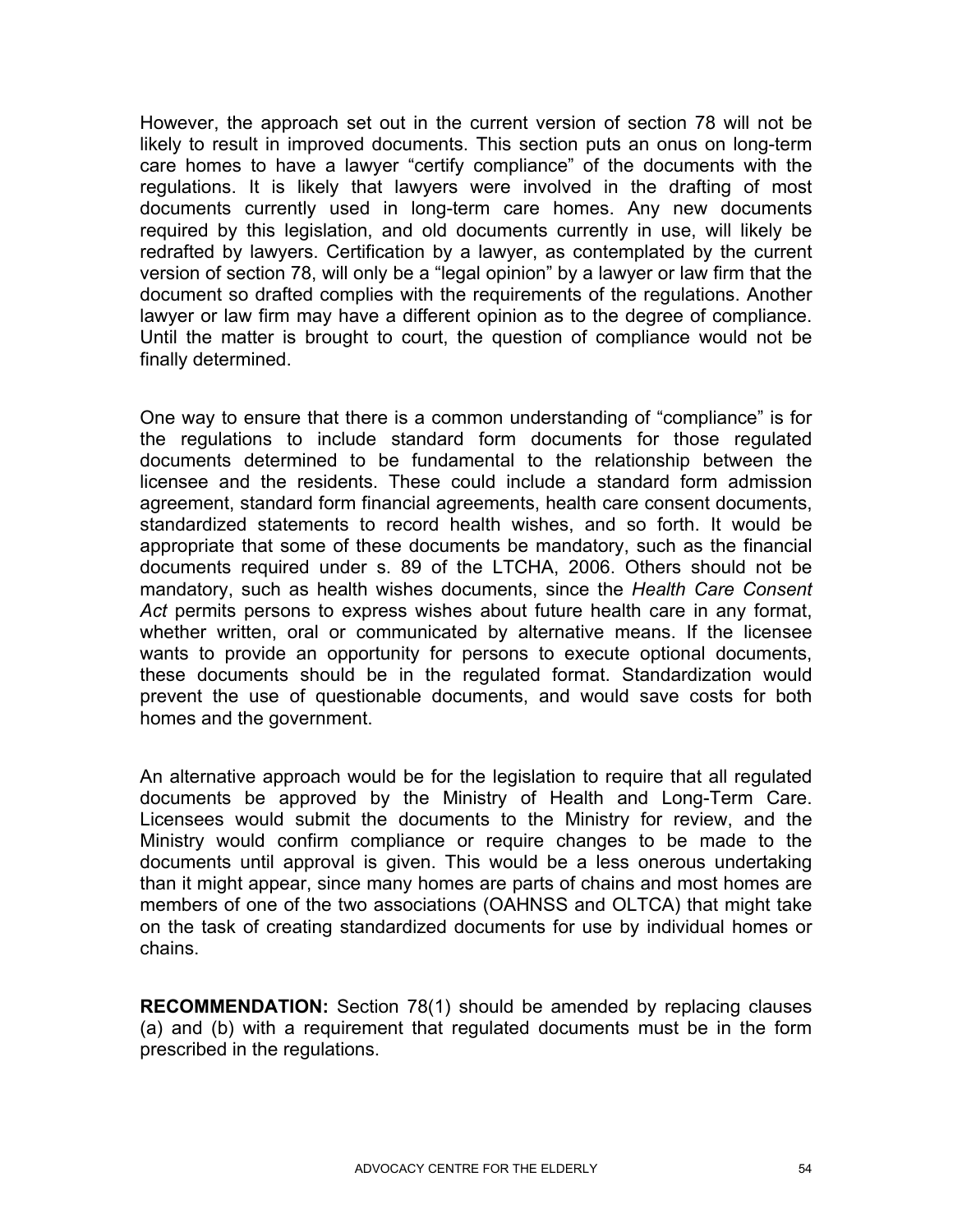However, the approach set out in the current version of section 78 will not be likely to result in improved documents. This section puts an onus on long-term care homes to have a lawyer "certify compliance" of the documents with the regulations. It is likely that lawyers were involved in the drafting of most documents currently used in long-term care homes. Any new documents required by this legislation, and old documents currently in use, will likely be redrafted by lawyers. Certification by a lawyer, as contemplated by the current version of section 78, will only be a "legal opinion" by a lawyer or law firm that the document so drafted complies with the requirements of the regulations. Another lawyer or law firm may have a different opinion as to the degree of compliance. Until the matter is brought to court, the question of compliance would not be finally determined.

One way to ensure that there is a common understanding of "compliance" is for the regulations to include standard form documents for those regulated documents determined to be fundamental to the relationship between the licensee and the residents. These could include a standard form admission agreement, standard form financial agreements, health care consent documents, standardized statements to record health wishes, and so forth. It would be appropriate that some of these documents be mandatory, such as the financial documents required under s. 89 of the LTCHA, 2006. Others should not be mandatory, such as health wishes documents, since the *Health Care Consent Act* permits persons to express wishes about future health care in any format, whether written, oral or communicated by alternative means. If the licensee wants to provide an opportunity for persons to execute optional documents, these documents should be in the regulated format. Standardization would prevent the use of questionable documents, and would save costs for both homes and the government.

An alternative approach would be for the legislation to require that all regulated documents be approved by the Ministry of Health and Long-Term Care. Licensees would submit the documents to the Ministry for review, and the Ministry would confirm compliance or require changes to be made to the documents until approval is given. This would be a less onerous undertaking than it might appear, since many homes are parts of chains and most homes are members of one of the two associations (OAHNSS and OLTCA) that might take on the task of creating standardized documents for use by individual homes or chains.

**RECOMMENDATION:** Section 78(1) should be amended by replacing clauses (a) and (b) with a requirement that regulated documents must be in the form prescribed in the regulations.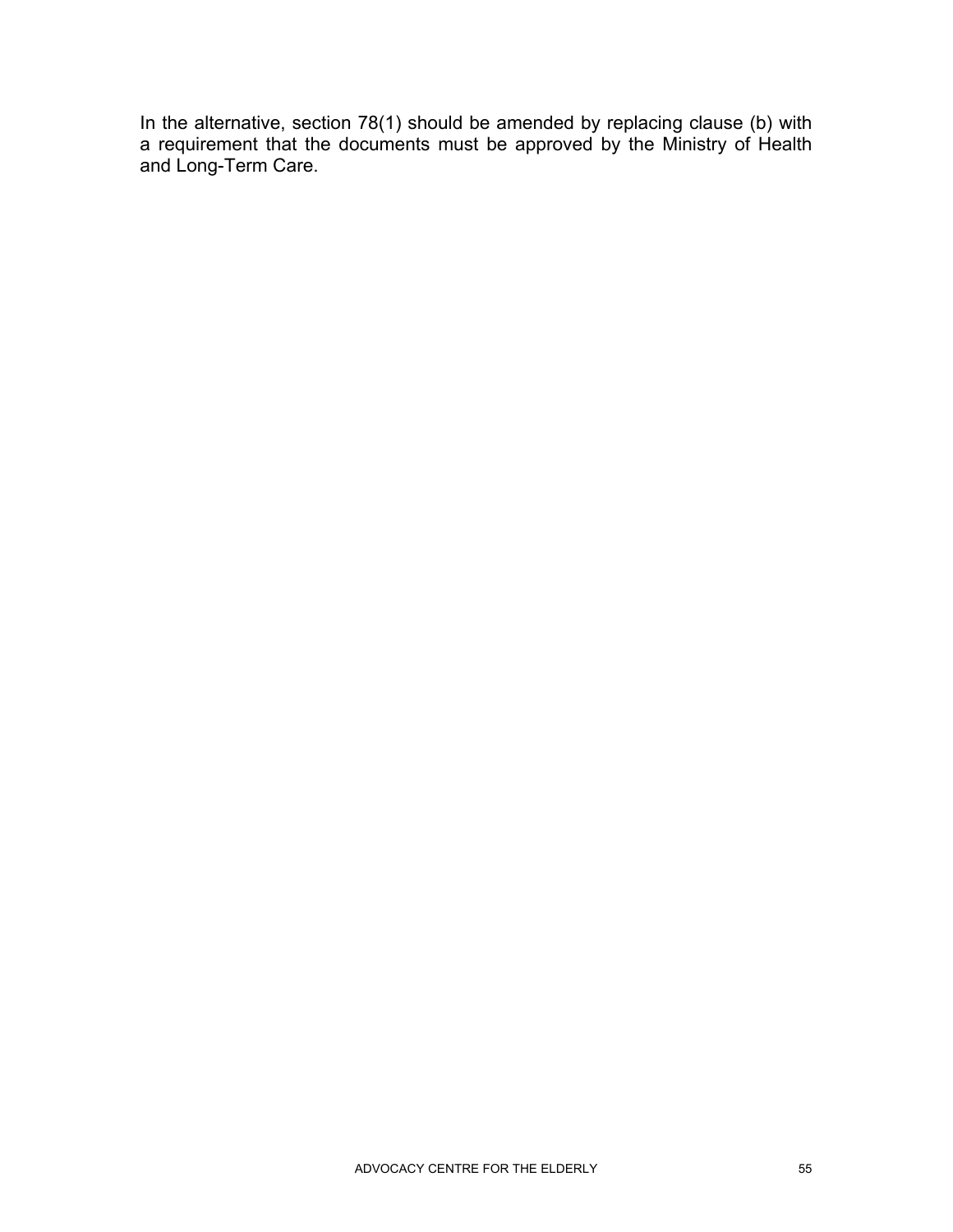In the alternative, section 78(1) should be amended by replacing clause (b) with a requirement that the documents must be approved by the Ministry of Health and Long-Term Care.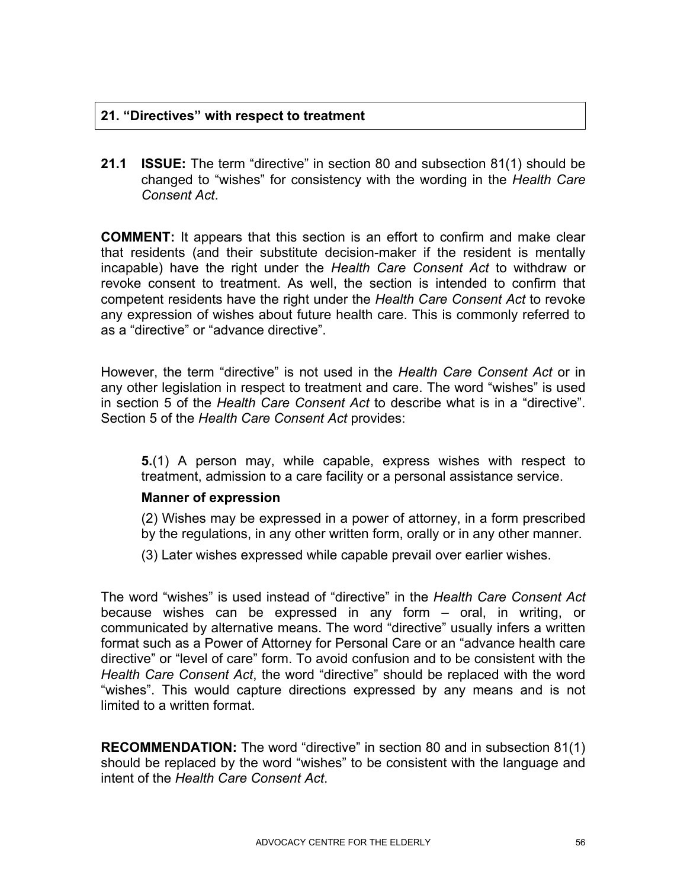## 21. "Directives" with respect to treatment

**21.1 ISSUE:** The term "directive" in section 80 and subsection 81(1) should be changed to "wishes" for consistency with the wording in the *Health Care Consent Act*.

**COMMENT:** It appears that this section is an effort to confirm and make clear that residents (and their substitute decision-maker if the resident is mentally incapable) have the right under the *Health Care Consent Act* to withdraw or revoke consent to treatment. As well, the section is intended to confirm that competent residents have the right under the *Health Care Consent Act* to revoke any expression of wishes about future health care. This is commonly referred to as a "directive" or "advance directive".

However, the term "directive" is not used in the *Health Care Consent Act* or in any other legislation in respect to treatment and care. The word "wishes" is used in section 5 of the *Health Care Consent Act* to describe what is in a "directive". Section 5 of the *Health Care Consent Act* provides:

> **5.**(1) A person may, while capable, express wishes with respect to treatment, admission to a care facility or a personal assistance service.
>
> **Manner of expression**
>
> (2) Wishes may be expressed in a power of attorney, in a form prescribed by the regulations, in any other written form, orally or in any other manner.
>
> (3) Later wishes expressed while capable prevail over earlier wishes.

The word "wishes" is used instead of "directive" in the *Health Care Consent Act* because wishes can be expressed in any form – oral, in writing, or communicated by alternative means. The word "directive" usually infers a written format such as a Power of Attorney for Personal Care or an "advance health care directive" or "level of care" form. To avoid confusion and to be consistent with the *Health Care Consent Act*, the word "directive" should be replaced with the word "wishes". This would capture directions expressed by any means and is not limited to a written format.

**RECOMMENDATION:** The word "directive" in section 80 and in subsection 81(1) should be replaced by the word "wishes" to be consistent with the language and intent of the *Health Care Consent Act*.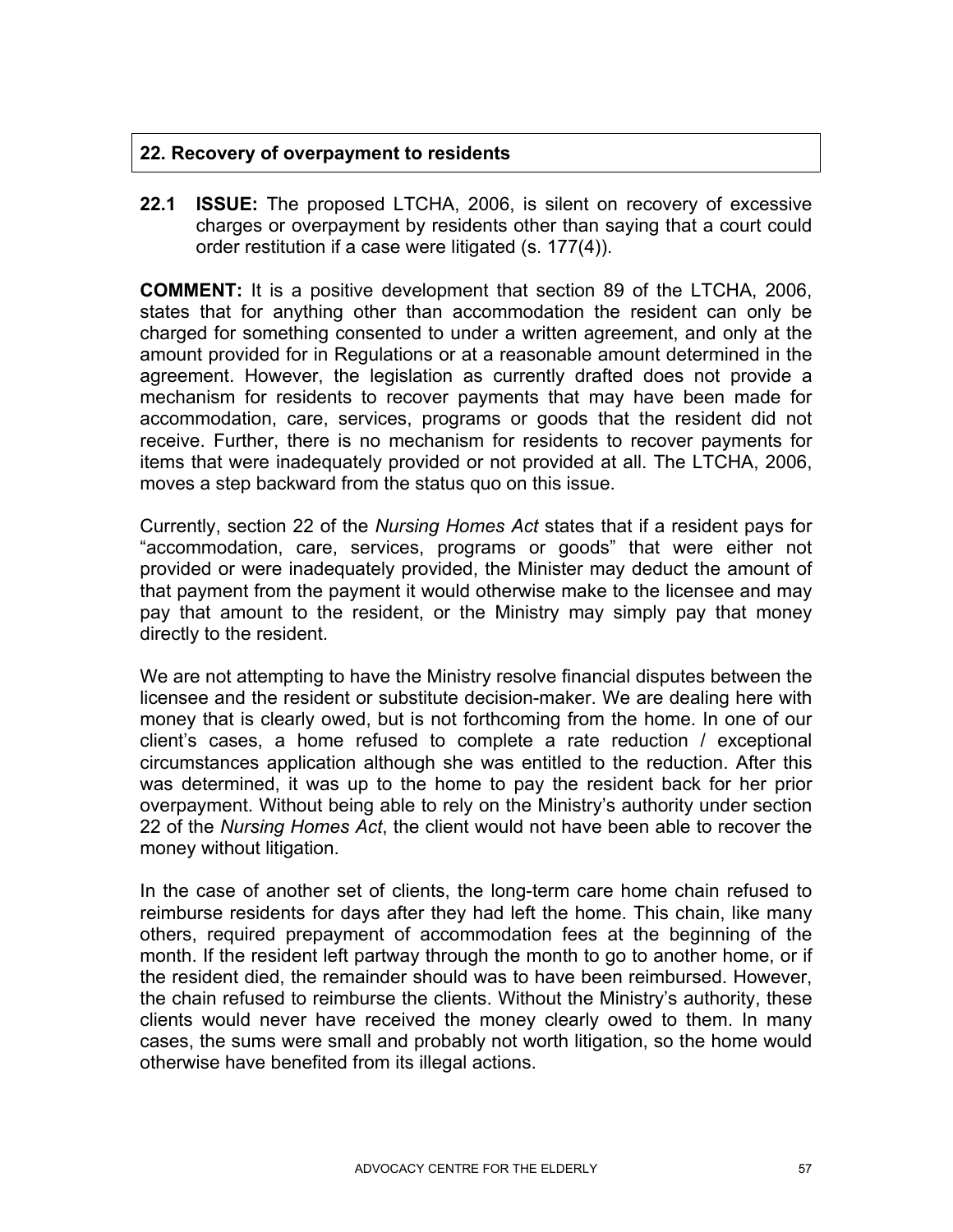## 22. Recovery of overpayment to residents

**22.1 ISSUE:** The proposed LTCHA, 2006, is silent on recovery of excessive charges or overpayment by residents other than saying that a court could order restitution if a case were litigated (s. 177(4)).

**COMMENT:** It is a positive development that section 89 of the LTCHA, 2006, states that for anything other than accommodation the resident can only be charged for something consented to under a written agreement, and only at the amount provided for in Regulations or at a reasonable amount determined in the agreement. However, the legislation as currently drafted does not provide a mechanism for residents to recover payments that may have been made for accommodation, care, services, programs or goods that the resident did not receive. Further, there is no mechanism for residents to recover payments for items that were inadequately provided or not provided at all. The LTCHA, 2006, moves a step backward from the status quo on this issue.

Currently, section 22 of the *Nursing Homes Act* states that if a resident pays for "accommodation, care, services, programs or goods" that were either not provided or were inadequately provided, the Minister may deduct the amount of that payment from the payment it would otherwise make to the licensee and may pay that amount to the resident, or the Ministry may simply pay that money directly to the resident.

We are not attempting to have the Ministry resolve financial disputes between the licensee and the resident or substitute decision-maker. We are dealing here with money that is clearly owed, but is not forthcoming from the home. In one of our client's cases, a home refused to complete a rate reduction / exceptional circumstances application although she was entitled to the reduction. After this was determined, it was up to the home to pay the resident back for her prior overpayment. Without being able to rely on the Ministry's authority under section 22 of the *Nursing Homes Act*, the client would not have been able to recover the money without litigation.

In the case of another set of clients, the long-term care home chain refused to reimburse residents for days after they had left the home. This chain, like many others, required prepayment of accommodation fees at the beginning of the month. If the resident left partway through the month to go to another home, or if the resident died, the remainder should was to have been reimbursed. However, the chain refused to reimburse the clients. Without the Ministry's authority, these clients would never have received the money clearly owed to them. In many cases, the sums were small and probably not worth litigation, so the home would otherwise have benefited from its illegal actions.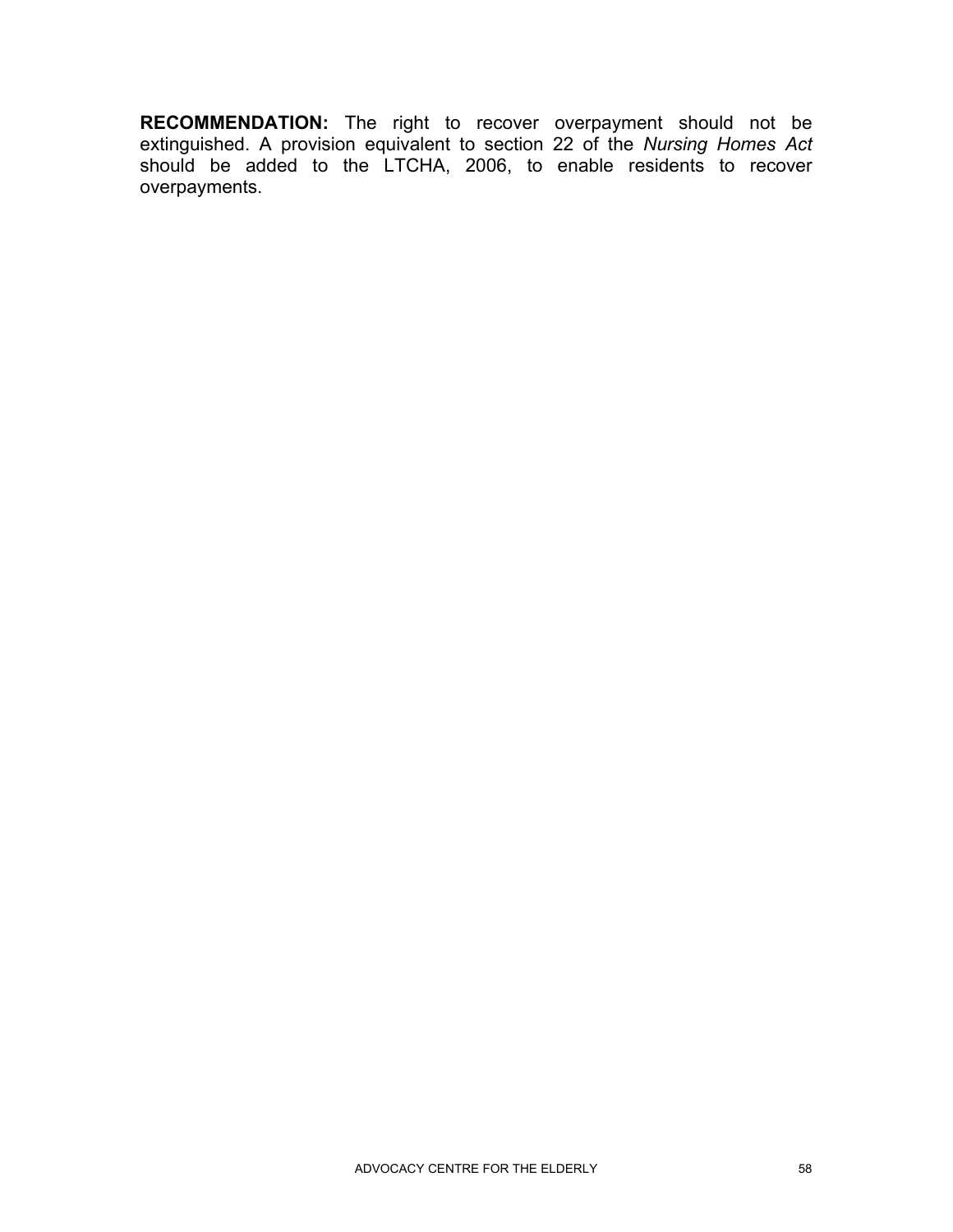**RECOMMENDATION:** The right to recover overpayment should not be extinguished. A provision equivalent to section 22 of the *Nursing Homes Act* should be added to the LTCHA, 2006, to enable residents to recover overpayments.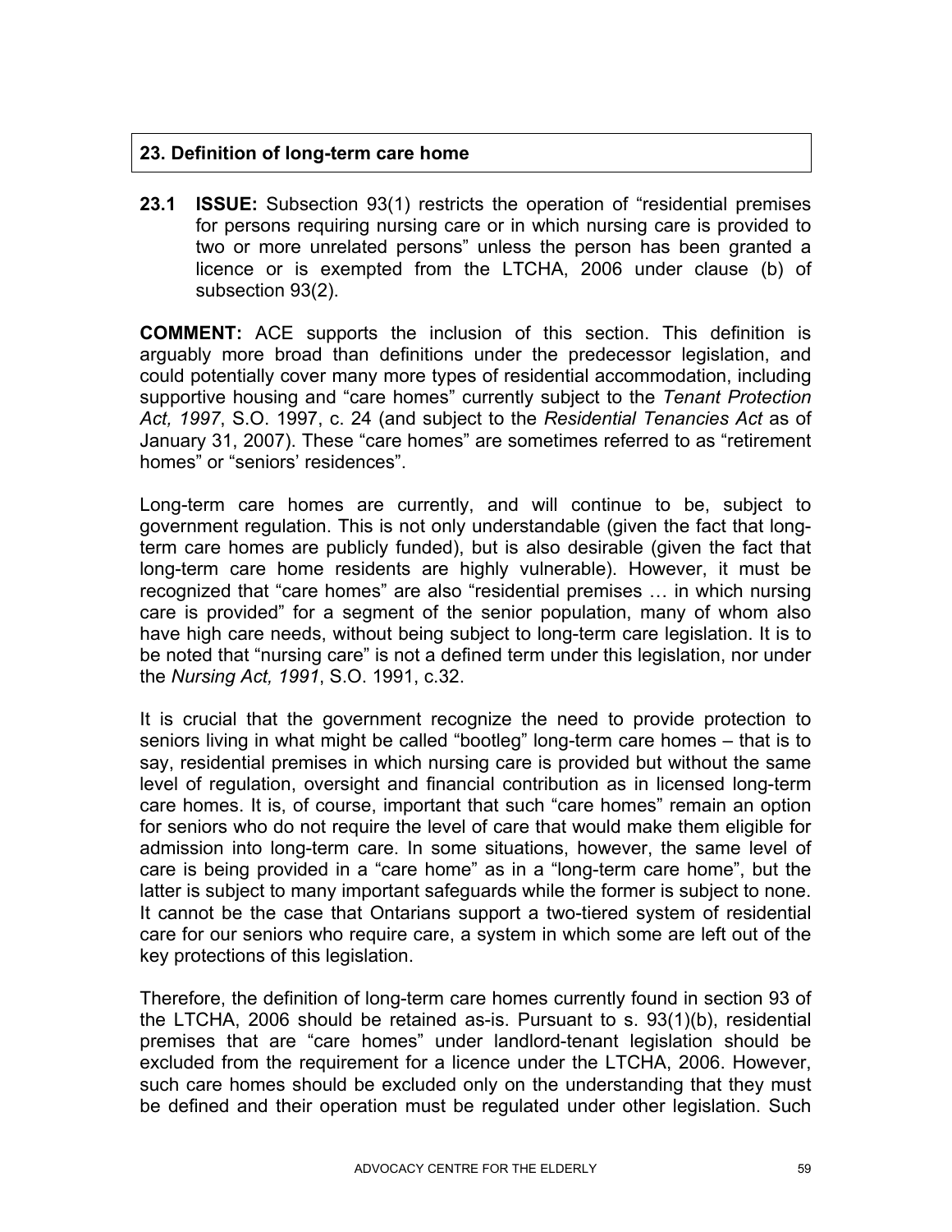## 23. Definition of long-term care home

**23.1 ISSUE:** Subsection 93(1) restricts the operation of "residential premises for persons requiring nursing care or in which nursing care is provided to two or more unrelated persons" unless the person has been granted a licence or is exempted from the LTCHA, 2006 under clause (b) of subsection 93(2).

**COMMENT:** ACE supports the inclusion of this section. This definition is arguably more broad than definitions under the predecessor legislation, and could potentially cover many more types of residential accommodation, including supportive housing and "care homes" currently subject to the *Tenant Protection Act, 1997*, S.O. 1997, c. 24 (and subject to the *Residential Tenancies Act* as of January 31, 2007). These "care homes" are sometimes referred to as "retirement homes" or "seniors' residences".

Long-term care homes are currently, and will continue to be, subject to government regulation. This is not only understandable (given the fact that long-term care homes are publicly funded), but is also desirable (given the fact that long-term care home residents are highly vulnerable). However, it must be recognized that "care homes" are also "residential premises … in which nursing care is provided" for a segment of the senior population, many of whom also have high care needs, without being subject to long-term care legislation. It is to be noted that "nursing care" is not a defined term under this legislation, nor under the *Nursing Act, 1991*, S.O. 1991, c.32.

It is crucial that the government recognize the need to provide protection to seniors living in what might be called "bootleg" long-term care homes – that is to say, residential premises in which nursing care is provided but without the same level of regulation, oversight and financial contribution as in licensed long-term care homes. It is, of course, important that such "care homes" remain an option for seniors who do not require the level of care that would make them eligible for admission into long-term care. In some situations, however, the same level of care is being provided in a "care home" as in a "long-term care home", but the latter is subject to many important safeguards while the former is subject to none. It cannot be the case that Ontarians support a two-tiered system of residential care for our seniors who require care, a system in which some are left out of the key protections of this legislation.

Therefore, the definition of long-term care homes currently found in section 93 of the LTCHA, 2006 should be retained as-is. Pursuant to s. 93(1)(b), residential premises that are "care homes" under landlord-tenant legislation should be excluded from the requirement for a licence under the LTCHA, 2006. However, such care homes should be excluded only on the understanding that they must be defined and their operation must be regulated under other legislation. Such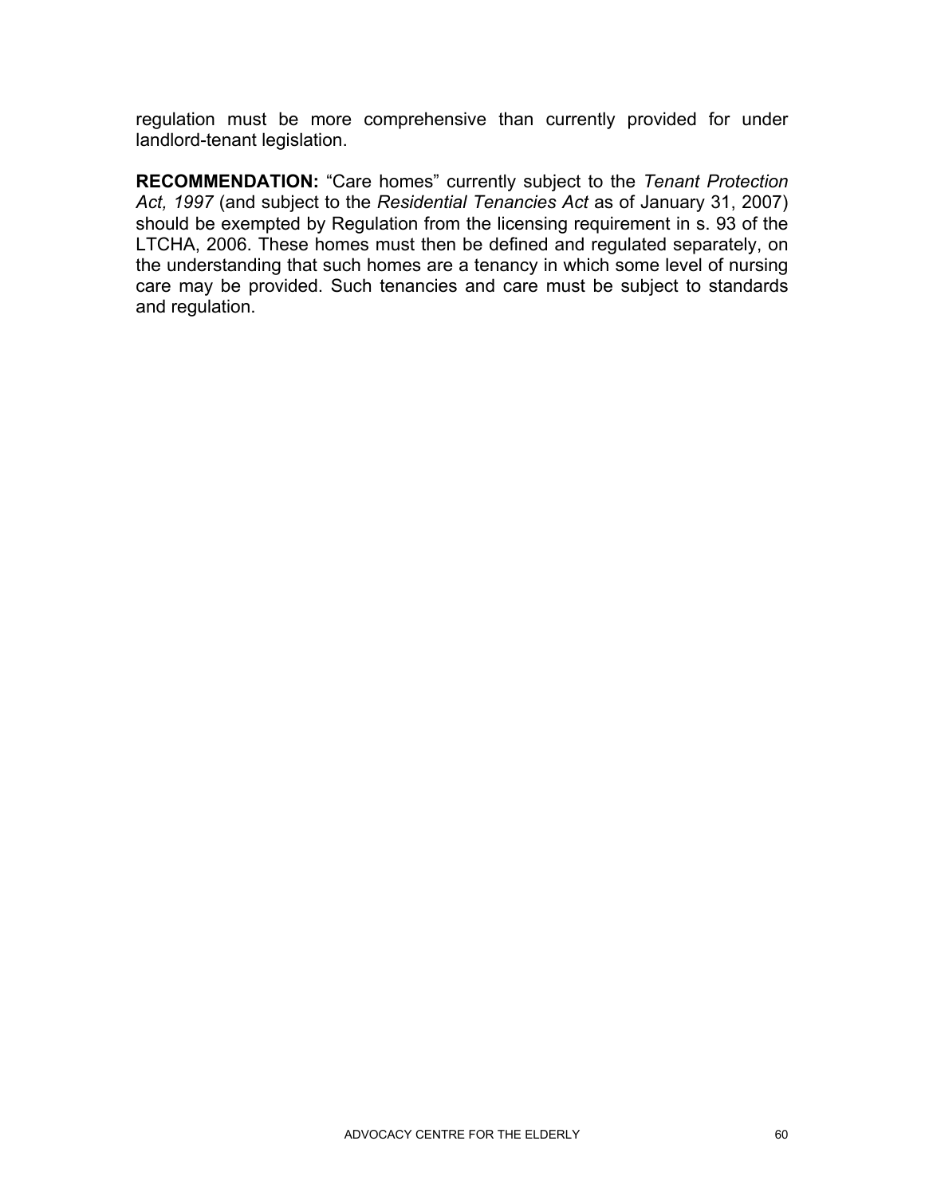regulation must be more comprehensive than currently provided for under landlord-tenant legislation.

**RECOMMENDATION:** "Care homes" currently subject to the *Tenant Protection Act, 1997* (and subject to the *Residential Tenancies Act* as of January 31, 2007) should be exempted by Regulation from the licensing requirement in s. 93 of the LTCHA, 2006. These homes must then be defined and regulated separately, on the understanding that such homes are a tenancy in which some level of nursing care may be provided. Such tenancies and care must be subject to standards and regulation.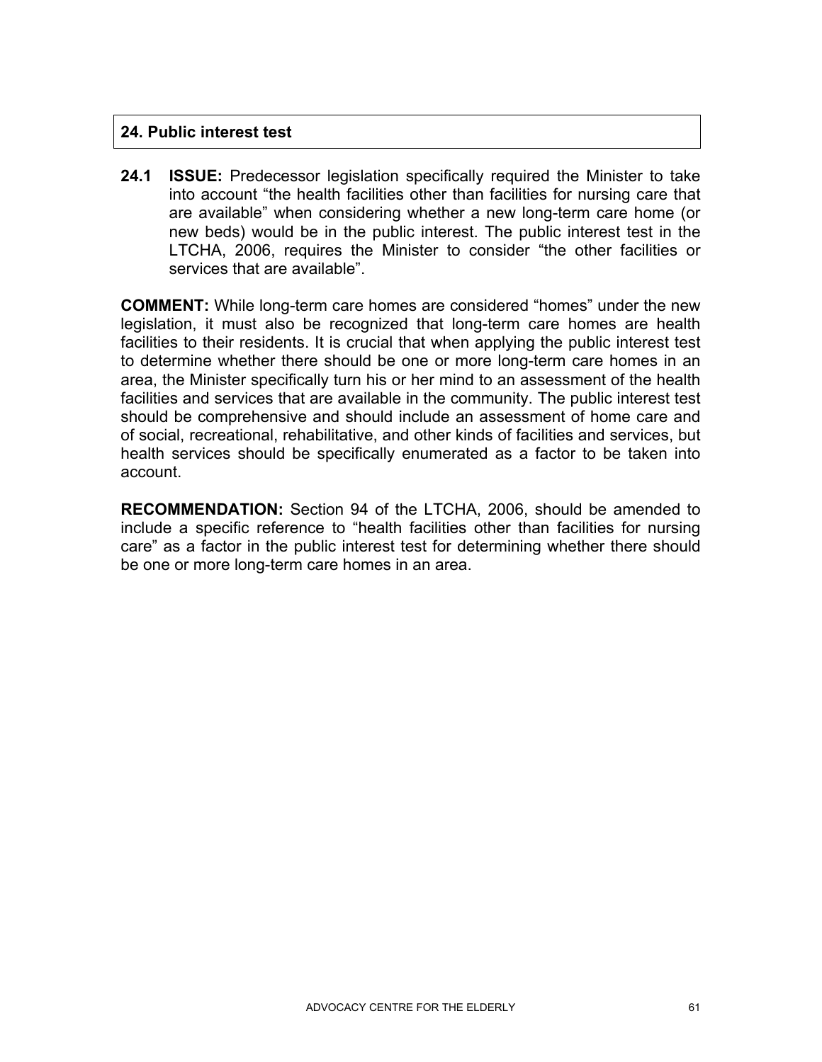## 24. Public interest test

**24.1 ISSUE:** Predecessor legislation specifically required the Minister to take into account “the health facilities other than facilities for nursing care that are available” when considering whether a new long-term care home (or new beds) would be in the public interest. The public interest test in the LTCHA, 2006, requires the Minister to consider “the other facilities or services that are available”.

**COMMENT:** While long-term care homes are considered “homes” under the new legislation, it must also be recognized that long-term care homes are health facilities to their residents. It is crucial that when applying the public interest test to determine whether there should be one or more long-term care homes in an area, the Minister specifically turn his or her mind to an assessment of the health facilities and services that are available in the community. The public interest test should be comprehensive and should include an assessment of home care and of social, recreational, rehabilitative, and other kinds of facilities and services, but health services should be specifically enumerated as a factor to be taken into account.

**RECOMMENDATION:** Section 94 of the LTCHA, 2006, should be amended to include a specific reference to “health facilities other than facilities for nursing care” as a factor in the public interest test for determining whether there should be one or more long-term care homes in an area.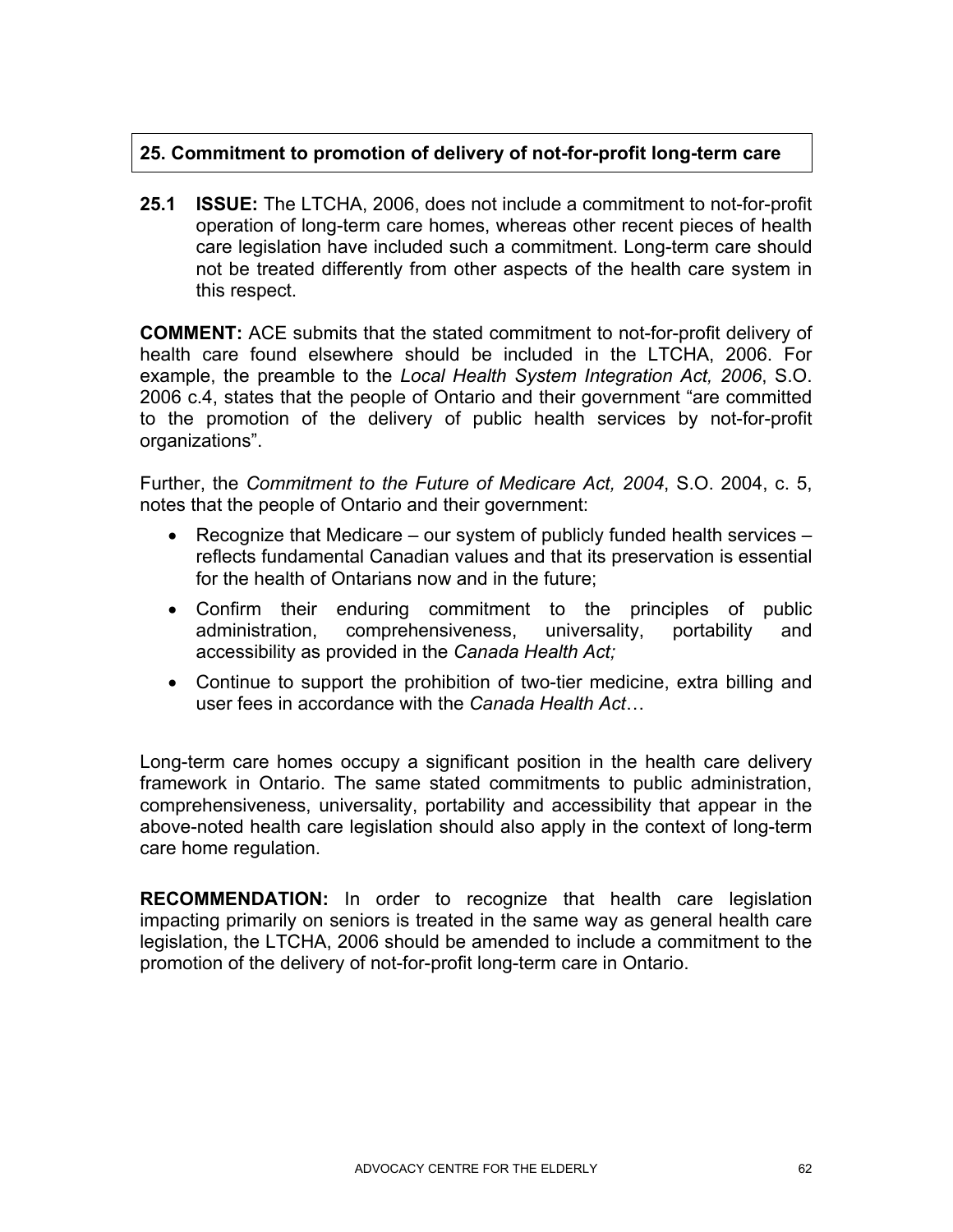## 25. Commitment to promotion of delivery of not-for-profit long-term care

**25.1 ISSUE:** The LTCHA, 2006, does not include a commitment to not-for-profit operation of long-term care homes, whereas other recent pieces of health care legislation have included such a commitment. Long-term care should not be treated differently from other aspects of the health care system in this respect.

**COMMENT:** ACE submits that the stated commitment to not-for-profit delivery of health care found elsewhere should be included in the LTCHA, 2006. For example, the preamble to the *Local Health System Integration Act, 2006*, S.O. 2006 c.4, states that the people of Ontario and their government "are committed to the promotion of the delivery of public health services by not-for-profit organizations".

Further, the *Commitment to the Future of Medicare Act, 2004*, S.O. 2004, c. 5, notes that the people of Ontario and their government:

- Recognize that Medicare – our system of publicly funded health services – reflects fundamental Canadian values and that its preservation is essential for the health of Ontarians now and in the future;
- Confirm their enduring commitment to the principles of public administration, comprehensiveness, universality, portability and accessibility as provided in the *Canada Health Act;*
- Continue to support the prohibition of two-tier medicine, extra billing and user fees in accordance with the *Canada Health Act*…

Long-term care homes occupy a significant position in the health care delivery framework in Ontario. The same stated commitments to public administration, comprehensiveness, universality, portability and accessibility that appear in the above-noted health care legislation should also apply in the context of long-term care home regulation.

**RECOMMENDATION:** In order to recognize that health care legislation impacting primarily on seniors is treated in the same way as general health care legislation, the LTCHA, 2006 should be amended to include a commitment to the promotion of the delivery of not-for-profit long-term care in Ontario.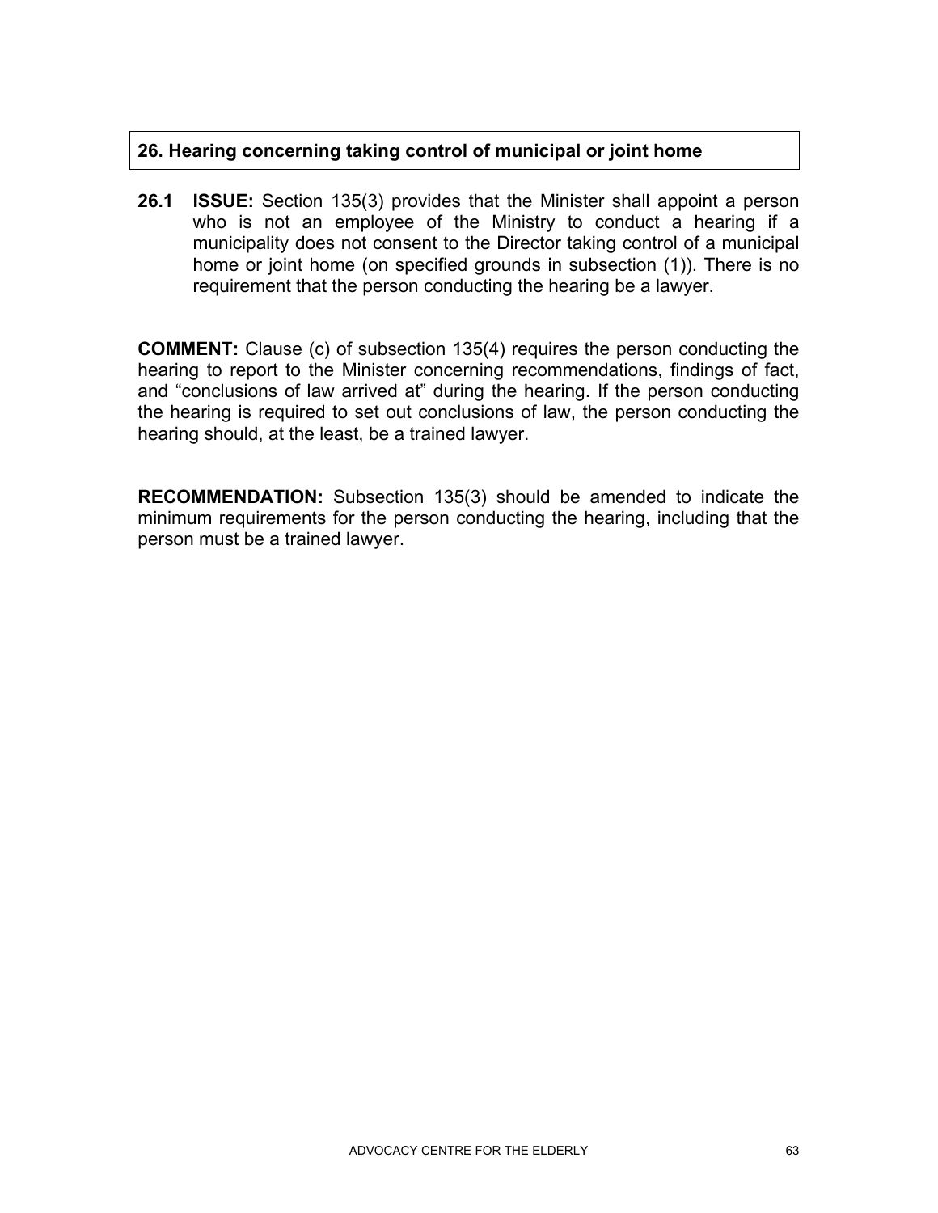## 26. Hearing concerning taking control of municipal or joint home

**26.1 ISSUE:** Section 135(3) provides that the Minister shall appoint a person who is not an employee of the Ministry to conduct a hearing if a municipality does not consent to the Director taking control of a municipal home or joint home (on specified grounds in subsection (1)). There is no requirement that the person conducting the hearing be a lawyer.

**COMMENT:** Clause (c) of subsection 135(4) requires the person conducting the hearing to report to the Minister concerning recommendations, findings of fact, and "conclusions of law arrived at" during the hearing. If the person conducting the hearing is required to set out conclusions of law, the person conducting the hearing should, at the least, be a trained lawyer.

**RECOMMENDATION:** Subsection 135(3) should be amended to indicate the minimum requirements for the person conducting the hearing, including that the person must be a trained lawyer.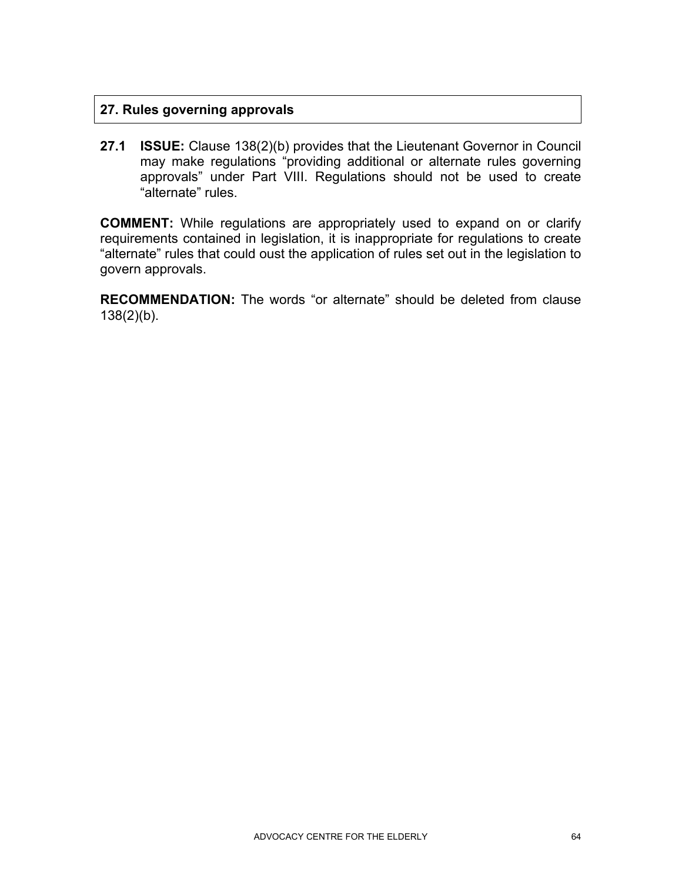## 27. Rules governing approvals

**27.1 ISSUE:** Clause 138(2)(b) provides that the Lieutenant Governor in Council may make regulations "providing additional or alternate rules governing approvals" under Part VIII. Regulations should not be used to create "alternate" rules.

**COMMENT:** While regulations are appropriately used to expand on or clarify requirements contained in legislation, it is inappropriate for regulations to create "alternate" rules that could oust the application of rules set out in the legislation to govern approvals.

**RECOMMENDATION:** The words "or alternate" should be deleted from clause 138(2)(b).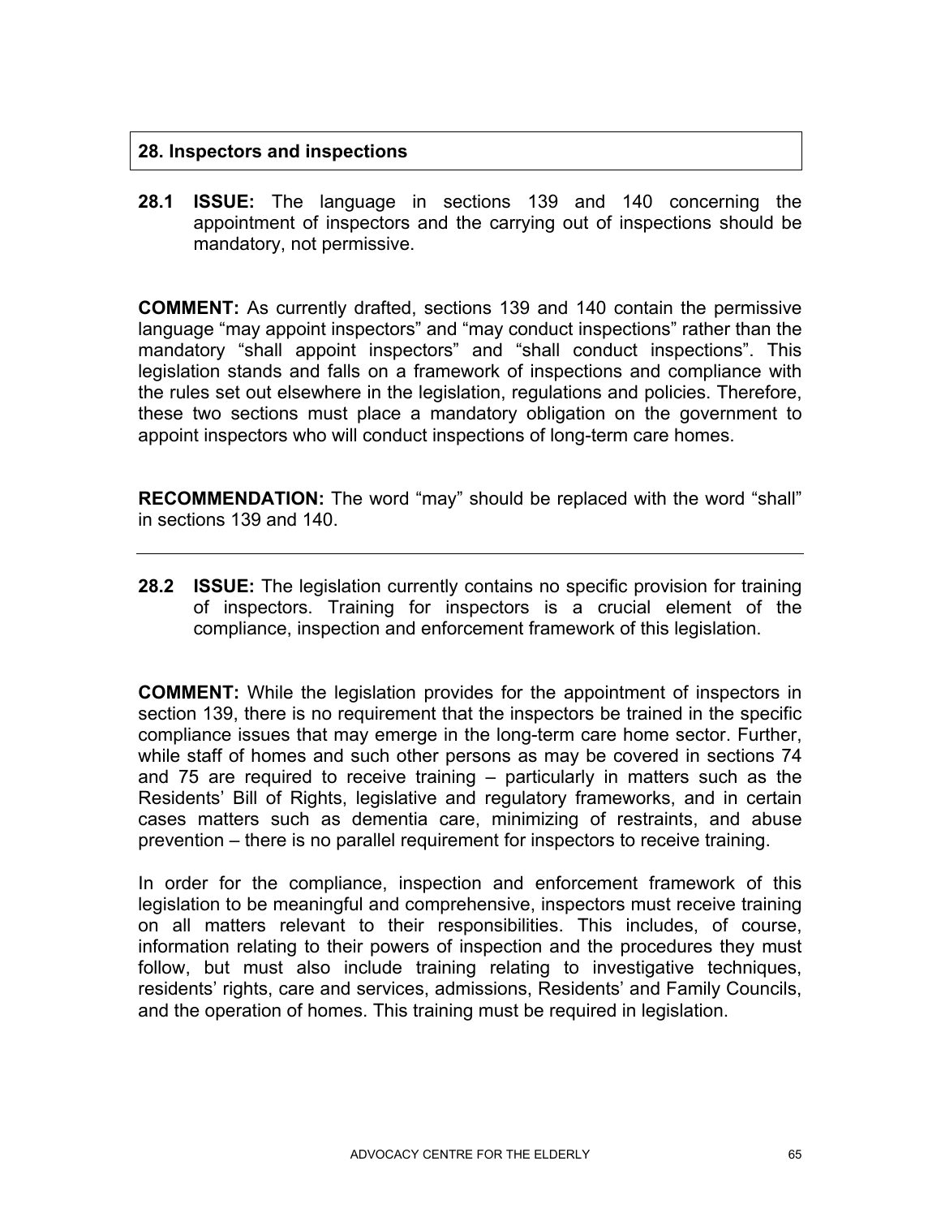## 28. Inspectors and inspections

**28.1 ISSUE:** The language in sections 139 and 140 concerning the appointment of inspectors and the carrying out of inspections should be mandatory, not permissive.

**COMMENT:** As currently drafted, sections 139 and 140 contain the permissive language "may appoint inspectors" and "may conduct inspections" rather than the mandatory "shall appoint inspectors" and "shall conduct inspections". This legislation stands and falls on a framework of inspections and compliance with the rules set out elsewhere in the legislation, regulations and policies. Therefore, these two sections must place a mandatory obligation on the government to appoint inspectors who will conduct inspections of long-term care homes.

**RECOMMENDATION:** The word "may" should be replaced with the word "shall" in sections 139 and 140.

---

**28.2 ISSUE:** The legislation currently contains no specific provision for training of inspectors. Training for inspectors is a crucial element of the compliance, inspection and enforcement framework of this legislation.

**COMMENT:** While the legislation provides for the appointment of inspectors in section 139, there is no requirement that the inspectors be trained in the specific compliance issues that may emerge in the long-term care home sector. Further, while staff of homes and such other persons as may be covered in sections 74 and 75 are required to receive training – particularly in matters such as the Residents' Bill of Rights, legislative and regulatory frameworks, and in certain cases matters such as dementia care, minimizing of restraints, and abuse prevention – there is no parallel requirement for inspectors to receive training.

In order for the compliance, inspection and enforcement framework of this legislation to be meaningful and comprehensive, inspectors must receive training on all matters relevant to their responsibilities. This includes, of course, information relating to their powers of inspection and the procedures they must follow, but must also include training relating to investigative techniques, residents' rights, care and services, admissions, Residents' and Family Councils, and the operation of homes. This training must be required in legislation.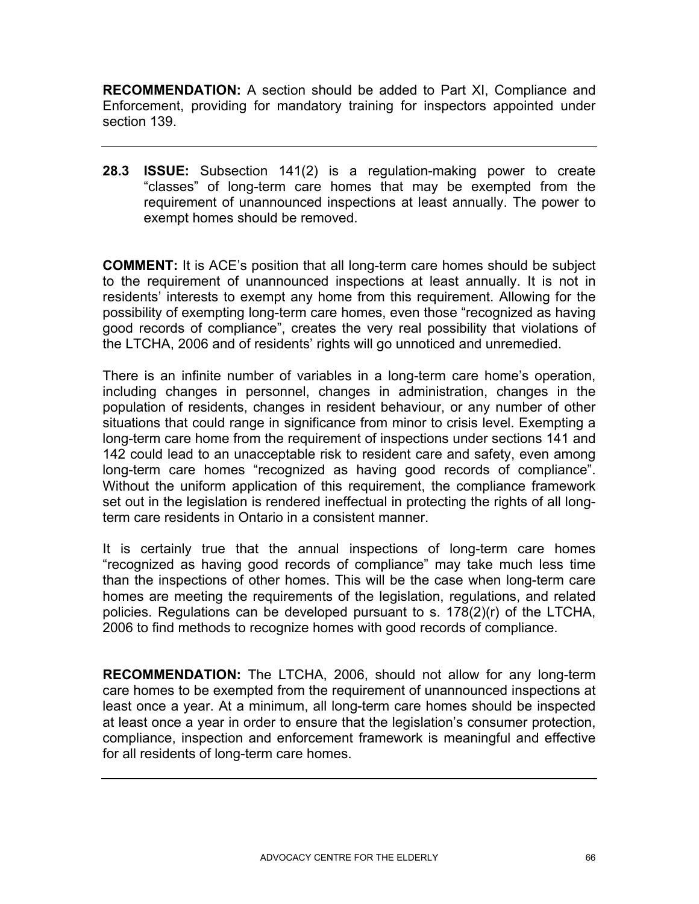**RECOMMENDATION:** A section should be added to Part XI, Compliance and Enforcement, providing for mandatory training for inspectors appointed under section 139.

---

**28.3 ISSUE:** Subsection 141(2) is a regulation-making power to create "classes" of long-term care homes that may be exempted from the requirement of unannounced inspections at least annually. The power to exempt homes should be removed.

**COMMENT:** It is ACE's position that all long-term care homes should be subject to the requirement of unannounced inspections at least annually. It is not in residents' interests to exempt any home from this requirement. Allowing for the possibility of exempting long-term care homes, even those "recognized as having good records of compliance", creates the very real possibility that violations of the LTCHA, 2006 and of residents' rights will go unnoticed and unremedied.

There is an infinite number of variables in a long-term care home's operation, including changes in personnel, changes in administration, changes in the population of residents, changes in resident behaviour, or any number of other situations that could range in significance from minor to crisis level. Exempting a long-term care home from the requirement of inspections under sections 141 and 142 could lead to an unacceptable risk to resident care and safety, even among long-term care homes "recognized as having good records of compliance". Without the uniform application of this requirement, the compliance framework set out in the legislation is rendered ineffectual in protecting the rights of all long-term care residents in Ontario in a consistent manner.

It is certainly true that the annual inspections of long-term care homes "recognized as having good records of compliance" may take much less time than the inspections of other homes. This will be the case when long-term care homes are meeting the requirements of the legislation, regulations, and related policies. Regulations can be developed pursuant to s. 178(2)(r) of the LTCHA, 2006 to find methods to recognize homes with good records of compliance.

**RECOMMENDATION:** The LTCHA, 2006, should not allow for any long-term care homes to be exempted from the requirement of unannounced inspections at least once a year. At a minimum, all long-term care homes should be inspected at least once a year in order to ensure that the legislation's consumer protection, compliance, inspection and enforcement framework is meaningful and effective for all residents of long-term care homes.

---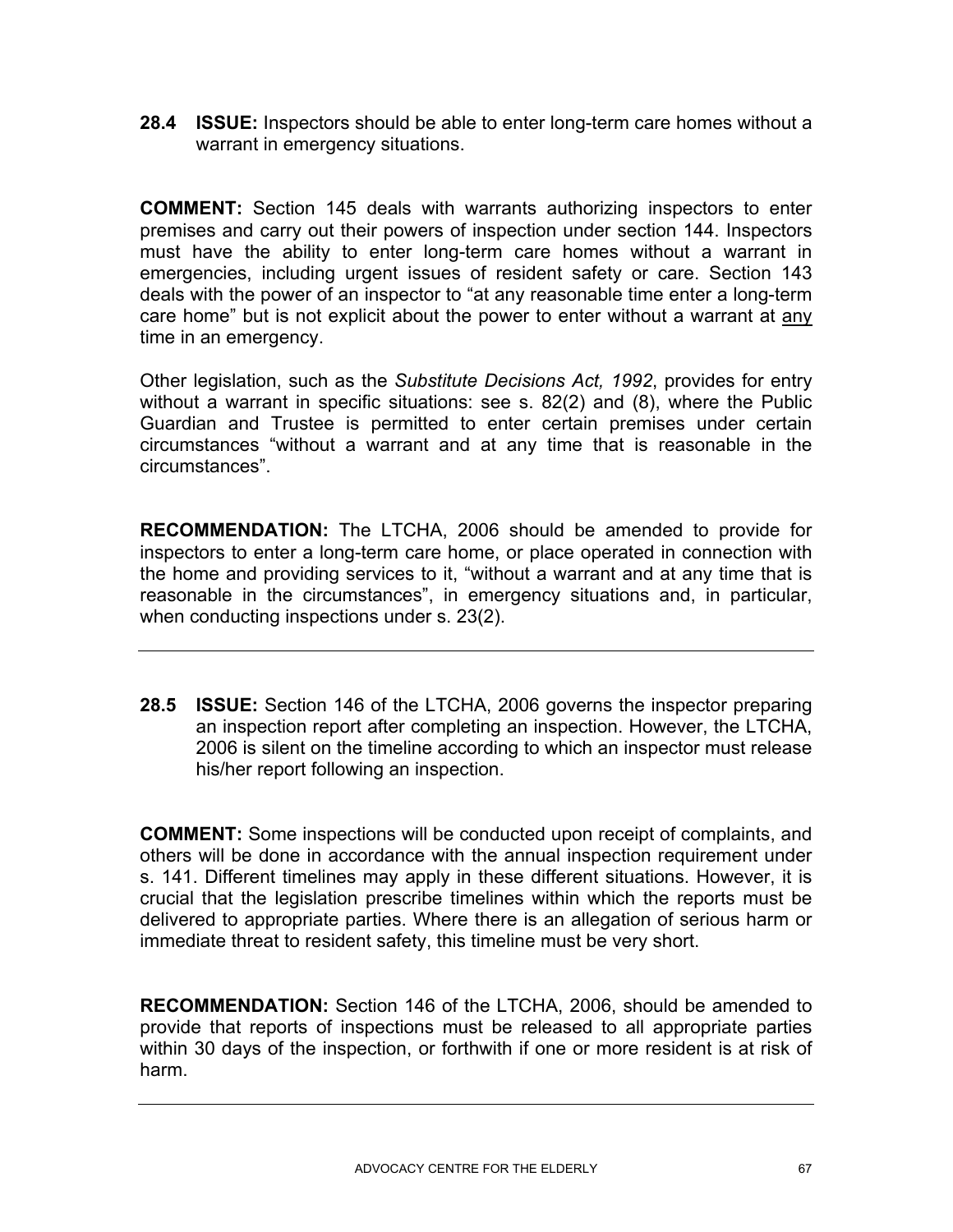**28.4 ISSUE:** Inspectors should be able to enter long-term care homes without a warrant in emergency situations.

**COMMENT:** Section 145 deals with warrants authorizing inspectors to enter premises and carry out their powers of inspection under section 144. Inspectors must have the ability to enter long-term care homes without a warrant in emergencies, including urgent issues of resident safety or care. Section 143 deals with the power of an inspector to "at any reasonable time enter a long-term care home" but is not explicit about the power to enter without a warrant at <u>any</u> time in an emergency.

Other legislation, such as the *Substitute Decisions Act, 1992*, provides for entry without a warrant in specific situations: see s. 82(2) and (8), where the Public Guardian and Trustee is permitted to enter certain premises under certain circumstances "without a warrant and at any time that is reasonable in the circumstances".

**RECOMMENDATION:** The LTCHA, 2006 should be amended to provide for inspectors to enter a long-term care home, or place operated in connection with the home and providing services to it, "without a warrant and at any time that is reasonable in the circumstances", in emergency situations and, in particular, when conducting inspections under s. 23(2).

---

**28.5 ISSUE:** Section 146 of the LTCHA, 2006 governs the inspector preparing an inspection report after completing an inspection. However, the LTCHA, 2006 is silent on the timeline according to which an inspector must release his/her report following an inspection.

**COMMENT:** Some inspections will be conducted upon receipt of complaints, and others will be done in accordance with the annual inspection requirement under s. 141. Different timelines may apply in these different situations. However, it is crucial that the legislation prescribe timelines within which the reports must be delivered to appropriate parties. Where there is an allegation of serious harm or immediate threat to resident safety, this timeline must be very short.

**RECOMMENDATION:** Section 146 of the LTCHA, 2006, should be amended to provide that reports of inspections must be released to all appropriate parties within 30 days of the inspection, or forthwith if one or more resident is at risk of harm.

---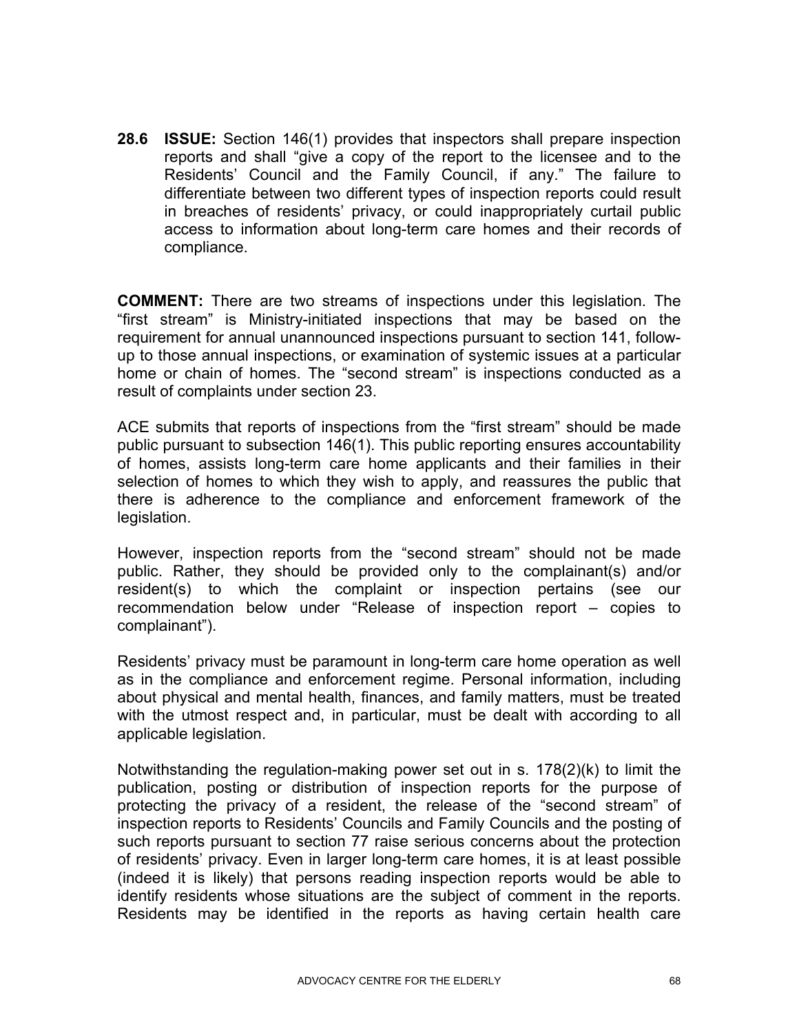**28.6 ISSUE:** Section 146(1) provides that inspectors shall prepare inspection reports and shall "give a copy of the report to the licensee and to the Residents' Council and the Family Council, if any." The failure to differentiate between two different types of inspection reports could result in breaches of residents' privacy, or could inappropriately curtail public access to information about long-term care homes and their records of compliance.

**COMMENT:** There are two streams of inspections under this legislation. The "first stream" is Ministry-initiated inspections that may be based on the requirement for annual unannounced inspections pursuant to section 141, follow-up to those annual inspections, or examination of systemic issues at a particular home or chain of homes. The "second stream" is inspections conducted as a result of complaints under section 23.

ACE submits that reports of inspections from the "first stream" should be made public pursuant to subsection 146(1). This public reporting ensures accountability of homes, assists long-term care home applicants and their families in their selection of homes to which they wish to apply, and reassures the public that there is adherence to the compliance and enforcement framework of the legislation.

However, inspection reports from the "second stream" should not be made public. Rather, they should be provided only to the complainant(s) and/or resident(s) to which the complaint or inspection pertains (see our recommendation below under "Release of inspection report – copies to complainant").

Residents' privacy must be paramount in long-term care home operation as well as in the compliance and enforcement regime. Personal information, including about physical and mental health, finances, and family matters, must be treated with the utmost respect and, in particular, must be dealt with according to all applicable legislation.

Notwithstanding the regulation-making power set out in s. 178(2)(k) to limit the publication, posting or distribution of inspection reports for the purpose of protecting the privacy of a resident, the release of the "second stream" of inspection reports to Residents' Councils and Family Councils and the posting of such reports pursuant to section 77 raise serious concerns about the protection of residents' privacy. Even in larger long-term care homes, it is at least possible (indeed it is likely) that persons reading inspection reports would be able to identify residents whose situations are the subject of comment in the reports. Residents may be identified in the reports as having certain health care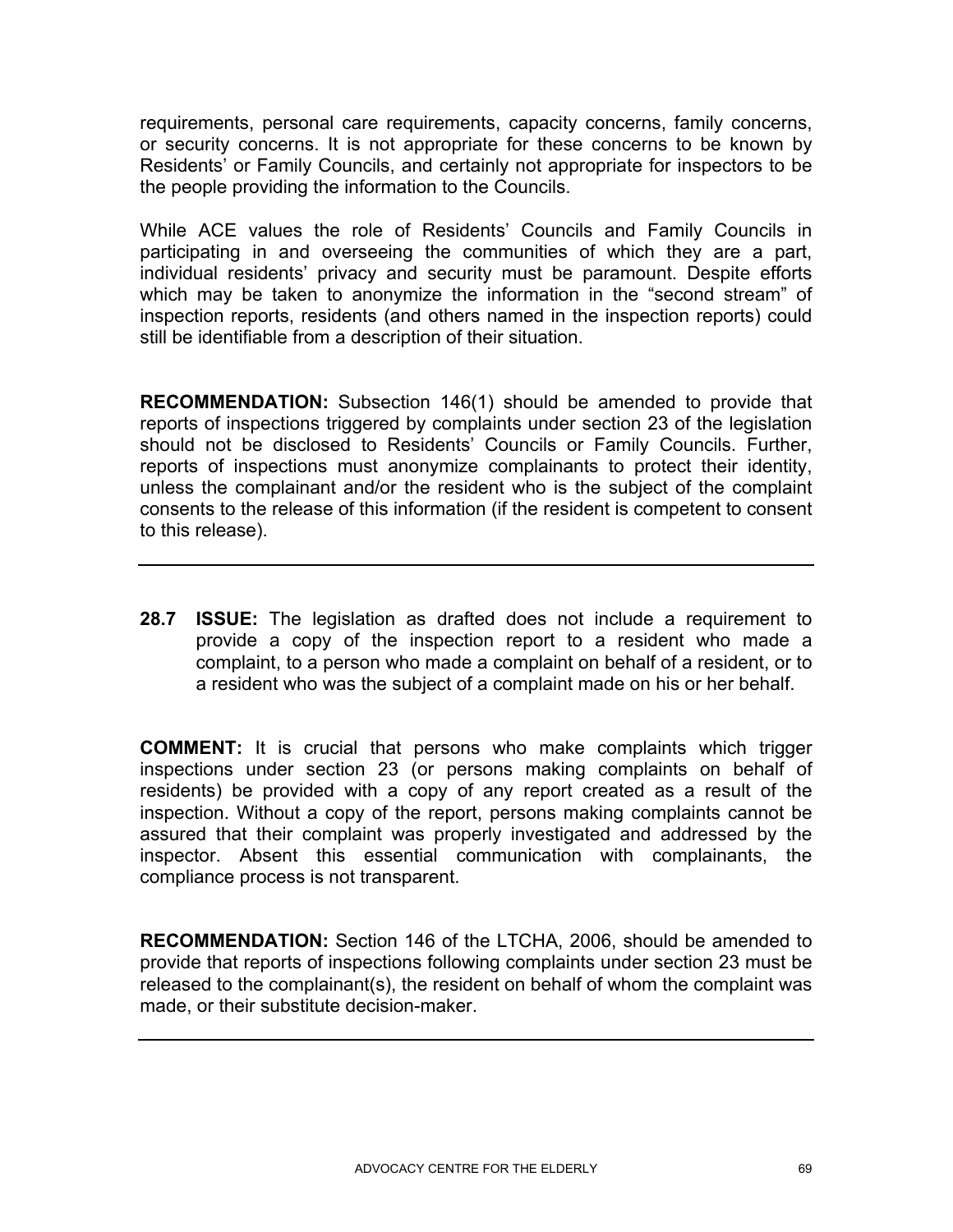requirements, personal care requirements, capacity concerns, family concerns, or security concerns. It is not appropriate for these concerns to be known by Residents' or Family Councils, and certainly not appropriate for inspectors to be the people providing the information to the Councils.

While ACE values the role of Residents' Councils and Family Councils in participating in and overseeing the communities of which they are a part, individual residents' privacy and security must be paramount. Despite efforts which may be taken to anonymize the information in the "second stream" of inspection reports, residents (and others named in the inspection reports) could still be identifiable from a description of their situation.

**RECOMMENDATION:** Subsection 146(1) should be amended to provide that reports of inspections triggered by complaints under section 23 of the legislation should not be disclosed to Residents' Councils or Family Councils. Further, reports of inspections must anonymize complainants to protect their identity, unless the complainant and/or the resident who is the subject of the complaint consents to the release of this information (if the resident is competent to consent to this release).

---

**28.7 ISSUE:** The legislation as drafted does not include a requirement to provide a copy of the inspection report to a resident who made a complaint, to a person who made a complaint on behalf of a resident, or to a resident who was the subject of a complaint made on his or her behalf.

**COMMENT:** It is crucial that persons who make complaints which trigger inspections under section 23 (or persons making complaints on behalf of residents) be provided with a copy of any report created as a result of the inspection. Without a copy of the report, persons making complaints cannot be assured that their complaint was properly investigated and addressed by the inspector. Absent this essential communication with complainants, the compliance process is not transparent.

**RECOMMENDATION:** Section 146 of the LTCHA, 2006, should be amended to provide that reports of inspections following complaints under section 23 must be released to the complainant(s), the resident on behalf of whom the complaint was made, or their substitute decision-maker.

---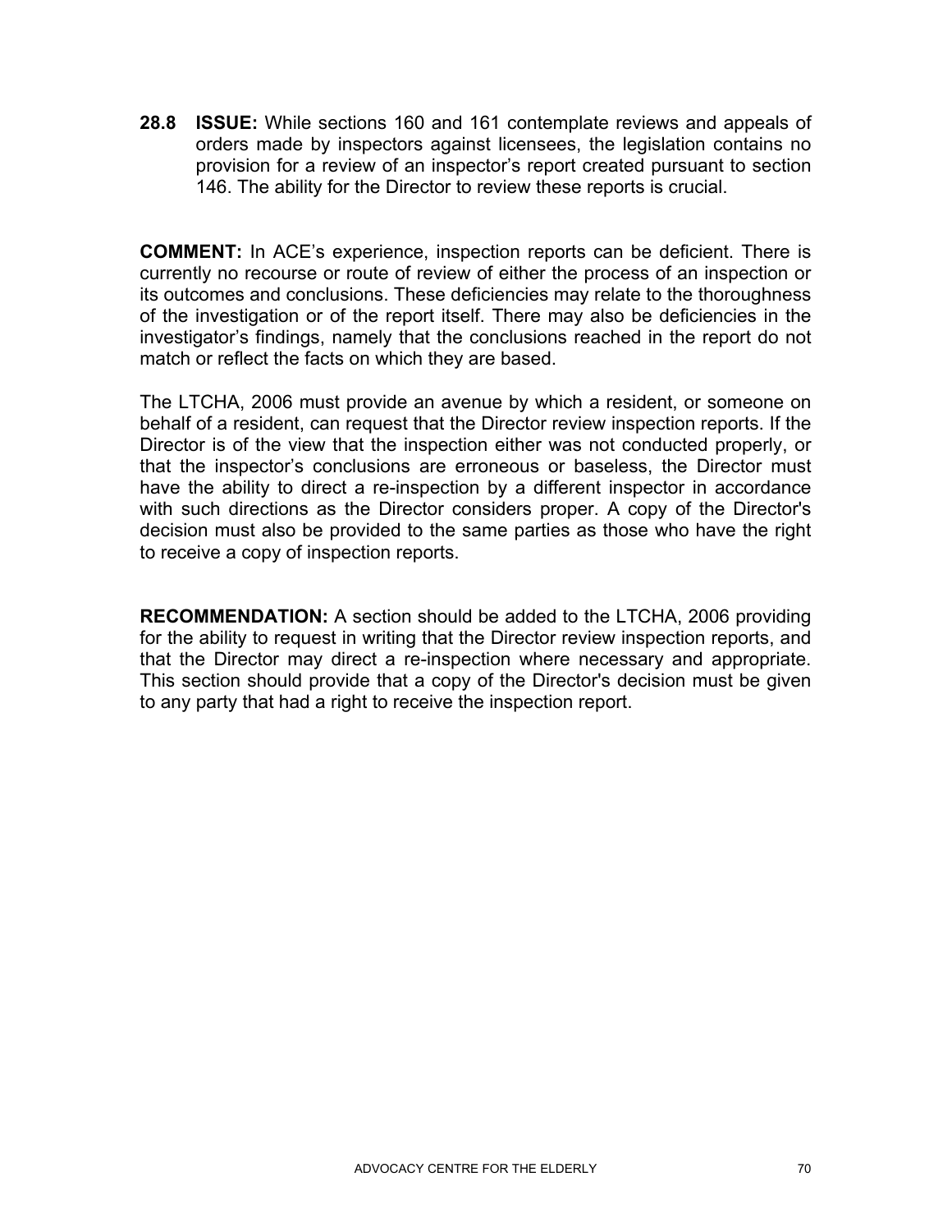**28.8 ISSUE:** While sections 160 and 161 contemplate reviews and appeals of orders made by inspectors against licensees, the legislation contains no provision for a review of an inspector's report created pursuant to section 146. The ability for the Director to review these reports is crucial.

**COMMENT:** In ACE's experience, inspection reports can be deficient. There is currently no recourse or route of review of either the process of an inspection or its outcomes and conclusions. These deficiencies may relate to the thoroughness of the investigation or of the report itself. There may also be deficiencies in the investigator's findings, namely that the conclusions reached in the report do not match or reflect the facts on which they are based.

The LTCHA, 2006 must provide an avenue by which a resident, or someone on behalf of a resident, can request that the Director review inspection reports. If the Director is of the view that the inspection either was not conducted properly, or that the inspector's conclusions are erroneous or baseless, the Director must have the ability to direct a re-inspection by a different inspector in accordance with such directions as the Director considers proper. A copy of the Director's decision must also be provided to the same parties as those who have the right to receive a copy of inspection reports.

**RECOMMENDATION:** A section should be added to the LTCHA, 2006 providing for the ability to request in writing that the Director review inspection reports, and that the Director may direct a re-inspection where necessary and appropriate. This section should provide that a copy of the Director's decision must be given to any party that had a right to receive the inspection report.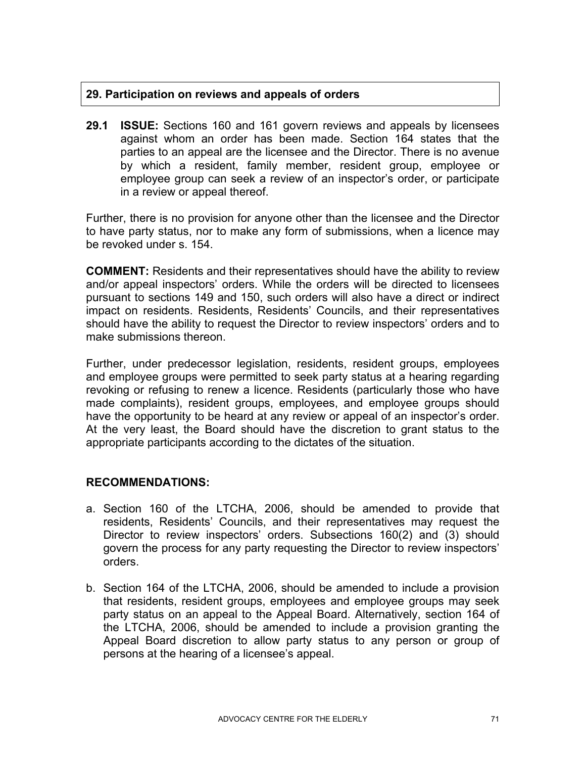## 29. Participation on reviews and appeals of orders

**29.1 ISSUE:** Sections 160 and 161 govern reviews and appeals by licensees against whom an order has been made. Section 164 states that the parties to an appeal are the licensee and the Director. There is no avenue by which a resident, family member, resident group, employee or employee group can seek a review of an inspector's order, or participate in a review or appeal thereof.

Further, there is no provision for anyone other than the licensee and the Director to have party status, nor to make any form of submissions, when a licence may be revoked under s. 154.

**COMMENT:** Residents and their representatives should have the ability to review and/or appeal inspectors' orders. While the orders will be directed to licensees pursuant to sections 149 and 150, such orders will also have a direct or indirect impact on residents. Residents, Residents' Councils, and their representatives should have the ability to request the Director to review inspectors' orders and to make submissions thereon.

Further, under predecessor legislation, residents, resident groups, employees and employee groups were permitted to seek party status at a hearing regarding revoking or refusing to renew a licence. Residents (particularly those who have made complaints), resident groups, employees, and employee groups should have the opportunity to be heard at any review or appeal of an inspector's order. At the very least, the Board should have the discretion to grant status to the appropriate participants according to the dictates of the situation.

### RECOMMENDATIONS:

a. Section 160 of the LTCHA, 2006, should be amended to provide that residents, Residents' Councils, and their representatives may request the Director to review inspectors' orders. Subsections 160(2) and (3) should govern the process for any party requesting the Director to review inspectors' orders.

b. Section 164 of the LTCHA, 2006, should be amended to include a provision that residents, resident groups, employees and employee groups may seek party status on an appeal to the Appeal Board. Alternatively, section 164 of the LTCHA, 2006, should be amended to include a provision granting the Appeal Board discretion to allow party status to any person or group of persons at the hearing of a licensee's appeal.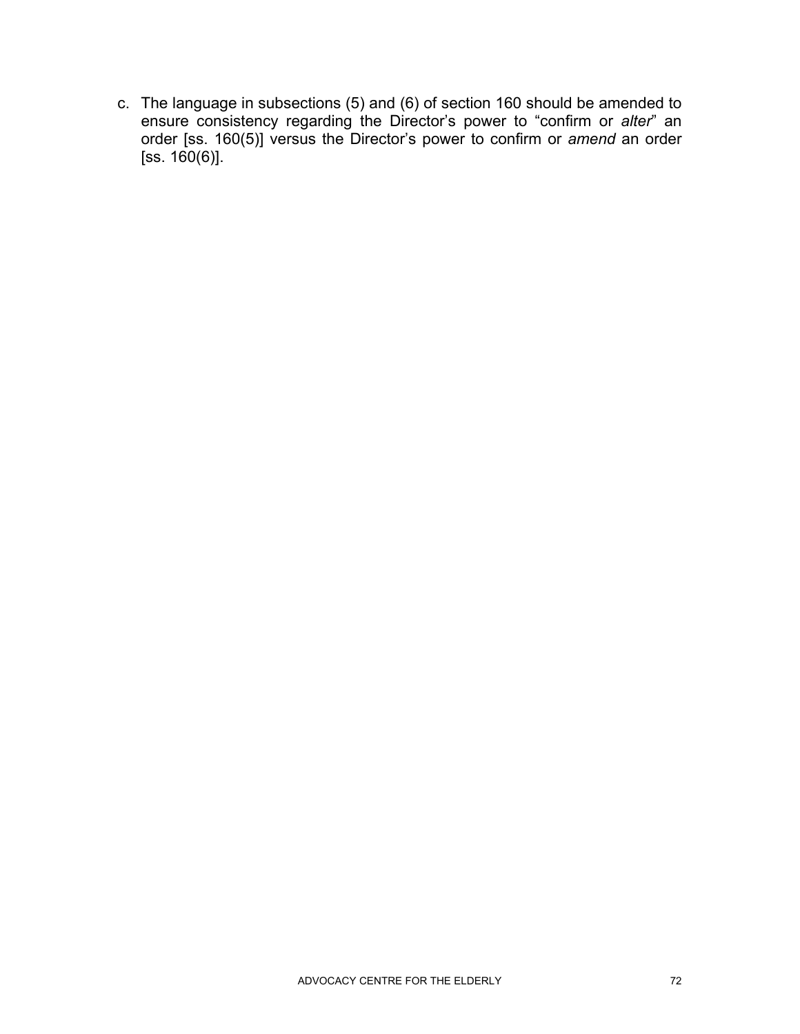c. The language in subsections (5) and (6) of section 160 should be amended to ensure consistency regarding the Director's power to "confirm or *alter*" an order [ss. 160(5)] versus the Director's power to confirm or *amend* an order [ss. 160(6)].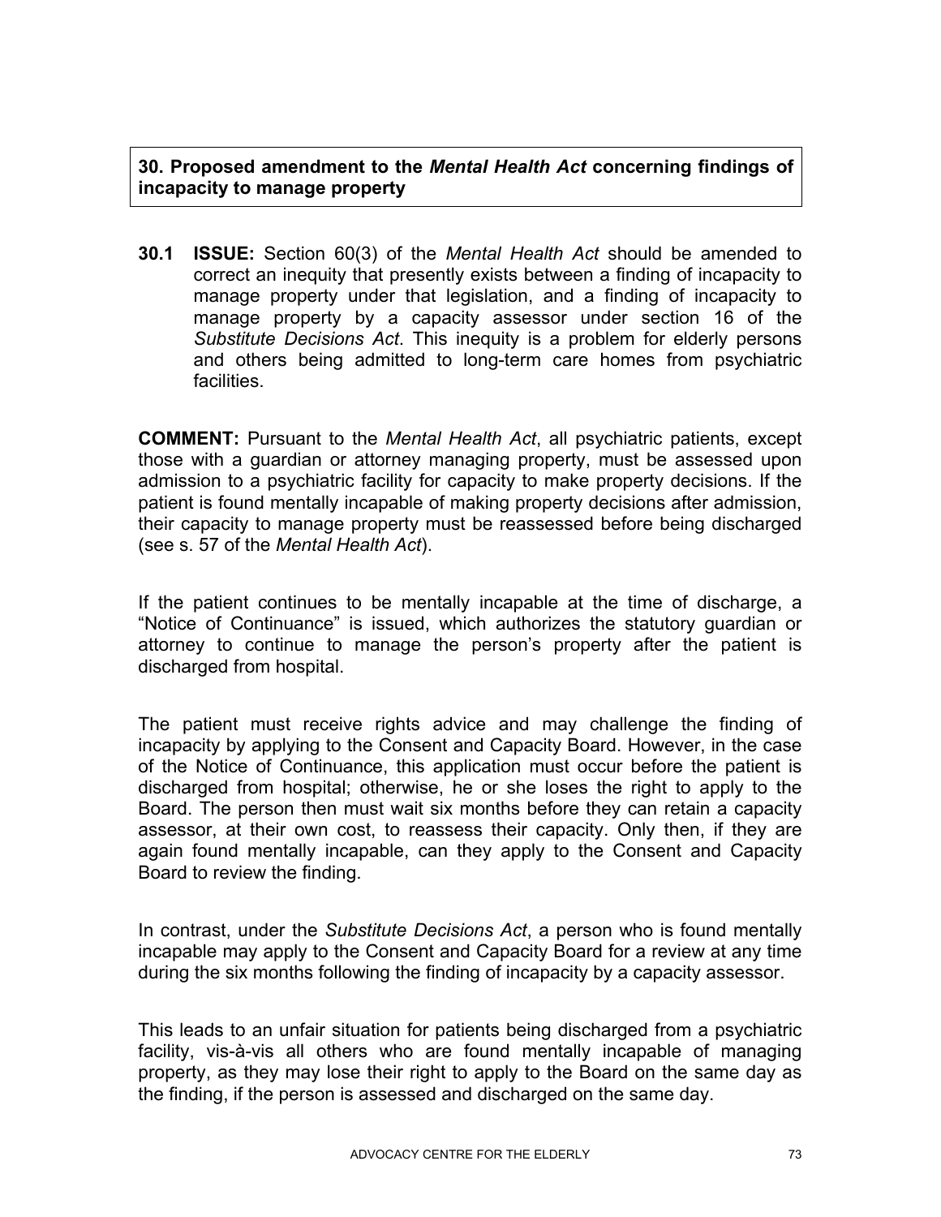## 30. Proposed amendment to the *Mental Health Act* concerning findings of incapacity to manage property

**30.1 ISSUE:** Section 60(3) of the *Mental Health Act* should be amended to correct an inequity that presently exists between a finding of incapacity to manage property under that legislation, and a finding of incapacity to manage property by a capacity assessor under section 16 of the *Substitute Decisions Act*. This inequity is a problem for elderly persons and others being admitted to long-term care homes from psychiatric facilities.

**COMMENT:** Pursuant to the *Mental Health Act*, all psychiatric patients, except those with a guardian or attorney managing property, must be assessed upon admission to a psychiatric facility for capacity to make property decisions. If the patient is found mentally incapable of making property decisions after admission, their capacity to manage property must be reassessed before being discharged (see s. 57 of the *Mental Health Act*).

If the patient continues to be mentally incapable at the time of discharge, a "Notice of Continuance" is issued, which authorizes the statutory guardian or attorney to continue to manage the person's property after the patient is discharged from hospital.

The patient must receive rights advice and may challenge the finding of incapacity by applying to the Consent and Capacity Board. However, in the case of the Notice of Continuance, this application must occur before the patient is discharged from hospital; otherwise, he or she loses the right to apply to the Board. The person then must wait six months before they can retain a capacity assessor, at their own cost, to reassess their capacity. Only then, if they are again found mentally incapable, can they apply to the Consent and Capacity Board to review the finding.

In contrast, under the *Substitute Decisions Act*, a person who is found mentally incapable may apply to the Consent and Capacity Board for a review at any time during the six months following the finding of incapacity by a capacity assessor.

This leads to an unfair situation for patients being discharged from a psychiatric facility, vis-à-vis all others who are found mentally incapable of managing property, as they may lose their right to apply to the Board on the same day as the finding, if the person is assessed and discharged on the same day.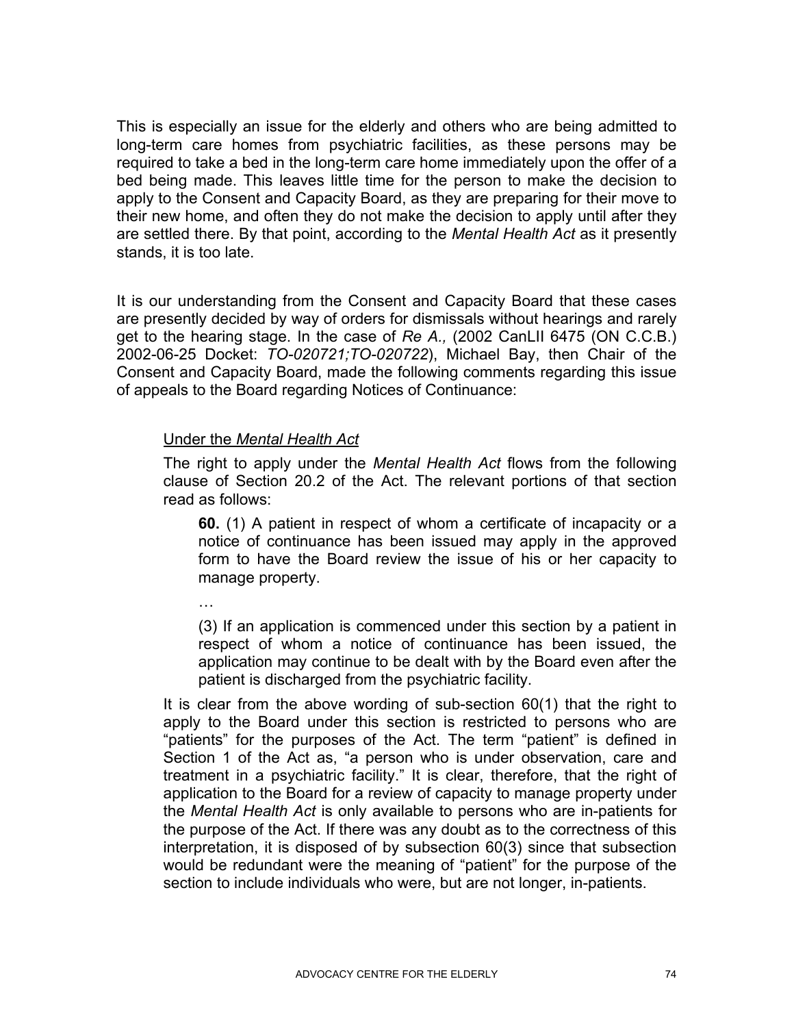This is especially an issue for the elderly and others who are being admitted to long-term care homes from psychiatric facilities, as these persons may be required to take a bed in the long-term care home immediately upon the offer of a bed being made. This leaves little time for the person to make the decision to apply to the Consent and Capacity Board, as they are preparing for their move to their new home, and often they do not make the decision to apply until after they are settled there. By that point, according to the *Mental Health Act* as it presently stands, it is too late.

It is our understanding from the Consent and Capacity Board that these cases are presently decided by way of orders for dismissals without hearings and rarely get to the hearing stage. In the case of *Re A.,* (2002 CanLII 6475 (ON C.C.B.) 2002-06-25 Docket: *TO-020721;TO-020722*), Michael Bay, then Chair of the Consent and Capacity Board, made the following comments regarding this issue of appeals to the Board regarding Notices of Continuance:

> <u>Under the *Mental Health Act*</u>
>
> The right to apply under the *Mental Health Act* flows from the following clause of Section 20.2 of the Act. The relevant portions of that section read as follows:
>
> > **60.** (1) A patient in respect of whom a certificate of incapacity or a notice of continuance has been issued may apply in the approved form to have the Board review the issue of his or her capacity to manage property.
> >
> > …
> >
> > (3) If an application is commenced under this section by a patient in respect of whom a notice of continuance has been issued, the application may continue to be dealt with by the Board even after the patient is discharged from the psychiatric facility.
>
> It is clear from the above wording of sub-section 60(1) that the right to apply to the Board under this section is restricted to persons who are "patients" for the purposes of the Act. The term "patient" is defined in Section 1 of the Act as, "a person who is under observation, care and treatment in a psychiatric facility." It is clear, therefore, that the right of application to the Board for a review of capacity to manage property under the *Mental Health Act* is only available to persons who are in-patients for the purpose of the Act. If there was any doubt as to the correctness of this interpretation, it is disposed of by subsection 60(3) since that subsection would be redundant were the meaning of "patient" for the purpose of the section to include individuals who were, but are not longer, in-patients.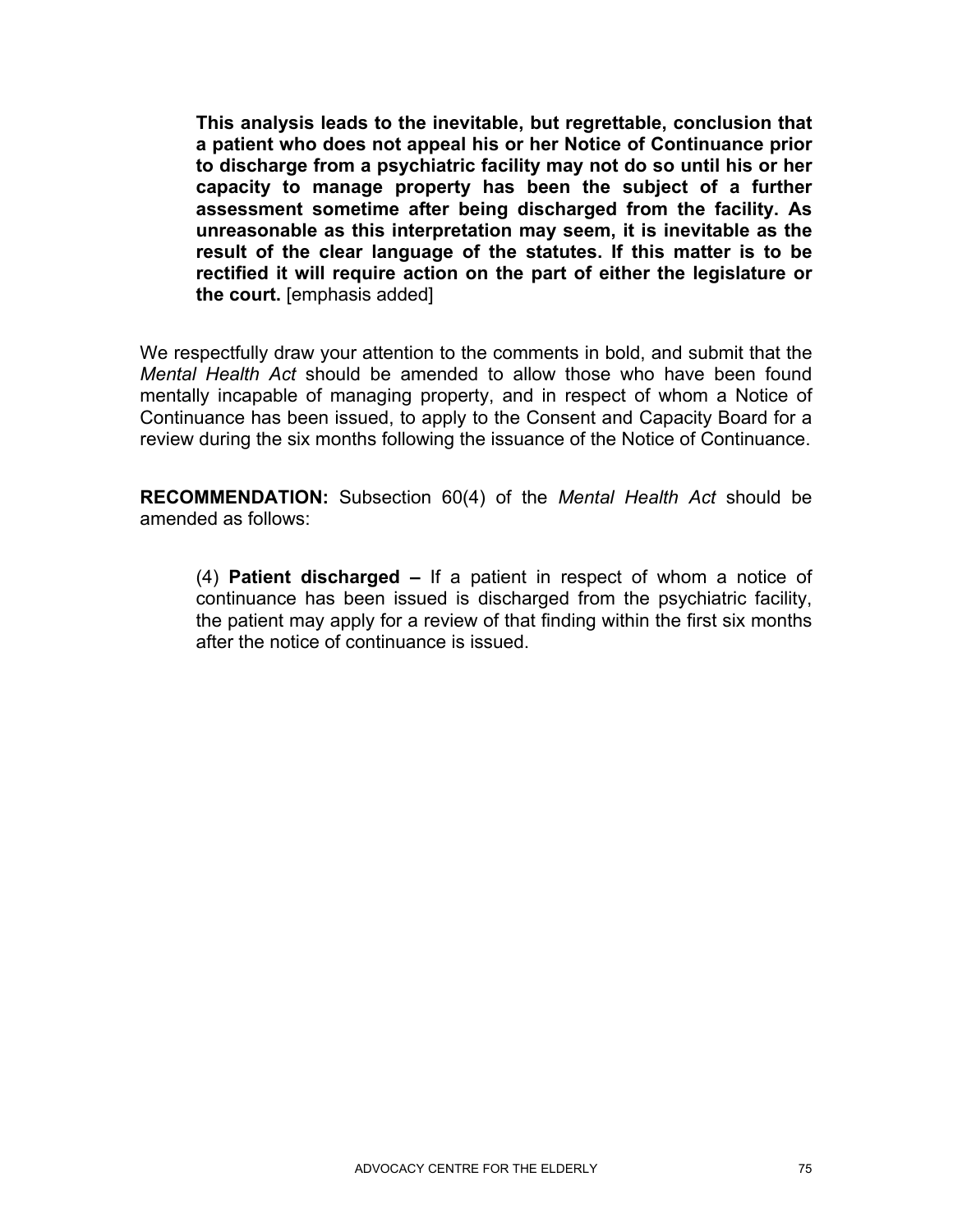> **This analysis leads to the inevitable, but regrettable, conclusion that a patient who does not appeal his or her Notice of Continuance prior to discharge from a psychiatric facility may not do so until his or her capacity to manage property has been the subject of a further assessment sometime after being discharged from the facility. As unreasonable as this interpretation may seem, it is inevitable as the result of the clear language of the statutes. If this matter is to be rectified it will require action on the part of either the legislature or the court.** [emphasis added]

We respectfully draw your attention to the comments in bold, and submit that the *Mental Health Act* should be amended to allow those who have been found mentally incapable of managing property, and in respect of whom a Notice of Continuance has been issued, to apply to the Consent and Capacity Board for a review during the six months following the issuance of the Notice of Continuance.

**RECOMMENDATION:** Subsection 60(4) of the *Mental Health Act* should be amended as follows:

> (4) **Patient discharged –** If a patient in respect of whom a notice of continuance has been issued is discharged from the psychiatric facility, the patient may apply for a review of that finding within the first six months after the notice of continuance is issued.